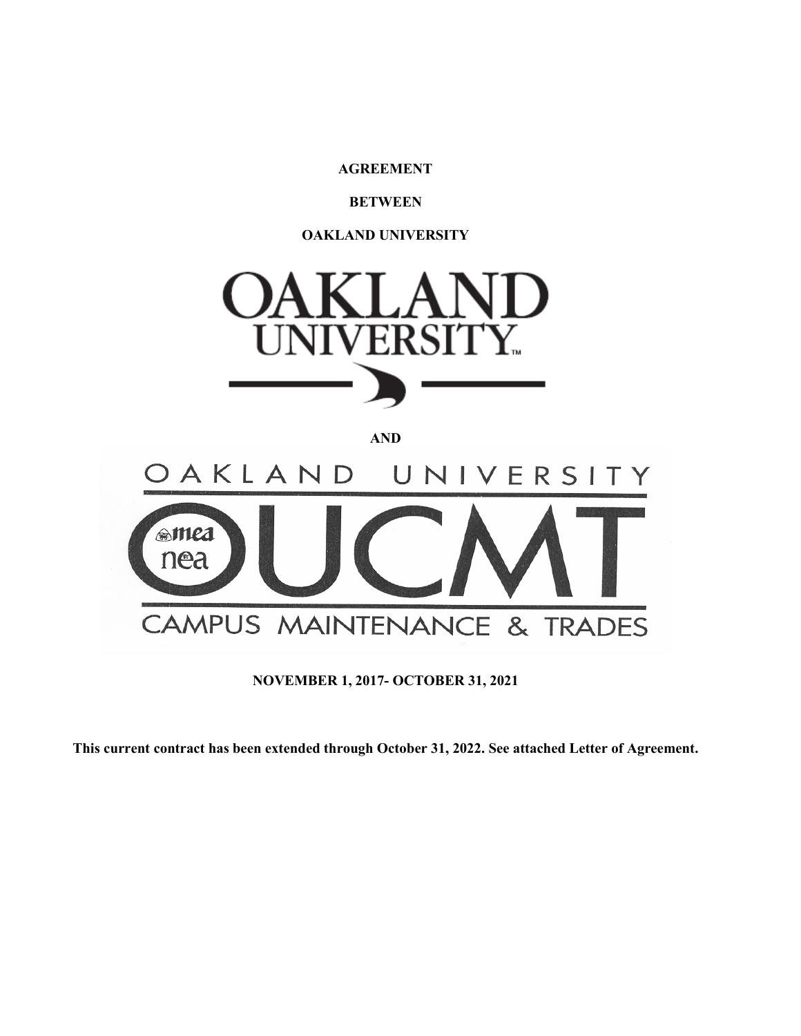**AGREEMENT**

**BETWEEN**

**OAKLAND UNIVERSITY**

OAKLAND UNIVERSITY™

**AND**

OAKLAND UNIVERSITY

mea nea OUCMT

CAMPUS MAINTENANCE & TRADES

**NOVEMBER 1, 2017- OCTOBER 31, 2021**

**This current contract has been extended through October 31, 2022. See attached Letter of Agreement.**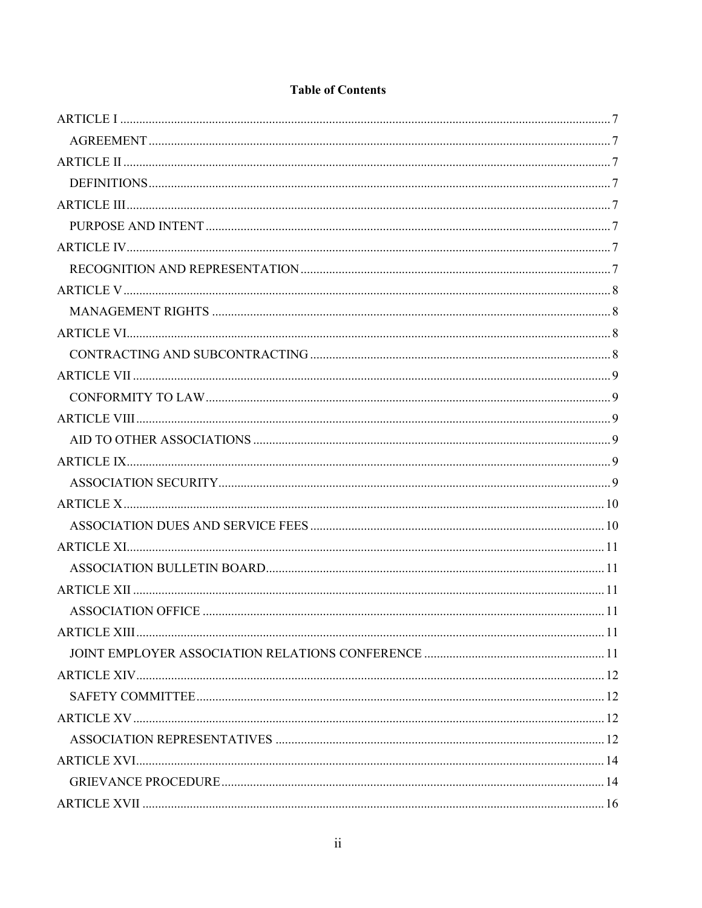**Table of Contents**

ARTICLE I ........ 7
 AGREEMENT ........ 7
ARTICLE II ........ 7
 DEFINITIONS ........ 7
ARTICLE III ........ 7
 PURPOSE AND INTENT ........ 7
ARTICLE IV ........ 7
 RECOGNITION AND REPRESENTATION ........ 7
ARTICLE V ........ 8
 MANAGEMENT RIGHTS ........ 8
ARTICLE VI ........ 8
 CONTRACTING AND SUBCONTRACTING ........ 8
ARTICLE VII ........ 9
 CONFORMITY TO LAW ........ 9
ARTICLE VIII ........ 9
 AID TO OTHER ASSOCIATIONS ........ 9
ARTICLE IX ........ 9
 ASSOCIATION SECURITY ........ 9
ARTICLE X ........ 10
 ASSOCIATION DUES AND SERVICE FEES ........ 10
ARTICLE XI ........ 11
 ASSOCIATION BULLETIN BOARD ........ 11
ARTICLE XII ........ 11
 ASSOCIATION OFFICE ........ 11
ARTICLE XIII ........ 11
 JOINT EMPLOYER ASSOCIATION RELATIONS CONFERENCE ........ 11
ARTICLE XIV ........ 12
 SAFETY COMMITTEE ........ 12
ARTICLE XV ........ 12
 ASSOCIATION REPRESENTATIVES ........ 12
ARTICLE XVI ........ 14
 GRIEVANCE PROCEDURE ........ 14
ARTICLE XVII ........ 16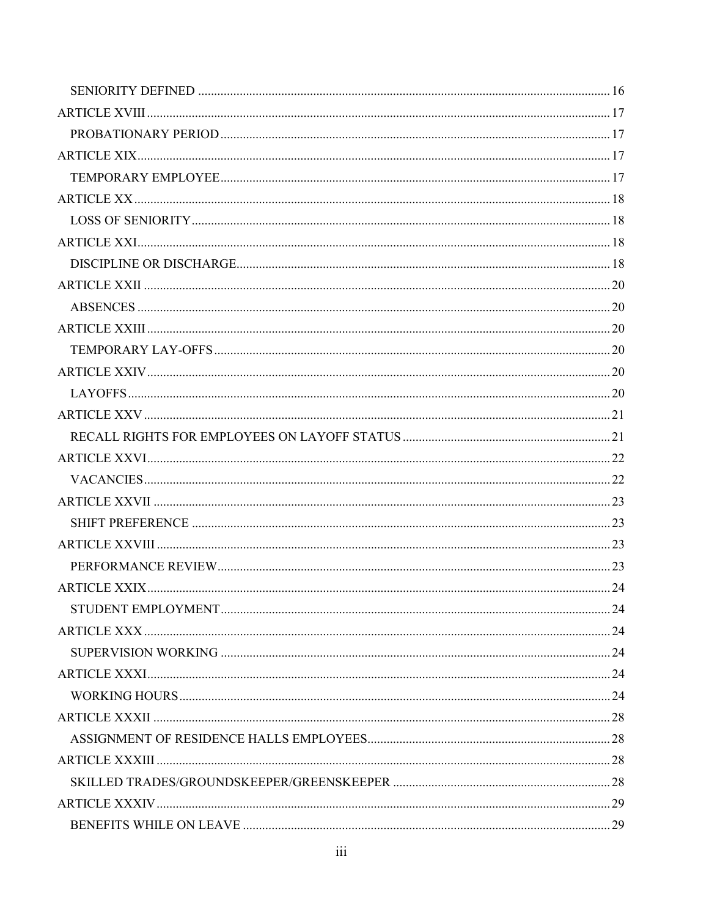SENIORITY DEFINED ..... 16

ARTICLE XVIII ..... 17

PROBATIONARY PERIOD ..... 17

ARTICLE XIX ..... 17

TEMPORARY EMPLOYEE ..... 17

ARTICLE XX ..... 18

LOSS OF SENIORITY ..... 18

ARTICLE XXI ..... 18

DISCIPLINE OR DISCHARGE ..... 18

ARTICLE XXII ..... 20

ABSENCES ..... 20

ARTICLE XXIII ..... 20

TEMPORARY LAY-OFFS ..... 20

ARTICLE XXIV ..... 20

LAYOFFS ..... 20

ARTICLE XXV ..... 21

RECALL RIGHTS FOR EMPLOYEES ON LAYOFF STATUS ..... 21

ARTICLE XXVI ..... 22

VACANCIES ..... 22

ARTICLE XXVII ..... 23

SHIFT PREFERENCE ..... 23

ARTICLE XXVIII ..... 23

PERFORMANCE REVIEW ..... 23

ARTICLE XXIX ..... 24

STUDENT EMPLOYMENT ..... 24

ARTICLE XXX ..... 24

SUPERVISION WORKING ..... 24

ARTICLE XXXI ..... 24

WORKING HOURS ..... 24

ARTICLE XXXII ..... 28

ASSIGNMENT OF RESIDENCE HALLS EMPLOYEES ..... 28

ARTICLE XXXIII ..... 28

SKILLED TRADES/GROUNDSKEEPER/GREENSKEEPER ..... 28

ARTICLE XXXIV ..... 29

BENEFITS WHILE ON LEAVE ..... 29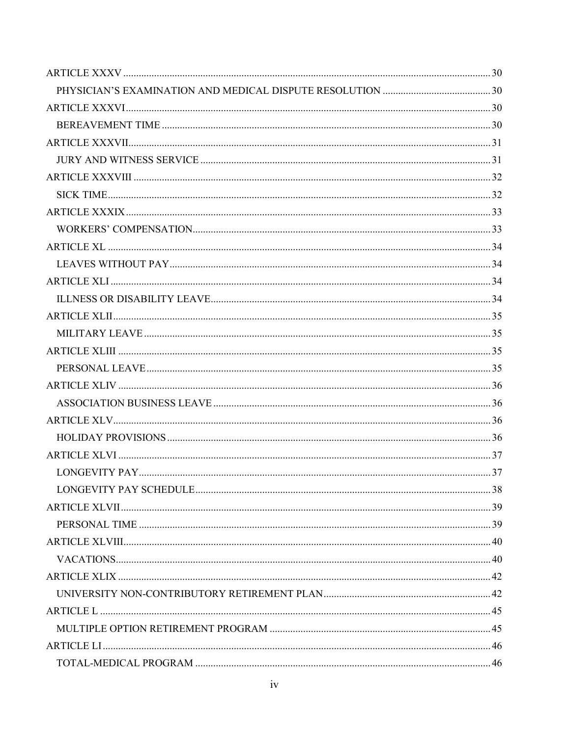ARTICLE XXXV ............................................................................................................................................. 30

PHYSICIAN'S EXAMINATION AND MEDICAL DISPUTE RESOLUTION ........................................... 30

ARTICLE XXXVI ........................................................................................................................................... 30

BEREAVEMENT TIME ............................................................................................................................. 30

ARTICLE XXXVII .......................................................................................................................................... 31

JURY AND WITNESS SERVICE ............................................................................................................... 31

ARTICLE XXXVIII ......................................................................................................................................... 32

SICK TIME ................................................................................................................................................. 32

ARTICLE XXXIX ............................................................................................................................................ 33

WORKERS' COMPENSATION ................................................................................................................. 33

ARTICLE XL .................................................................................................................................................. 34

LEAVES WITHOUT PAY .......................................................................................................................... 34

ARTICLE XLI ................................................................................................................................................. 34

ILLNESS OR DISABILITY LEAVE ........................................................................................................... 34

ARTICLE XLII ................................................................................................................................................ 35

MILITARY LEAVE .................................................................................................................................... 35

ARTICLE XLIII .............................................................................................................................................. 35

PERSONAL LEAVE ................................................................................................................................... 35

ARTICLE XLIV .............................................................................................................................................. 36

ASSOCIATION BUSINESS LEAVE .......................................................................................................... 36

ARTICLE XLV ................................................................................................................................................ 36

HOLIDAY PROVISIONS ........................................................................................................................... 36

ARTICLE XLVI .............................................................................................................................................. 37

LONGEVITY PAY ...................................................................................................................................... 37

LONGEVITY PAY SCHEDULE ................................................................................................................. 38

ARTICLE XLVII ............................................................................................................................................. 39

PERSONAL TIME ...................................................................................................................................... 39

ARTICLE XLVIII ............................................................................................................................................ 40

VACATIONS ............................................................................................................................................... 40

ARTICLE XLIX .............................................................................................................................................. 42

UNIVERSITY NON-CONTRIBUTORY RETIREMENT PLAN ................................................................ 42

ARTICLE L ..................................................................................................................................................... 45

MULTIPLE OPTION RETIREMENT PROGRAM ..................................................................................... 45

ARTICLE LI .................................................................................................................................................... 46

TOTAL-MEDICAL PROGRAM ................................................................................................................. 46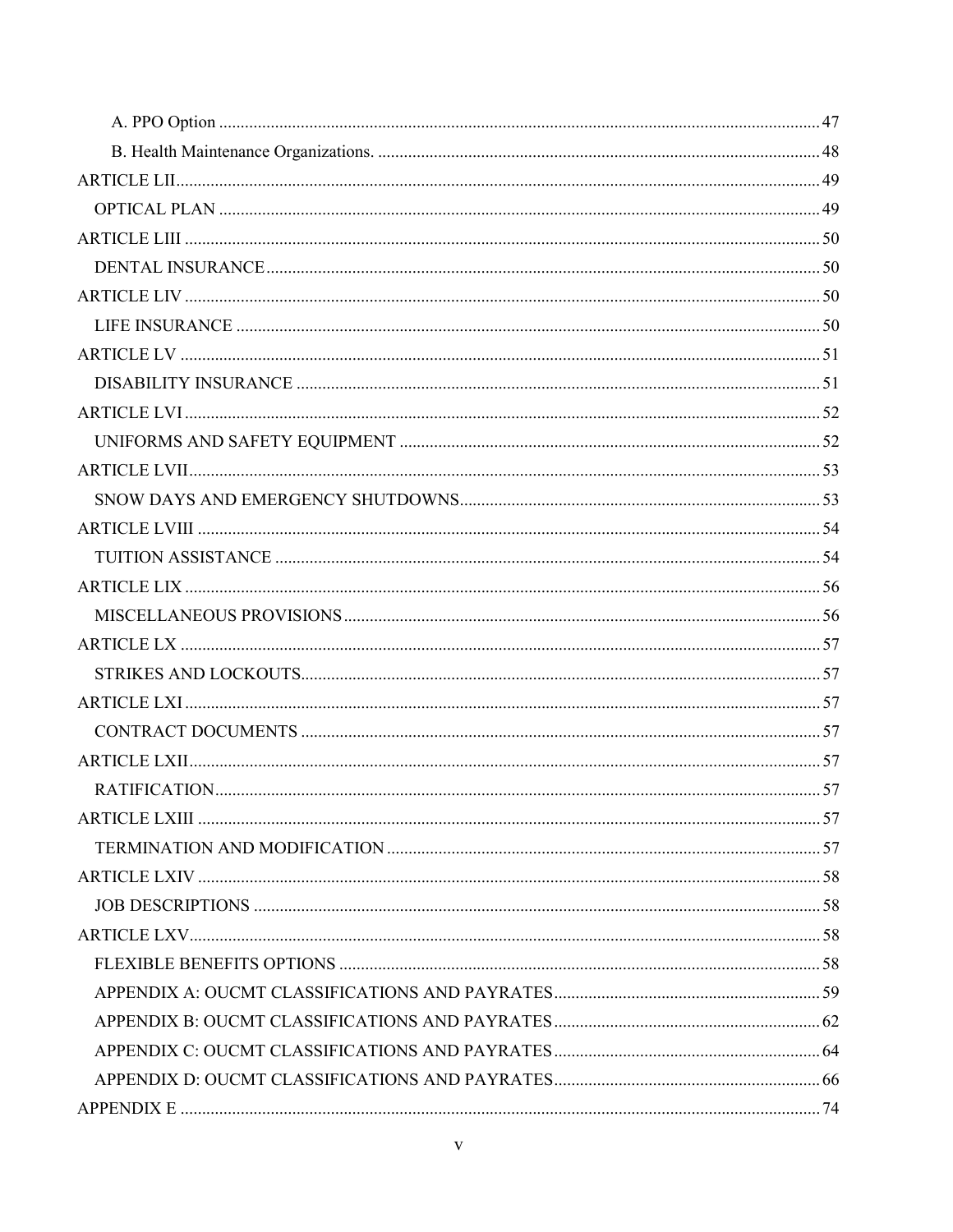A. PPO Option ..... 47
B. Health Maintenance Organizations. ..... 48
ARTICLE LII ..... 49
OPTICAL PLAN ..... 49
ARTICLE LIII ..... 50
DENTAL INSURANCE ..... 50
ARTICLE LIV ..... 50
LIFE INSURANCE ..... 50
ARTICLE LV ..... 51
DISABILITY INSURANCE ..... 51
ARTICLE LVI ..... 52
UNIFORMS AND SAFETY EQUIPMENT ..... 52
ARTICLE LVII ..... 53
SNOW DAYS AND EMERGENCY SHUTDOWNS ..... 53
ARTICLE LVIII ..... 54
TUITION ASSISTANCE ..... 54
ARTICLE LIX ..... 56
MISCELLANEOUS PROVISIONS ..... 56
ARTICLE LX ..... 57
STRIKES AND LOCKOUTS ..... 57
ARTICLE LXI ..... 57
CONTRACT DOCUMENTS ..... 57
ARTICLE LXII ..... 57
RATIFICATION ..... 57
ARTICLE LXIII ..... 57
TERMINATION AND MODIFICATION ..... 57
ARTICLE LXIV ..... 58
JOB DESCRIPTIONS ..... 58
ARTICLE LXV ..... 58
FLEXIBLE BENEFITS OPTIONS ..... 58
APPENDIX A: OUCMT CLASSIFICATIONS AND PAYRATES ..... 59
APPENDIX B: OUCMT CLASSIFICATIONS AND PAYRATES ..... 62
APPENDIX C: OUCMT CLASSIFICATIONS AND PAYRATES ..... 64
APPENDIX D: OUCMT CLASSIFICATIONS AND PAYRATES ..... 66
APPENDIX E ..... 74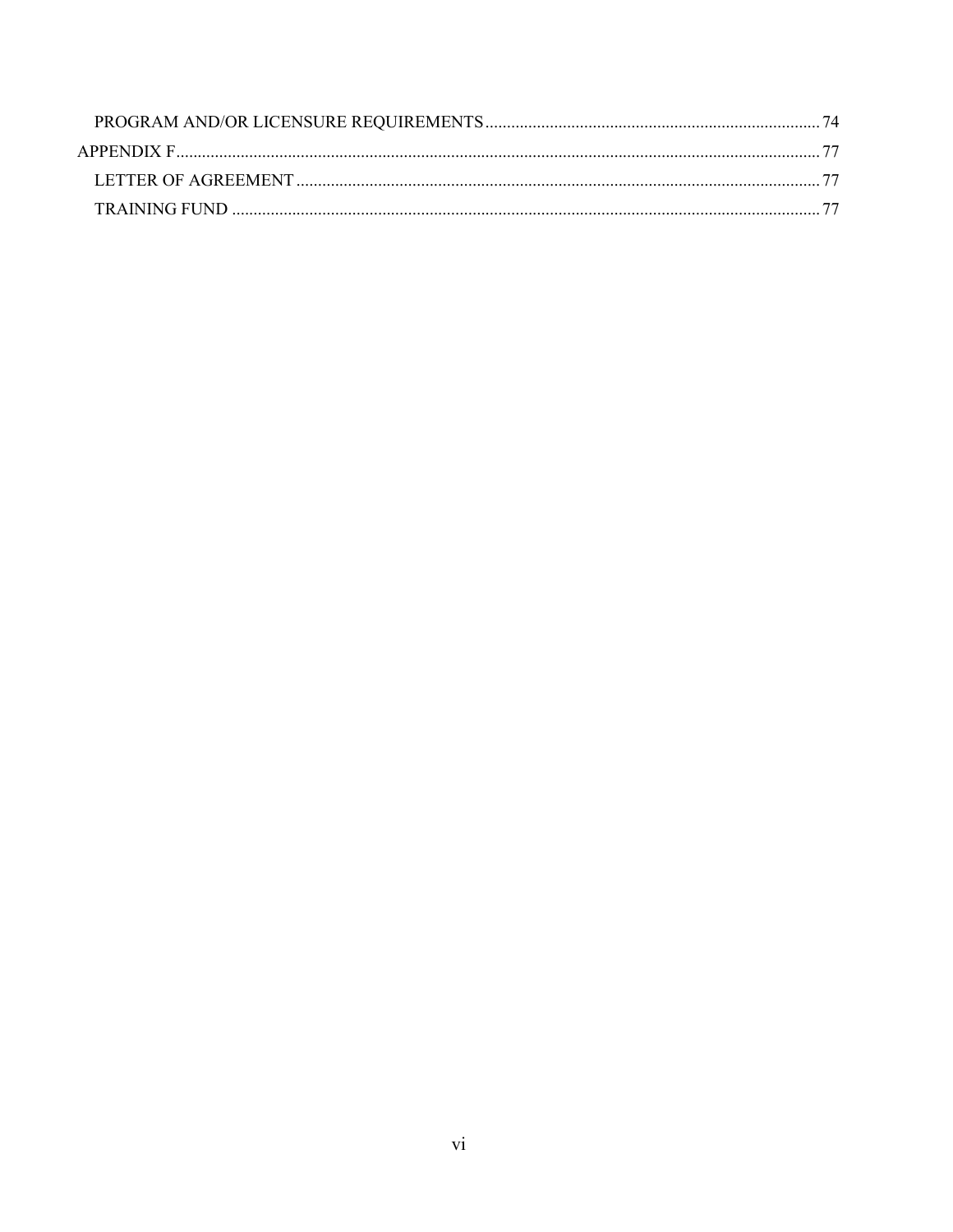PROGRAM AND/OR LICENSURE REQUIREMENTS ..... 74

APPENDIX F ..... 77

LETTER OF AGREEMENT ..... 77

TRAINING FUND ..... 77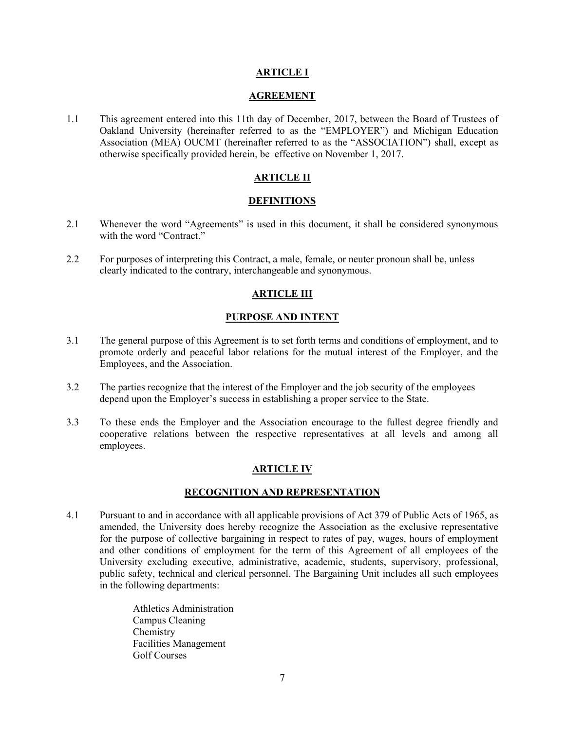## ARTICLE I

## AGREEMENT

1.1 This agreement entered into this 11th day of December, 2017, between the Board of Trustees of Oakland University (hereinafter referred to as the "EMPLOYER") and Michigan Education Association (MEA) OUCMT (hereinafter referred to as the "ASSOCIATION") shall, except as otherwise specifically provided herein, be effective on November 1, 2017.

## ARTICLE II

## DEFINITIONS

2.1 Whenever the word "Agreements" is used in this document, it shall be considered synonymous with the word "Contract."

2.2 For purposes of interpreting this Contract, a male, female, or neuter pronoun shall be, unless clearly indicated to the contrary, interchangeable and synonymous.

## ARTICLE III

## PURPOSE AND INTENT

3.1 The general purpose of this Agreement is to set forth terms and conditions of employment, and to promote orderly and peaceful labor relations for the mutual interest of the Employer, and the Employees, and the Association.

3.2 The parties recognize that the interest of the Employer and the job security of the employees depend upon the Employer's success in establishing a proper service to the State.

3.3 To these ends the Employer and the Association encourage to the fullest degree friendly and cooperative relations between the respective representatives at all levels and among all employees.

## ARTICLE IV

## RECOGNITION AND REPRESENTATION

4.1 Pursuant to and in accordance with all applicable provisions of Act 379 of Public Acts of 1965, as amended, the University does hereby recognize the Association as the exclusive representative for the purpose of collective bargaining in respect to rates of pay, wages, hours of employment and other conditions of employment for the term of this Agreement of all employees of the University excluding executive, administrative, academic, students, supervisory, professional, public safety, technical and clerical personnel. The Bargaining Unit includes all such employees in the following departments:

Athletics Administration
Campus Cleaning
Chemistry
Facilities Management
Golf Courses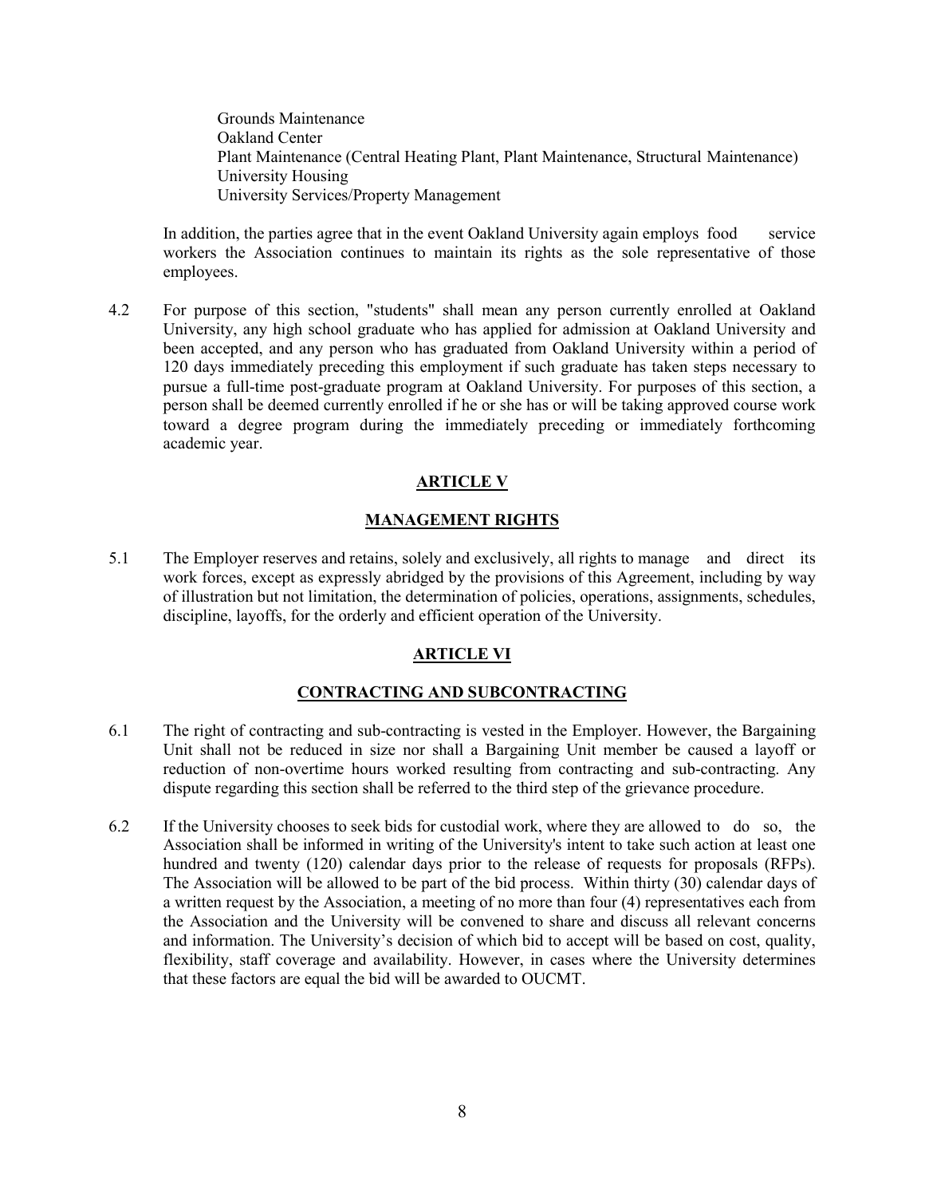Grounds Maintenance
Oakland Center
Plant Maintenance (Central Heating Plant, Plant Maintenance, Structural Maintenance)
University Housing
University Services/Property Management

In addition, the parties agree that in the event Oakland University again employs food service workers the Association continues to maintain its rights as the sole representative of those employees.

4.2 For purpose of this section, "students" shall mean any person currently enrolled at Oakland University, any high school graduate who has applied for admission at Oakland University and been accepted, and any person who has graduated from Oakland University within a period of 120 days immediately preceding this employment if such graduate has taken steps necessary to pursue a full-time post-graduate program at Oakland University. For purposes of this section, a person shall be deemed currently enrolled if he or she has or will be taking approved course work toward a degree program during the immediately preceding or immediately forthcoming academic year.

## ARTICLE V

## MANAGEMENT RIGHTS

5.1 The Employer reserves and retains, solely and exclusively, all rights to manage and direct its work forces, except as expressly abridged by the provisions of this Agreement, including by way of illustration but not limitation, the determination of policies, operations, assignments, schedules, discipline, layoffs, for the orderly and efficient operation of the University.

## ARTICLE VI

## CONTRACTING AND SUBCONTRACTING

6.1 The right of contracting and sub-contracting is vested in the Employer. However, the Bargaining Unit shall not be reduced in size nor shall a Bargaining Unit member be caused a layoff or reduction of non-overtime hours worked resulting from contracting and sub-contracting. Any dispute regarding this section shall be referred to the third step of the grievance procedure.

6.2 If the University chooses to seek bids for custodial work, where they are allowed to do so, the Association shall be informed in writing of the University's intent to take such action at least one hundred and twenty (120) calendar days prior to the release of requests for proposals (RFPs). The Association will be allowed to be part of the bid process. Within thirty (30) calendar days of a written request by the Association, a meeting of no more than four (4) representatives each from the Association and the University will be convened to share and discuss all relevant concerns and information. The University's decision of which bid to accept will be based on cost, quality, flexibility, staff coverage and availability. However, in cases where the University determines that these factors are equal the bid will be awarded to OUCMT.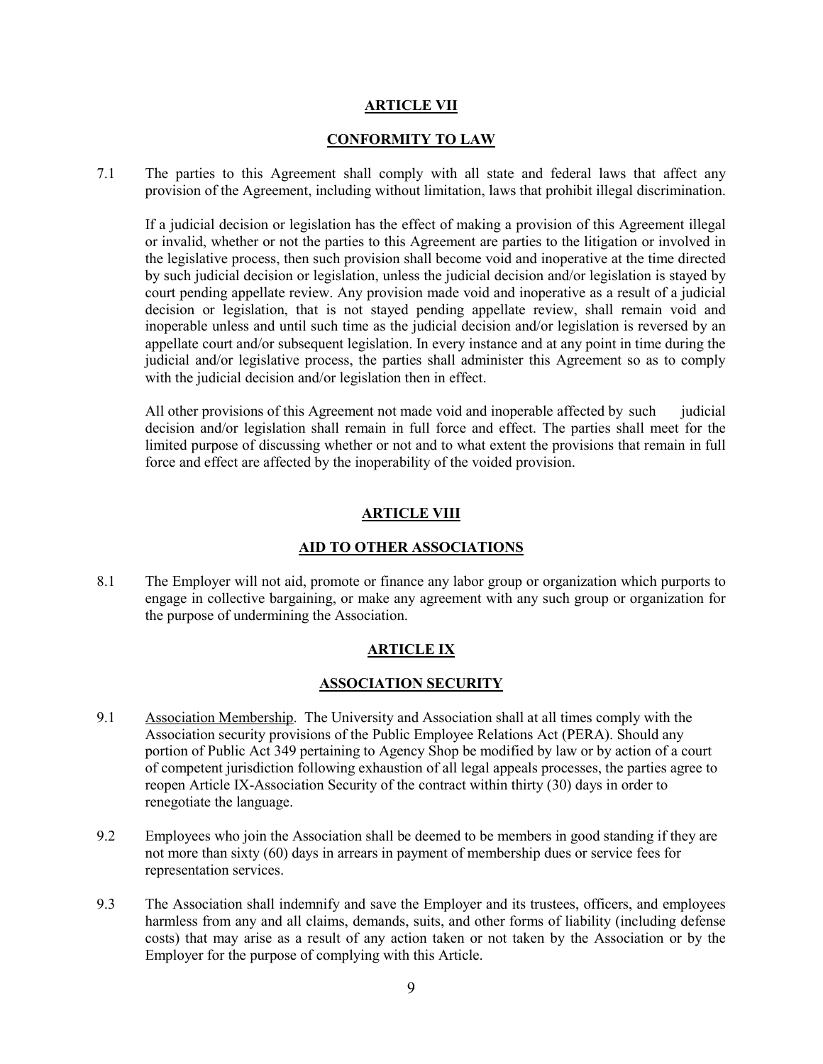## ARTICLE VII

## CONFORMITY TO LAW

7.1 The parties to this Agreement shall comply with all state and federal laws that affect any provision of the Agreement, including without limitation, laws that prohibit illegal discrimination.

If a judicial decision or legislation has the effect of making a provision of this Agreement illegal or invalid, whether or not the parties to this Agreement are parties to the litigation or involved in the legislative process, then such provision shall become void and inoperative at the time directed by such judicial decision or legislation, unless the judicial decision and/or legislation is stayed by court pending appellate review. Any provision made void and inoperative as a result of a judicial decision or legislation, that is not stayed pending appellate review, shall remain void and inoperable unless and until such time as the judicial decision and/or legislation is reversed by an appellate court and/or subsequent legislation. In every instance and at any point in time during the judicial and/or legislative process, the parties shall administer this Agreement so as to comply with the judicial decision and/or legislation then in effect.

All other provisions of this Agreement not made void and inoperable affected by such judicial decision and/or legislation shall remain in full force and effect. The parties shall meet for the limited purpose of discussing whether or not and to what extent the provisions that remain in full force and effect are affected by the inoperability of the voided provision.

## ARTICLE VIII

## AID TO OTHER ASSOCIATIONS

8.1 The Employer will not aid, promote or finance any labor group or organization which purports to engage in collective bargaining, or make any agreement with any such group or organization for the purpose of undermining the Association.

## ARTICLE IX

## ASSOCIATION SECURITY

9.1 Association Membership. The University and Association shall at all times comply with the Association security provisions of the Public Employee Relations Act (PERA). Should any portion of Public Act 349 pertaining to Agency Shop be modified by law or by action of a court of competent jurisdiction following exhaustion of all legal appeals processes, the parties agree to reopen Article IX-Association Security of the contract within thirty (30) days in order to renegotiate the language.

9.2 Employees who join the Association shall be deemed to be members in good standing if they are not more than sixty (60) days in arrears in payment of membership dues or service fees for representation services.

9.3 The Association shall indemnify and save the Employer and its trustees, officers, and employees harmless from any and all claims, demands, suits, and other forms of liability (including defense costs) that may arise as a result of any action taken or not taken by the Association or by the Employer for the purpose of complying with this Article.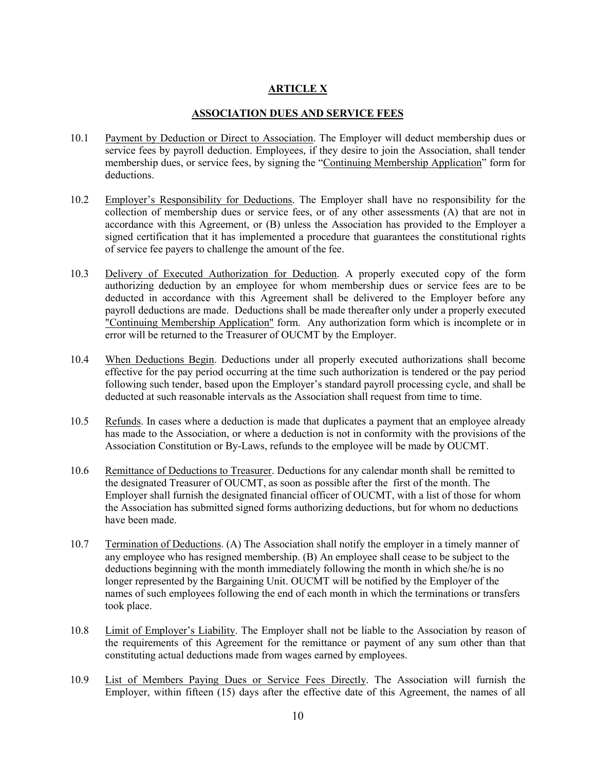## ARTICLE X

## ASSOCIATION DUES AND SERVICE FEES

10.1 Payment by Deduction or Direct to Association. The Employer will deduct membership dues or service fees by payroll deduction. Employees, if they desire to join the Association, shall tender membership dues, or service fees, by signing the "Continuing Membership Application" form for deductions.

10.2 Employer's Responsibility for Deductions. The Employer shall have no responsibility for the collection of membership dues or service fees, or of any other assessments (A) that are not in accordance with this Agreement, or (B) unless the Association has provided to the Employer a signed certification that it has implemented a procedure that guarantees the constitutional rights of service fee payers to challenge the amount of the fee.

10.3 Delivery of Executed Authorization for Deduction. A properly executed copy of the form authorizing deduction by an employee for whom membership dues or service fees are to be deducted in accordance with this Agreement shall be delivered to the Employer before any payroll deductions are made. Deductions shall be made thereafter only under a properly executed "Continuing Membership Application" form. Any authorization form which is incomplete or in error will be returned to the Treasurer of OUCMT by the Employer.

10.4 When Deductions Begin. Deductions under all properly executed authorizations shall become effective for the pay period occurring at the time such authorization is tendered or the pay period following such tender, based upon the Employer's standard payroll processing cycle, and shall be deducted at such reasonable intervals as the Association shall request from time to time.

10.5 Refunds. In cases where a deduction is made that duplicates a payment that an employee already has made to the Association, or where a deduction is not in conformity with the provisions of the Association Constitution or By-Laws, refunds to the employee will be made by OUCMT.

10.6 Remittance of Deductions to Treasurer. Deductions for any calendar month shall be remitted to the designated Treasurer of OUCMT, as soon as possible after the first of the month. The Employer shall furnish the designated financial officer of OUCMT, with a list of those for whom the Association has submitted signed forms authorizing deductions, but for whom no deductions have been made.

10.7 Termination of Deductions. (A) The Association shall notify the employer in a timely manner of any employee who has resigned membership. (B) An employee shall cease to be subject to the deductions beginning with the month immediately following the month in which she/he is no longer represented by the Bargaining Unit. OUCMT will be notified by the Employer of the names of such employees following the end of each month in which the terminations or transfers took place.

10.8 Limit of Employer's Liability. The Employer shall not be liable to the Association by reason of the requirements of this Agreement for the remittance or payment of any sum other than that constituting actual deductions made from wages earned by employees.

10.9 List of Members Paying Dues or Service Fees Directly. The Association will furnish the Employer, within fifteen (15) days after the effective date of this Agreement, the names of all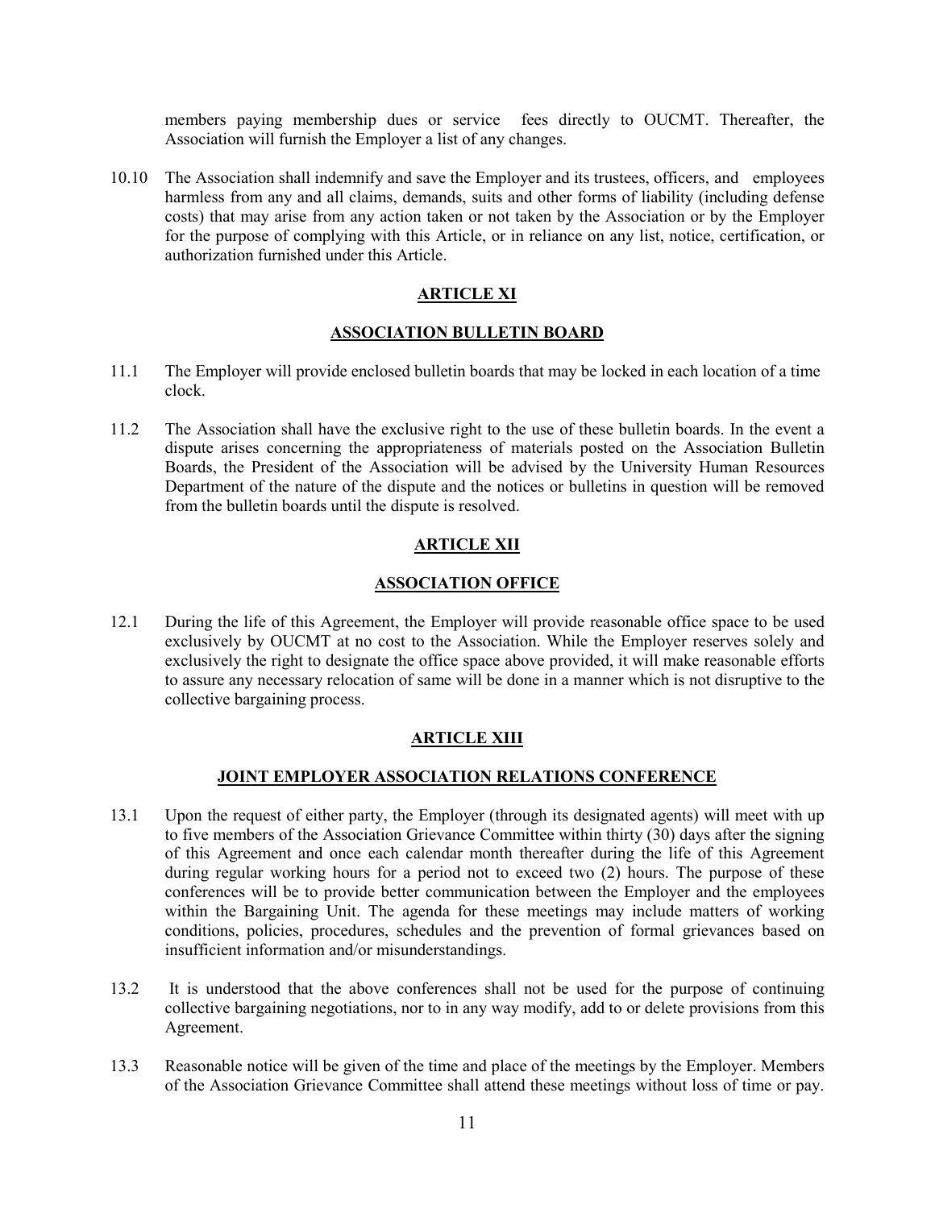members paying membership dues or service fees directly to OUCMT. Thereafter, the Association will furnish the Employer a list of any changes.

10.10 The Association shall indemnify and save the Employer and its trustees, officers, and employees harmless from any and all claims, demands, suits and other forms of liability (including defense costs) that may arise from any action taken or not taken by the Association or by the Employer for the purpose of complying with this Article, or in reliance on any list, notice, certification, or authorization furnished under this Article.

## ARTICLE XI

## ASSOCIATION BULLETIN BOARD

11.1 The Employer will provide enclosed bulletin boards that may be locked in each location of a time clock.

11.2 The Association shall have the exclusive right to the use of these bulletin boards. In the event a dispute arises concerning the appropriateness of materials posted on the Association Bulletin Boards, the President of the Association will be advised by the University Human Resources Department of the nature of the dispute and the notices or bulletins in question will be removed from the bulletin boards until the dispute is resolved.

## ARTICLE XII

## ASSOCIATION OFFICE

12.1 During the life of this Agreement, the Employer will provide reasonable office space to be used exclusively by OUCMT at no cost to the Association. While the Employer reserves solely and exclusively the right to designate the office space above provided, it will make reasonable efforts to assure any necessary relocation of same will be done in a manner which is not disruptive to the collective bargaining process.

## ARTICLE XIII

## JOINT EMPLOYER ASSOCIATION RELATIONS CONFERENCE

13.1 Upon the request of either party, the Employer (through its designated agents) will meet with up to five members of the Association Grievance Committee within thirty (30) days after the signing of this Agreement and once each calendar month thereafter during the life of this Agreement during regular working hours for a period not to exceed two (2) hours. The purpose of these conferences will be to provide better communication between the Employer and the employees within the Bargaining Unit. The agenda for these meetings may include matters of working conditions, policies, procedures, schedules and the prevention of formal grievances based on insufficient information and/or misunderstandings.

13.2 It is understood that the above conferences shall not be used for the purpose of continuing collective bargaining negotiations, nor to in any way modify, add to or delete provisions from this Agreement.

13.3 Reasonable notice will be given of the time and place of the meetings by the Employer. Members of the Association Grievance Committee shall attend these meetings without loss of time or pay.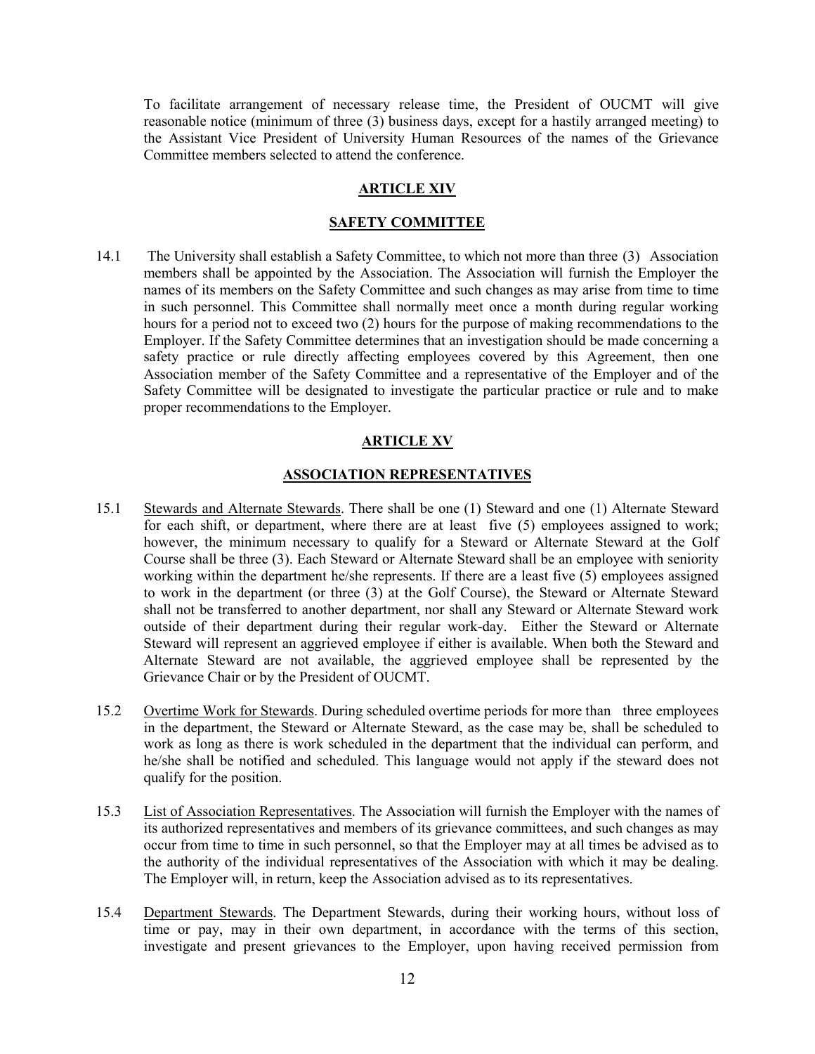To facilitate arrangement of necessary release time, the President of OUCMT will give reasonable notice (minimum of three (3) business days, except for a hastily arranged meeting) to the Assistant Vice President of University Human Resources of the names of the Grievance Committee members selected to attend the conference.

## ARTICLE XIV

## SAFETY COMMITTEE

14.1 The University shall establish a Safety Committee, to which not more than three (3) Association members shall be appointed by the Association. The Association will furnish the Employer the names of its members on the Safety Committee and such changes as may arise from time to time in such personnel. This Committee shall normally meet once a month during regular working hours for a period not to exceed two (2) hours for the purpose of making recommendations to the Employer. If the Safety Committee determines that an investigation should be made concerning a safety practice or rule directly affecting employees covered by this Agreement, then one Association member of the Safety Committee and a representative of the Employer and of the Safety Committee will be designated to investigate the particular practice or rule and to make proper recommendations to the Employer.

## ARTICLE XV

## ASSOCIATION REPRESENTATIVES

15.1 Stewards and Alternate Stewards. There shall be one (1) Steward and one (1) Alternate Steward for each shift, or department, where there are at least five (5) employees assigned to work; however, the minimum necessary to qualify for a Steward or Alternate Steward at the Golf Course shall be three (3). Each Steward or Alternate Steward shall be an employee with seniority working within the department he/she represents. If there are a least five (5) employees assigned to work in the department (or three (3) at the Golf Course), the Steward or Alternate Steward shall not be transferred to another department, nor shall any Steward or Alternate Steward work outside of their department during their regular work-day. Either the Steward or Alternate Steward will represent an aggrieved employee if either is available. When both the Steward and Alternate Steward are not available, the aggrieved employee shall be represented by the Grievance Chair or by the President of OUCMT.

15.2 Overtime Work for Stewards. During scheduled overtime periods for more than three employees in the department, the Steward or Alternate Steward, as the case may be, shall be scheduled to work as long as there is work scheduled in the department that the individual can perform, and he/she shall be notified and scheduled. This language would not apply if the steward does not qualify for the position.

15.3 List of Association Representatives. The Association will furnish the Employer with the names of its authorized representatives and members of its grievance committees, and such changes as may occur from time to time in such personnel, so that the Employer may at all times be advised as to the authority of the individual representatives of the Association with which it may be dealing. The Employer will, in return, keep the Association advised as to its representatives.

15.4 Department Stewards. The Department Stewards, during their working hours, without loss of time or pay, may in their own department, in accordance with the terms of this section, investigate and present grievances to the Employer, upon having received permission from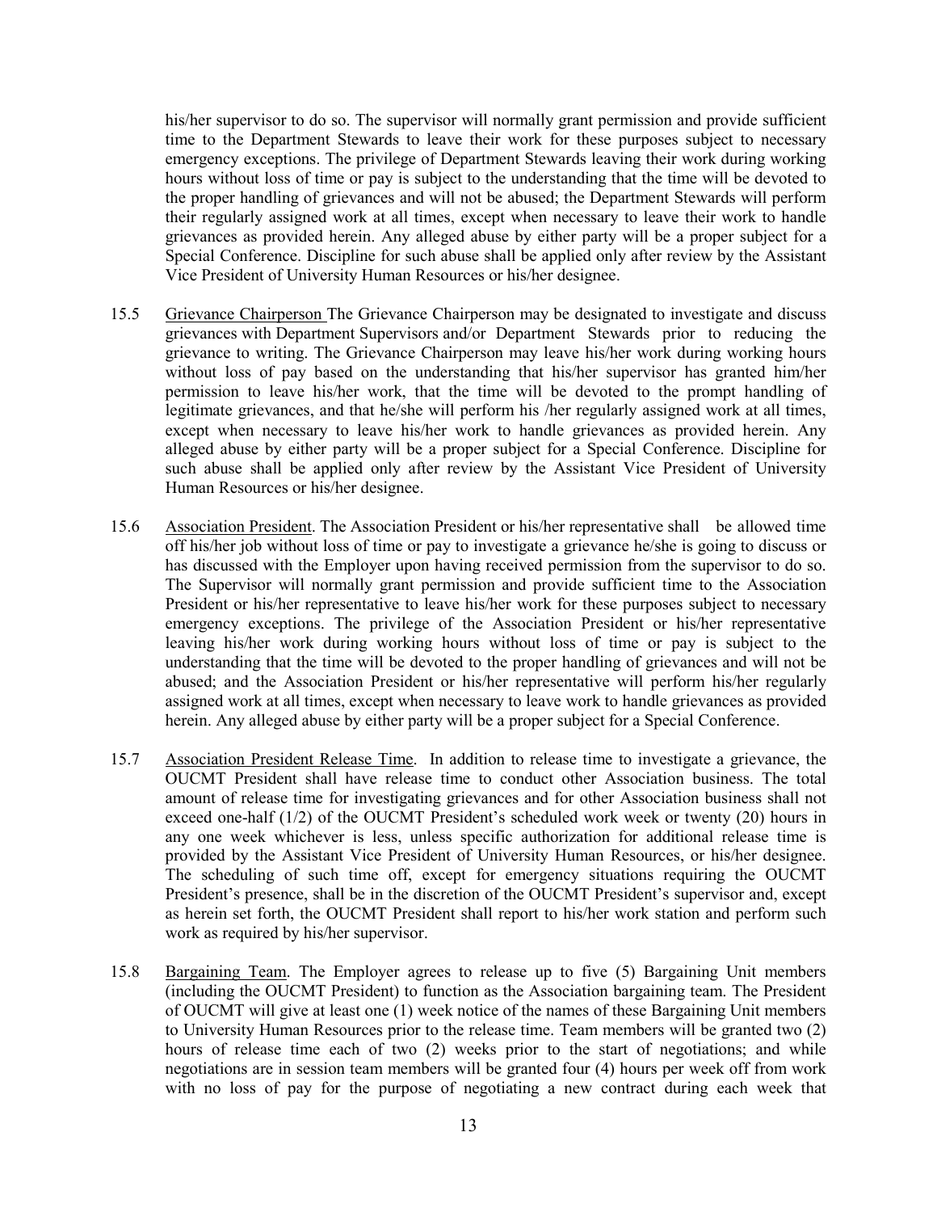his/her supervisor to do so. The supervisor will normally grant permission and provide sufficient time to the Department Stewards to leave their work for these purposes subject to necessary emergency exceptions. The privilege of Department Stewards leaving their work during working hours without loss of time or pay is subject to the understanding that the time will be devoted to the proper handling of grievances and will not be abused; the Department Stewards will perform their regularly assigned work at all times, except when necessary to leave their work to handle grievances as provided herein. Any alleged abuse by either party will be a proper subject for a Special Conference. Discipline for such abuse shall be applied only after review by the Assistant Vice President of University Human Resources or his/her designee.

15.5 Grievance Chairperson The Grievance Chairperson may be designated to investigate and discuss grievances with Department Supervisors and/or Department Stewards prior to reducing the grievance to writing. The Grievance Chairperson may leave his/her work during working hours without loss of pay based on the understanding that his/her supervisor has granted him/her permission to leave his/her work, that the time will be devoted to the prompt handling of legitimate grievances, and that he/she will perform his /her regularly assigned work at all times, except when necessary to leave his/her work to handle grievances as provided herein. Any alleged abuse by either party will be a proper subject for a Special Conference. Discipline for such abuse shall be applied only after review by the Assistant Vice President of University Human Resources or his/her designee.

15.6 Association President. The Association President or his/her representative shall be allowed time off his/her job without loss of time or pay to investigate a grievance he/she is going to discuss or has discussed with the Employer upon having received permission from the supervisor to do so. The Supervisor will normally grant permission and provide sufficient time to the Association President or his/her representative to leave his/her work for these purposes subject to necessary emergency exceptions. The privilege of the Association President or his/her representative leaving his/her work during working hours without loss of time or pay is subject to the understanding that the time will be devoted to the proper handling of grievances and will not be abused; and the Association President or his/her representative will perform his/her regularly assigned work at all times, except when necessary to leave work to handle grievances as provided herein. Any alleged abuse by either party will be a proper subject for a Special Conference.

15.7 Association President Release Time. In addition to release time to investigate a grievance, the OUCMT President shall have release time to conduct other Association business. The total amount of release time for investigating grievances and for other Association business shall not exceed one-half (1/2) of the OUCMT President's scheduled work week or twenty (20) hours in any one week whichever is less, unless specific authorization for additional release time is provided by the Assistant Vice President of University Human Resources, or his/her designee. The scheduling of such time off, except for emergency situations requiring the OUCMT President's presence, shall be in the discretion of the OUCMT President's supervisor and, except as herein set forth, the OUCMT President shall report to his/her work station and perform such work as required by his/her supervisor.

15.8 Bargaining Team. The Employer agrees to release up to five (5) Bargaining Unit members (including the OUCMT President) to function as the Association bargaining team. The President of OUCMT will give at least one (1) week notice of the names of these Bargaining Unit members to University Human Resources prior to the release time. Team members will be granted two (2) hours of release time each of two (2) weeks prior to the start of negotiations; and while negotiations are in session team members will be granted four (4) hours per week off from work with no loss of pay for the purpose of negotiating a new contract during each week that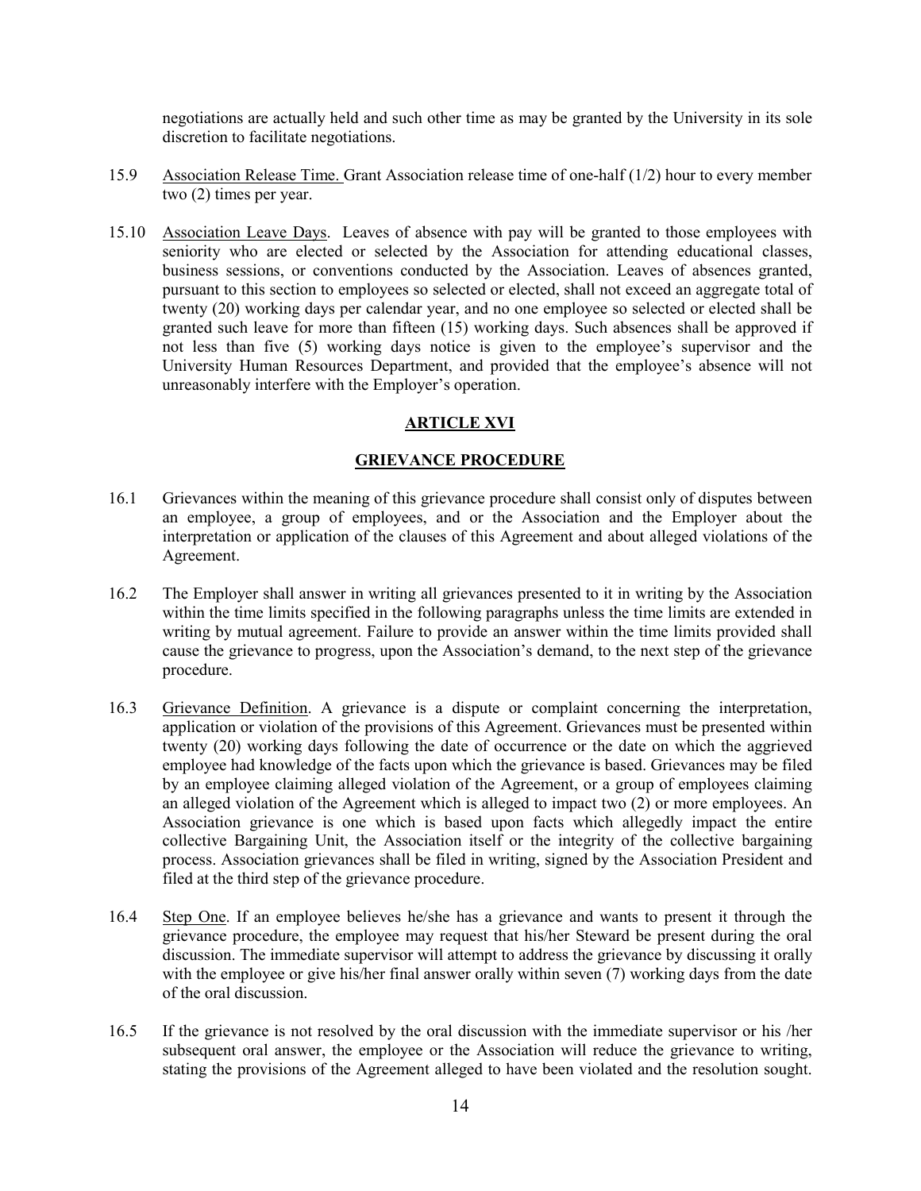negotiations are actually held and such other time as may be granted by the University in its sole discretion to facilitate negotiations.

15.9 Association Release Time. Grant Association release time of one-half (1/2) hour to every member two (2) times per year.

15.10 Association Leave Days. Leaves of absence with pay will be granted to those employees with seniority who are elected or selected by the Association for attending educational classes, business sessions, or conventions conducted by the Association. Leaves of absences granted, pursuant to this section to employees so selected or elected, shall not exceed an aggregate total of twenty (20) working days per calendar year, and no one employee so selected or elected shall be granted such leave for more than fifteen (15) working days. Such absences shall be approved if not less than five (5) working days notice is given to the employee's supervisor and the University Human Resources Department, and provided that the employee's absence will not unreasonably interfere with the Employer's operation.

## ARTICLE XVI

## GRIEVANCE PROCEDURE

16.1 Grievances within the meaning of this grievance procedure shall consist only of disputes between an employee, a group of employees, and or the Association and the Employer about the interpretation or application of the clauses of this Agreement and about alleged violations of the Agreement.

16.2 The Employer shall answer in writing all grievances presented to it in writing by the Association within the time limits specified in the following paragraphs unless the time limits are extended in writing by mutual agreement. Failure to provide an answer within the time limits provided shall cause the grievance to progress, upon the Association's demand, to the next step of the grievance procedure.

16.3 Grievance Definition. A grievance is a dispute or complaint concerning the interpretation, application or violation of the provisions of this Agreement. Grievances must be presented within twenty (20) working days following the date of occurrence or the date on which the aggrieved employee had knowledge of the facts upon which the grievance is based. Grievances may be filed by an employee claiming alleged violation of the Agreement, or a group of employees claiming an alleged violation of the Agreement which is alleged to impact two (2) or more employees. An Association grievance is one which is based upon facts which allegedly impact the entire collective Bargaining Unit, the Association itself or the integrity of the collective bargaining process. Association grievances shall be filed in writing, signed by the Association President and filed at the third step of the grievance procedure.

16.4 Step One. If an employee believes he/she has a grievance and wants to present it through the grievance procedure, the employee may request that his/her Steward be present during the oral discussion. The immediate supervisor will attempt to address the grievance by discussing it orally with the employee or give his/her final answer orally within seven (7) working days from the date of the oral discussion.

16.5 If the grievance is not resolved by the oral discussion with the immediate supervisor or his /her subsequent oral answer, the employee or the Association will reduce the grievance to writing, stating the provisions of the Agreement alleged to have been violated and the resolution sought.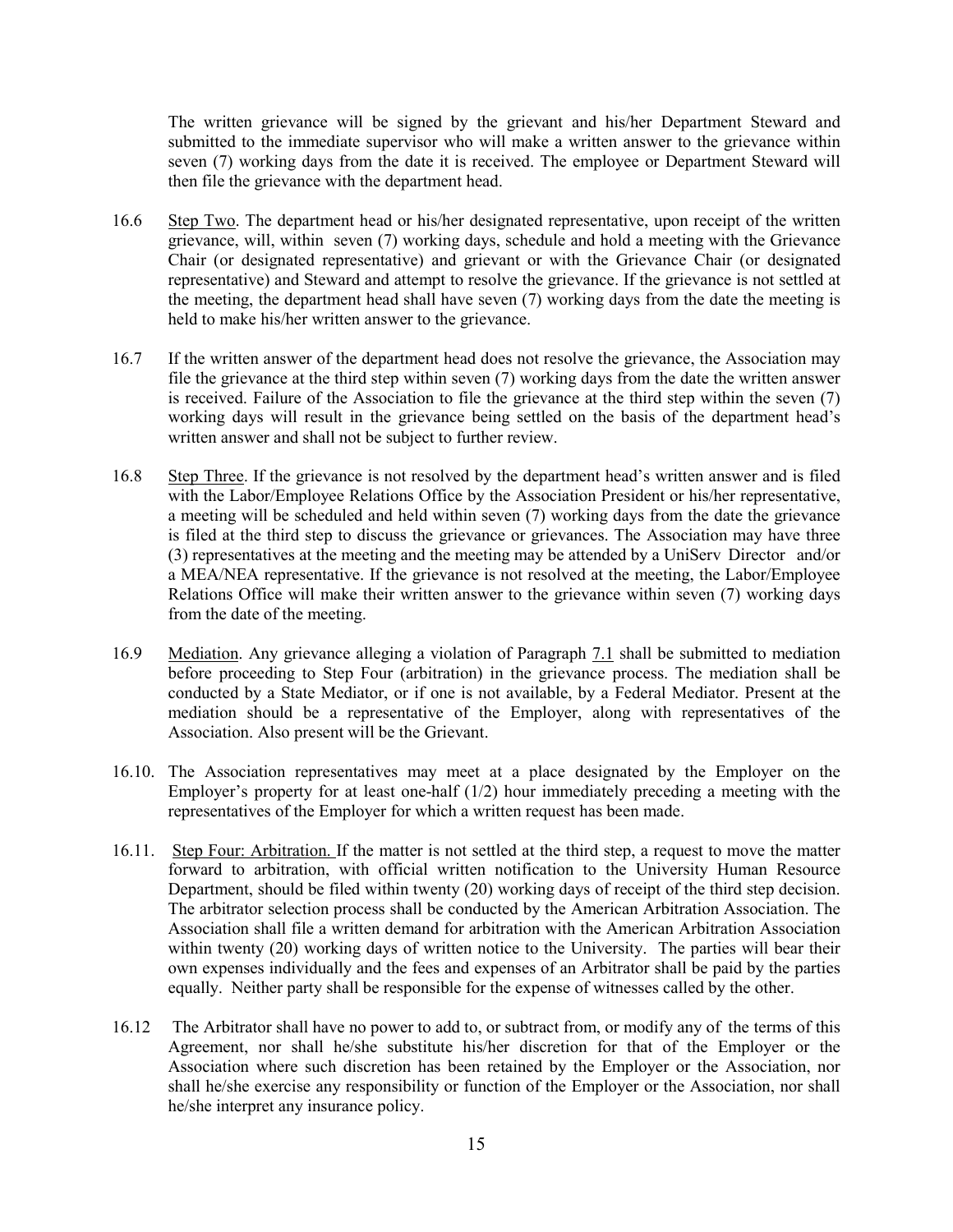The written grievance will be signed by the grievant and his/her Department Steward and submitted to the immediate supervisor who will make a written answer to the grievance within seven (7) working days from the date it is received. The employee or Department Steward will then file the grievance with the department head.

16.6 Step Two. The department head or his/her designated representative, upon receipt of the written grievance, will, within seven (7) working days, schedule and hold a meeting with the Grievance Chair (or designated representative) and grievant or with the Grievance Chair (or designated representative) and Steward and attempt to resolve the grievance. If the grievance is not settled at the meeting, the department head shall have seven (7) working days from the date the meeting is held to make his/her written answer to the grievance.

16.7 If the written answer of the department head does not resolve the grievance, the Association may file the grievance at the third step within seven (7) working days from the date the written answer is received. Failure of the Association to file the grievance at the third step within the seven (7) working days will result in the grievance being settled on the basis of the department head's written answer and shall not be subject to further review.

16.8 Step Three. If the grievance is not resolved by the department head's written answer and is filed with the Labor/Employee Relations Office by the Association President or his/her representative, a meeting will be scheduled and held within seven (7) working days from the date the grievance is filed at the third step to discuss the grievance or grievances. The Association may have three (3) representatives at the meeting and the meeting may be attended by a UniServ Director and/or a MEA/NEA representative. If the grievance is not resolved at the meeting, the Labor/Employee Relations Office will make their written answer to the grievance within seven (7) working days from the date of the meeting.

16.9 Mediation. Any grievance alleging a violation of Paragraph 7.1 shall be submitted to mediation before proceeding to Step Four (arbitration) in the grievance process. The mediation shall be conducted by a State Mediator, or if one is not available, by a Federal Mediator. Present at the mediation should be a representative of the Employer, along with representatives of the Association. Also present will be the Grievant.

16.10. The Association representatives may meet at a place designated by the Employer on the Employer's property for at least one-half (1/2) hour immediately preceding a meeting with the representatives of the Employer for which a written request has been made.

16.11. Step Four: Arbitration. If the matter is not settled at the third step, a request to move the matter forward to arbitration, with official written notification to the University Human Resource Department, should be filed within twenty (20) working days of receipt of the third step decision. The arbitrator selection process shall be conducted by the American Arbitration Association. The Association shall file a written demand for arbitration with the American Arbitration Association within twenty (20) working days of written notice to the University. The parties will bear their own expenses individually and the fees and expenses of an Arbitrator shall be paid by the parties equally. Neither party shall be responsible for the expense of witnesses called by the other.

16.12 The Arbitrator shall have no power to add to, or subtract from, or modify any of the terms of this Agreement, nor shall he/she substitute his/her discretion for that of the Employer or the Association where such discretion has been retained by the Employer or the Association, nor shall he/she exercise any responsibility or function of the Employer or the Association, nor shall he/she interpret any insurance policy.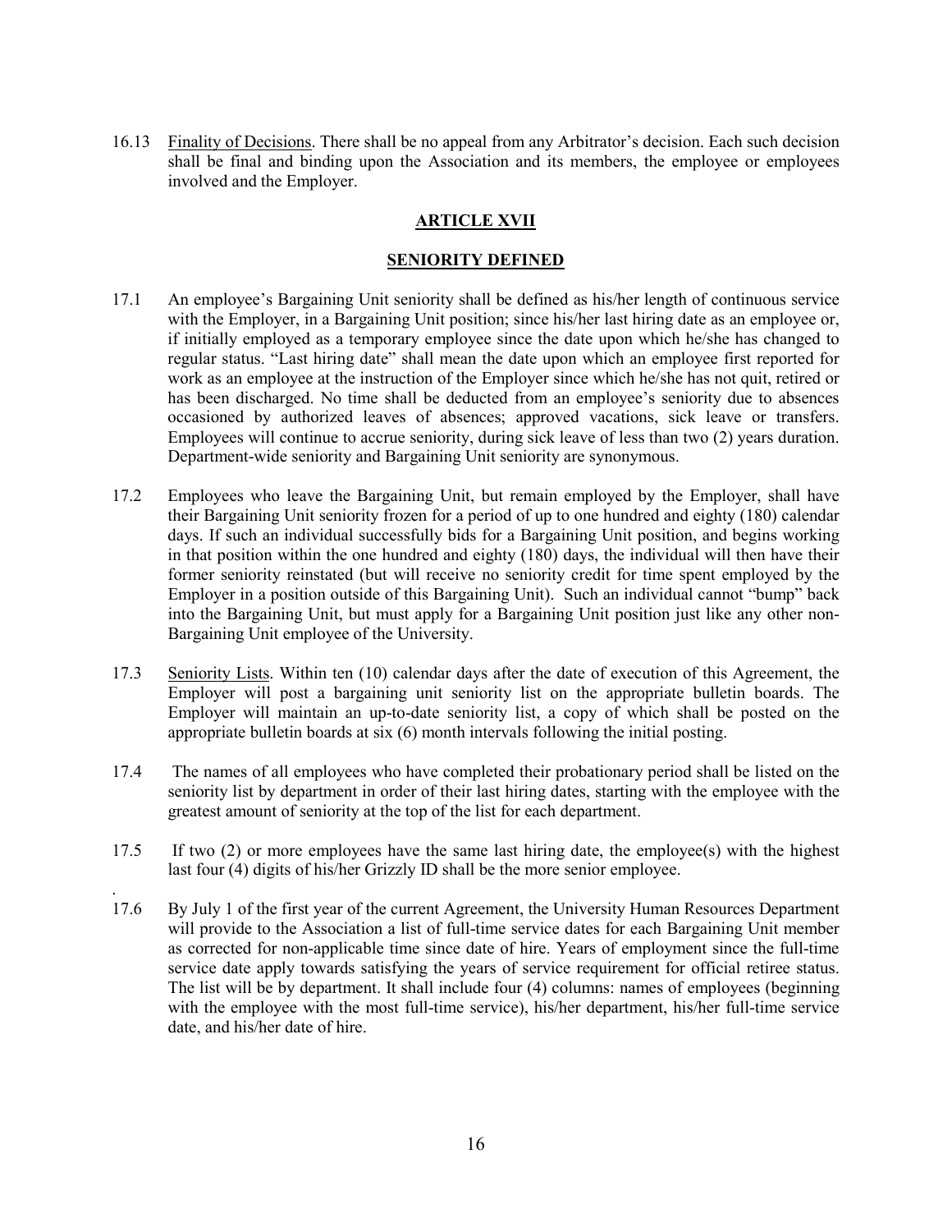16.13 Finality of Decisions. There shall be no appeal from any Arbitrator's decision. Each such decision shall be final and binding upon the Association and its members, the employee or employees involved and the Employer.

## ARTICLE XVII

## SENIORITY DEFINED

17.1 An employee's Bargaining Unit seniority shall be defined as his/her length of continuous service with the Employer, in a Bargaining Unit position; since his/her last hiring date as an employee or, if initially employed as a temporary employee since the date upon which he/she has changed to regular status. "Last hiring date" shall mean the date upon which an employee first reported for work as an employee at the instruction of the Employer since which he/she has not quit, retired or has been discharged. No time shall be deducted from an employee's seniority due to absences occasioned by authorized leaves of absences; approved vacations, sick leave or transfers. Employees will continue to accrue seniority, during sick leave of less than two (2) years duration. Department-wide seniority and Bargaining Unit seniority are synonymous.

17.2 Employees who leave the Bargaining Unit, but remain employed by the Employer, shall have their Bargaining Unit seniority frozen for a period of up to one hundred and eighty (180) calendar days. If such an individual successfully bids for a Bargaining Unit position, and begins working in that position within the one hundred and eighty (180) days, the individual will then have their former seniority reinstated (but will receive no seniority credit for time spent employed by the Employer in a position outside of this Bargaining Unit). Such an individual cannot "bump" back into the Bargaining Unit, but must apply for a Bargaining Unit position just like any other non-Bargaining Unit employee of the University.

17.3 Seniority Lists. Within ten (10) calendar days after the date of execution of this Agreement, the Employer will post a bargaining unit seniority list on the appropriate bulletin boards. The Employer will maintain an up-to-date seniority list, a copy of which shall be posted on the appropriate bulletin boards at six (6) month intervals following the initial posting.

17.4 The names of all employees who have completed their probationary period shall be listed on the seniority list by department in order of their last hiring dates, starting with the employee with the greatest amount of seniority at the top of the list for each department.

17.5 If two (2) or more employees have the same last hiring date, the employee(s) with the highest last four (4) digits of his/her Grizzly ID shall be the more senior employee.

17.6 By July 1 of the first year of the current Agreement, the University Human Resources Department will provide to the Association a list of full-time service dates for each Bargaining Unit member as corrected for non-applicable time since date of hire. Years of employment since the full-time service date apply towards satisfying the years of service requirement for official retiree status. The list will be by department. It shall include four (4) columns: names of employees (beginning with the employee with the most full-time service), his/her department, his/her full-time service date, and his/her date of hire.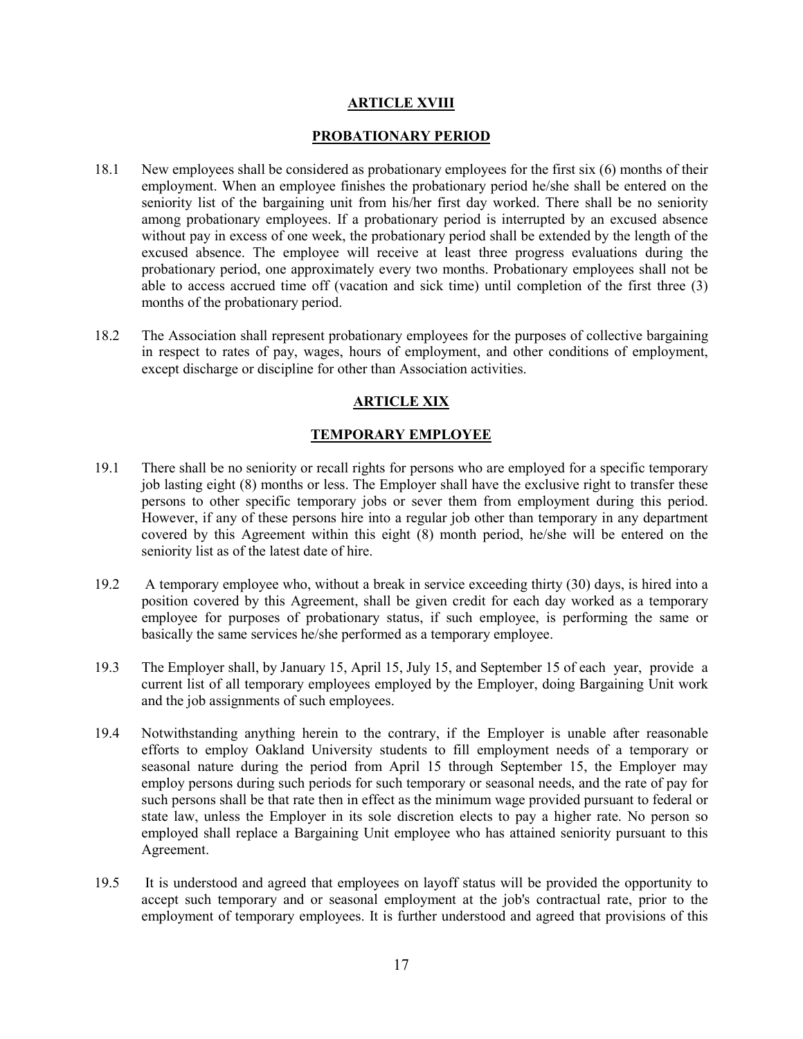## ARTICLE XVIII

## PROBATIONARY PERIOD

18.1 New employees shall be considered as probationary employees for the first six (6) months of their employment. When an employee finishes the probationary period he/she shall be entered on the seniority list of the bargaining unit from his/her first day worked. There shall be no seniority among probationary employees. If a probationary period is interrupted by an excused absence without pay in excess of one week, the probationary period shall be extended by the length of the excused absence. The employee will receive at least three progress evaluations during the probationary period, one approximately every two months. Probationary employees shall not be able to access accrued time off (vacation and sick time) until completion of the first three (3) months of the probationary period.

18.2 The Association shall represent probationary employees for the purposes of collective bargaining in respect to rates of pay, wages, hours of employment, and other conditions of employment, except discharge or discipline for other than Association activities.

## ARTICLE XIX

## TEMPORARY EMPLOYEE

19.1 There shall be no seniority or recall rights for persons who are employed for a specific temporary job lasting eight (8) months or less. The Employer shall have the exclusive right to transfer these persons to other specific temporary jobs or sever them from employment during this period. However, if any of these persons hire into a regular job other than temporary in any department covered by this Agreement within this eight (8) month period, he/she will be entered on the seniority list as of the latest date of hire.

19.2 A temporary employee who, without a break in service exceeding thirty (30) days, is hired into a position covered by this Agreement, shall be given credit for each day worked as a temporary employee for purposes of probationary status, if such employee, is performing the same or basically the same services he/she performed as a temporary employee.

19.3 The Employer shall, by January 15, April 15, July 15, and September 15 of each year, provide a current list of all temporary employees employed by the Employer, doing Bargaining Unit work and the job assignments of such employees.

19.4 Notwithstanding anything herein to the contrary, if the Employer is unable after reasonable efforts to employ Oakland University students to fill employment needs of a temporary or seasonal nature during the period from April 15 through September 15, the Employer may employ persons during such periods for such temporary or seasonal needs, and the rate of pay for such persons shall be that rate then in effect as the minimum wage provided pursuant to federal or state law, unless the Employer in its sole discretion elects to pay a higher rate. No person so employed shall replace a Bargaining Unit employee who has attained seniority pursuant to this Agreement.

19.5 It is understood and agreed that employees on layoff status will be provided the opportunity to accept such temporary and or seasonal employment at the job's contractual rate, prior to the employment of temporary employees. It is further understood and agreed that provisions of this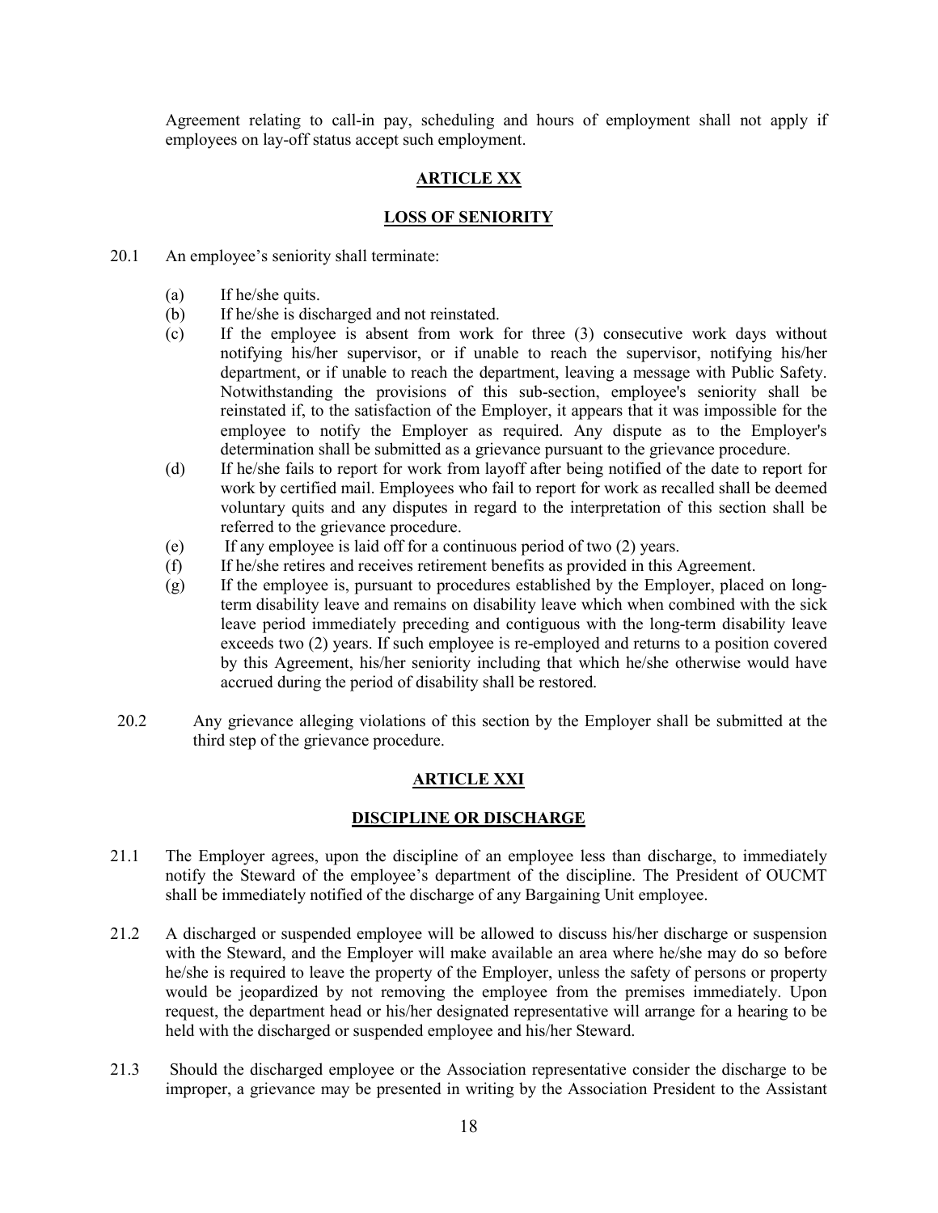Agreement relating to call-in pay, scheduling and hours of employment shall not apply if employees on lay-off status accept such employment.

## ARTICLE XX

## LOSS OF SENIORITY

20.1 An employee's seniority shall terminate:

(a) If he/she quits.

(b) If he/she is discharged and not reinstated.

(c) If the employee is absent from work for three (3) consecutive work days without notifying his/her supervisor, or if unable to reach the supervisor, notifying his/her department, or if unable to reach the department, leaving a message with Public Safety. Notwithstanding the provisions of this sub-section, employee's seniority shall be reinstated if, to the satisfaction of the Employer, it appears that it was impossible for the employee to notify the Employer as required. Any dispute as to the Employer's determination shall be submitted as a grievance pursuant to the grievance procedure.

(d) If he/she fails to report for work from layoff after being notified of the date to report for work by certified mail. Employees who fail to report for work as recalled shall be deemed voluntary quits and any disputes in regard to the interpretation of this section shall be referred to the grievance procedure.

(e) If any employee is laid off for a continuous period of two (2) years.

(f) If he/she retires and receives retirement benefits as provided in this Agreement.

(g) If the employee is, pursuant to procedures established by the Employer, placed on long-term disability leave and remains on disability leave which when combined with the sick leave period immediately preceding and contiguous with the long-term disability leave exceeds two (2) years. If such employee is re-employed and returns to a position covered by this Agreement, his/her seniority including that which he/she otherwise would have accrued during the period of disability shall be restored.

20.2 Any grievance alleging violations of this section by the Employer shall be submitted at the third step of the grievance procedure.

## ARTICLE XXI

## DISCIPLINE OR DISCHARGE

21.1 The Employer agrees, upon the discipline of an employee less than discharge, to immediately notify the Steward of the employee's department of the discipline. The President of OUCMT shall be immediately notified of the discharge of any Bargaining Unit employee.

21.2 A discharged or suspended employee will be allowed to discuss his/her discharge or suspension with the Steward, and the Employer will make available an area where he/she may do so before he/she is required to leave the property of the Employer, unless the safety of persons or property would be jeopardized by not removing the employee from the premises immediately. Upon request, the department head or his/her designated representative will arrange for a hearing to be held with the discharged or suspended employee and his/her Steward.

21.3 Should the discharged employee or the Association representative consider the discharge to be improper, a grievance may be presented in writing by the Association President to the Assistant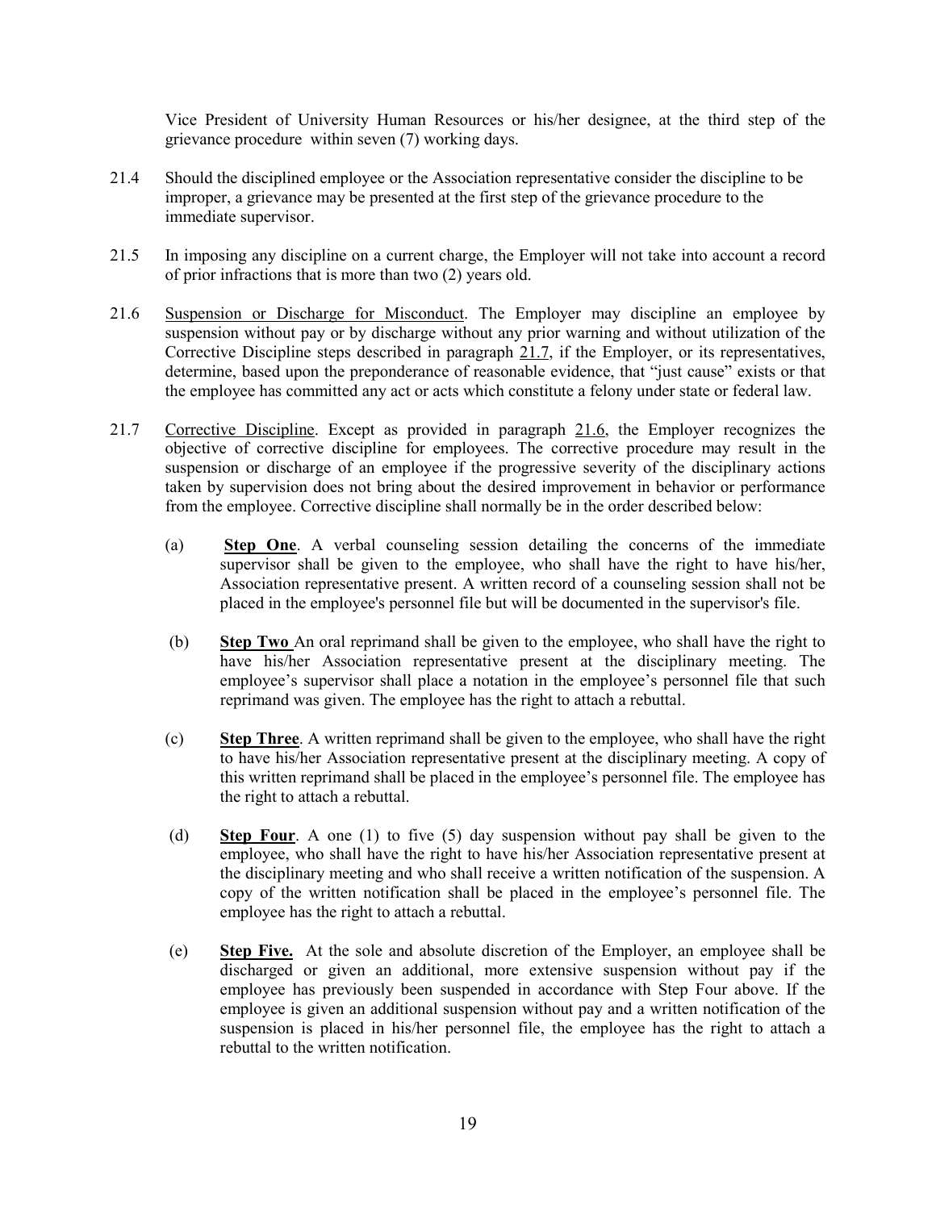Vice President of University Human Resources or his/her designee, at the third step of the grievance procedure within seven (7) working days.

21.4 Should the disciplined employee or the Association representative consider the discipline to be improper, a grievance may be presented at the first step of the grievance procedure to the immediate supervisor.

21.5 In imposing any discipline on a current charge, the Employer will not take into account a record of prior infractions that is more than two (2) years old.

21.6 <u>Suspension or Discharge for Misconduct</u>. The Employer may discipline an employee by suspension without pay or by discharge without any prior warning and without utilization of the Corrective Discipline steps described in paragraph <u>21.7</u>, if the Employer, or its representatives, determine, based upon the preponderance of reasonable evidence, that "just cause" exists or that the employee has committed any act or acts which constitute a felony under state or federal law.

21.7 <u>Corrective Discipline</u>. Except as provided in paragraph <u>21.6</u>, the Employer recognizes the objective of corrective discipline for employees. The corrective procedure may result in the suspension or discharge of an employee if the progressive severity of the disciplinary actions taken by supervision does not bring about the desired improvement in behavior or performance from the employee. Corrective discipline shall normally be in the order described below:

(a) **<u>Step One</u>**. A verbal counseling session detailing the concerns of the immediate supervisor shall be given to the employee, who shall have the right to have his/her, Association representative present. A written record of a counseling session shall not be placed in the employee's personnel file but will be documented in the supervisor's file.

(b) **<u>Step Two</u>** An oral reprimand shall be given to the employee, who shall have the right to have his/her Association representative present at the disciplinary meeting. The employee's supervisor shall place a notation in the employee's personnel file that such reprimand was given. The employee has the right to attach a rebuttal.

(c) **<u>Step Three</u>**. A written reprimand shall be given to the employee, who shall have the right to have his/her Association representative present at the disciplinary meeting. A copy of this written reprimand shall be placed in the employee's personnel file. The employee has the right to attach a rebuttal.

(d) **<u>Step Four</u>**. A one (1) to five (5) day suspension without pay shall be given to the employee, who shall have the right to have his/her Association representative present at the disciplinary meeting and who shall receive a written notification of the suspension. A copy of the written notification shall be placed in the employee's personnel file. The employee has the right to attach a rebuttal.

(e) **<u>Step Five.</u>** At the sole and absolute discretion of the Employer, an employee shall be discharged or given an additional, more extensive suspension without pay if the employee has previously been suspended in accordance with Step Four above. If the employee is given an additional suspension without pay and a written notification of the suspension is placed in his/her personnel file, the employee has the right to attach a rebuttal to the written notification.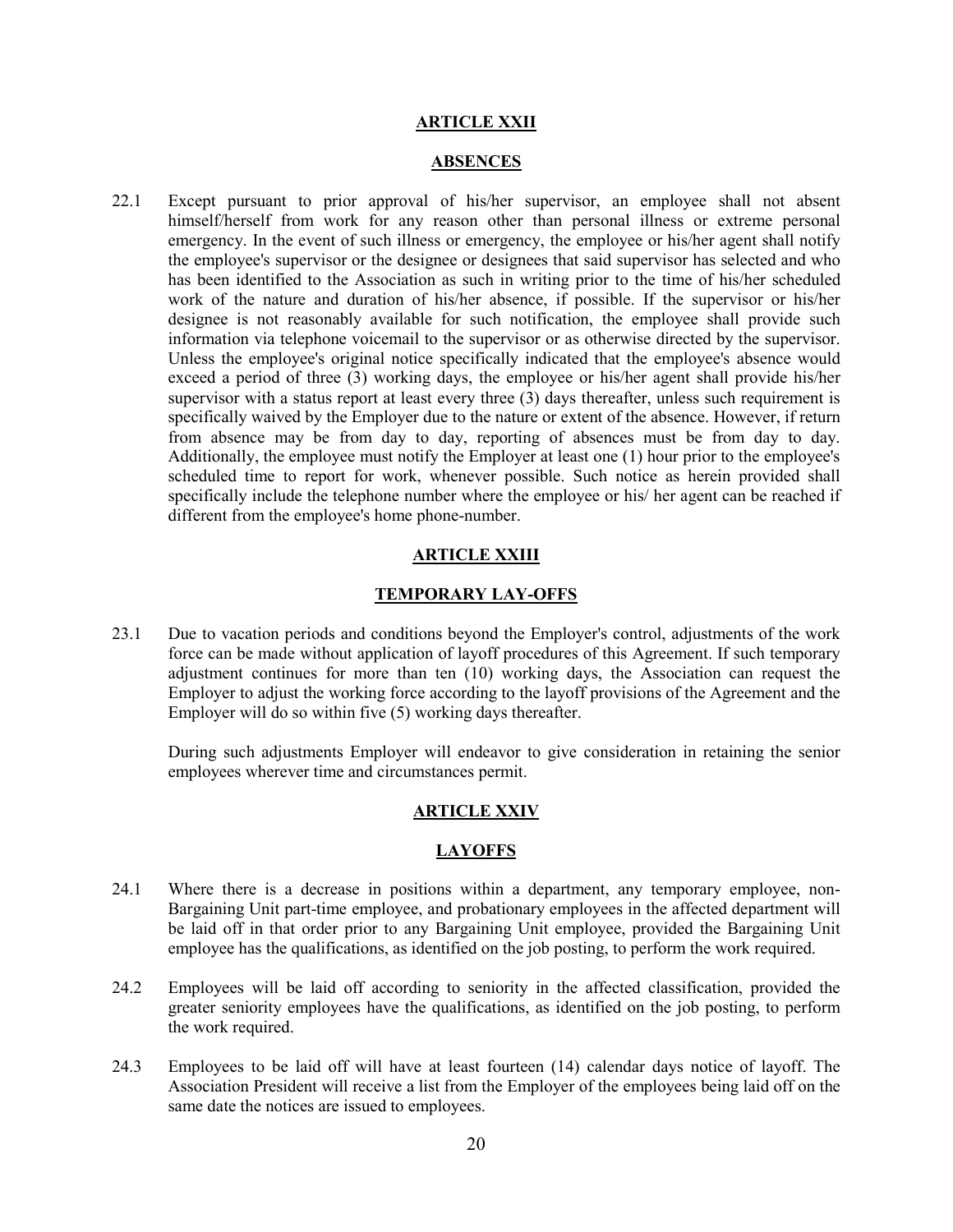## ARTICLE XXII

## ABSENCES

22.1 Except pursuant to prior approval of his/her supervisor, an employee shall not absent himself/herself from work for any reason other than personal illness or extreme personal emergency. In the event of such illness or emergency, the employee or his/her agent shall notify the employee's supervisor or the designee or designees that said supervisor has selected and who has been identified to the Association as such in writing prior to the time of his/her scheduled work of the nature and duration of his/her absence, if possible. If the supervisor or his/her designee is not reasonably available for such notification, the employee shall provide such information via telephone voicemail to the supervisor or as otherwise directed by the supervisor. Unless the employee's original notice specifically indicated that the employee's absence would exceed a period of three (3) working days, the employee or his/her agent shall provide his/her supervisor with a status report at least every three (3) days thereafter, unless such requirement is specifically waived by the Employer due to the nature or extent of the absence. However, if return from absence may be from day to day, reporting of absences must be from day to day. Additionally, the employee must notify the Employer at least one (1) hour prior to the employee's scheduled time to report for work, whenever possible. Such notice as herein provided shall specifically include the telephone number where the employee or his/ her agent can be reached if different from the employee's home phone-number.

## ARTICLE XXIII

## TEMPORARY LAY-OFFS

23.1 Due to vacation periods and conditions beyond the Employer's control, adjustments of the work force can be made without application of layoff procedures of this Agreement. If such temporary adjustment continues for more than ten (10) working days, the Association can request the Employer to adjust the working force according to the layoff provisions of the Agreement and the Employer will do so within five (5) working days thereafter.

During such adjustments Employer will endeavor to give consideration in retaining the senior employees wherever time and circumstances permit.

## ARTICLE XXIV

## LAYOFFS

24.1 Where there is a decrease in positions within a department, any temporary employee, non-Bargaining Unit part-time employee, and probationary employees in the affected department will be laid off in that order prior to any Bargaining Unit employee, provided the Bargaining Unit employee has the qualifications, as identified on the job posting, to perform the work required.

24.2 Employees will be laid off according to seniority in the affected classification, provided the greater seniority employees have the qualifications, as identified on the job posting, to perform the work required.

24.3 Employees to be laid off will have at least fourteen (14) calendar days notice of layoff. The Association President will receive a list from the Employer of the employees being laid off on the same date the notices are issued to employees.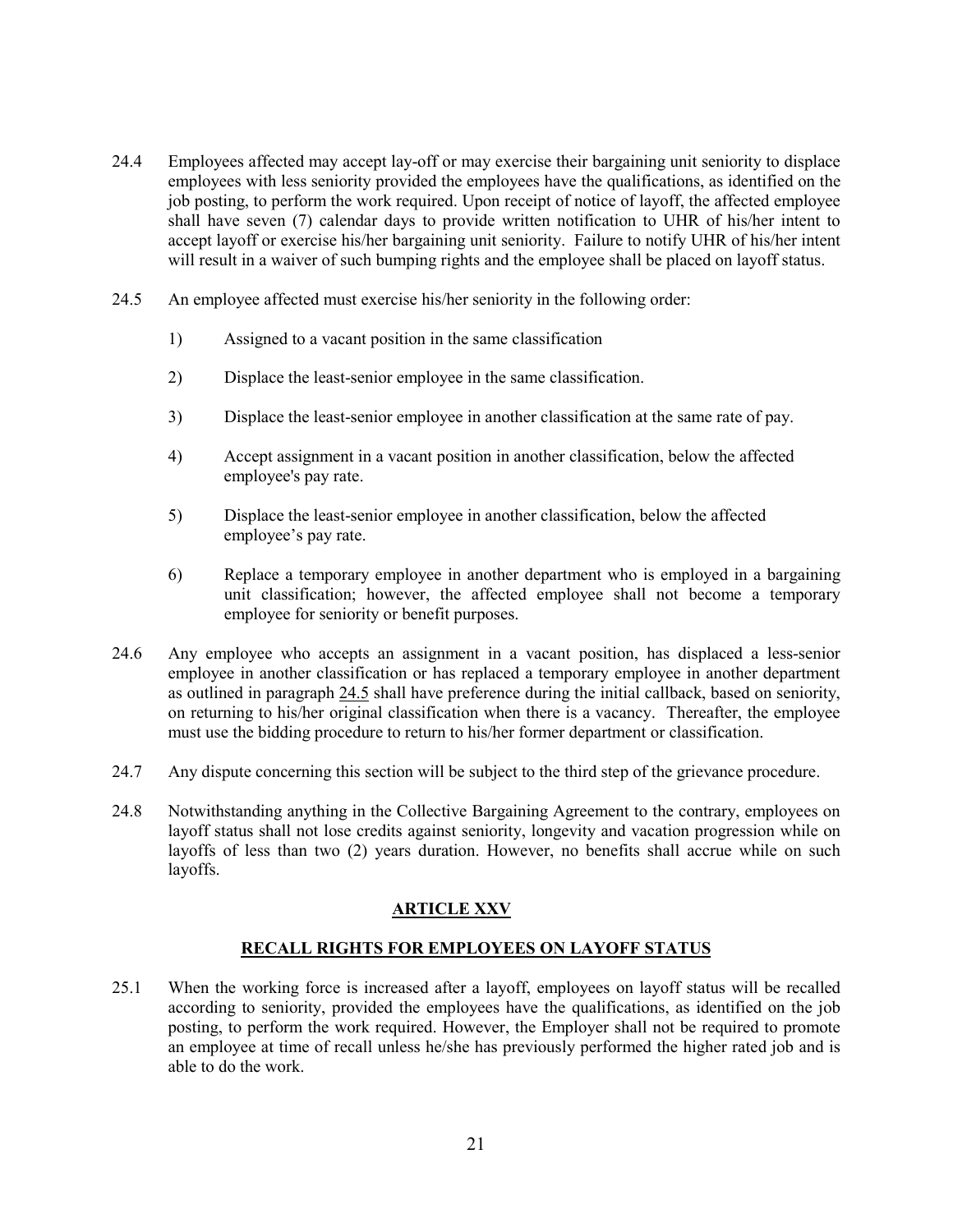24.4 Employees affected may accept lay-off or may exercise their bargaining unit seniority to displace employees with less seniority provided the employees have the qualifications, as identified on the job posting, to perform the work required. Upon receipt of notice of layoff, the affected employee shall have seven (7) calendar days to provide written notification to UHR of his/her intent to accept layoff or exercise his/her bargaining unit seniority. Failure to notify UHR of his/her intent will result in a waiver of such bumping rights and the employee shall be placed on layoff status.

24.5 An employee affected must exercise his/her seniority in the following order:

1) Assigned to a vacant position in the same classification

2) Displace the least-senior employee in the same classification.

3) Displace the least-senior employee in another classification at the same rate of pay.

4) Accept assignment in a vacant position in another classification, below the affected employee's pay rate.

5) Displace the least-senior employee in another classification, below the affected employee's pay rate.

6) Replace a temporary employee in another department who is employed in a bargaining unit classification; however, the affected employee shall not become a temporary employee for seniority or benefit purposes.

24.6 Any employee who accepts an assignment in a vacant position, has displaced a less-senior employee in another classification or has replaced a temporary employee in another department as outlined in paragraph 24.5 shall have preference during the initial callback, based on seniority, on returning to his/her original classification when there is a vacancy. Thereafter, the employee must use the bidding procedure to return to his/her former department or classification.

24.7 Any dispute concerning this section will be subject to the third step of the grievance procedure.

24.8 Notwithstanding anything in the Collective Bargaining Agreement to the contrary, employees on layoff status shall not lose credits against seniority, longevity and vacation progression while on layoffs of less than two (2) years duration. However, no benefits shall accrue while on such layoffs.

## ARTICLE XXV

### RECALL RIGHTS FOR EMPLOYEES ON LAYOFF STATUS

25.1 When the working force is increased after a layoff, employees on layoff status will be recalled according to seniority, provided the employees have the qualifications, as identified on the job posting, to perform the work required. However, the Employer shall not be required to promote an employee at time of recall unless he/she has previously performed the higher rated job and is able to do the work.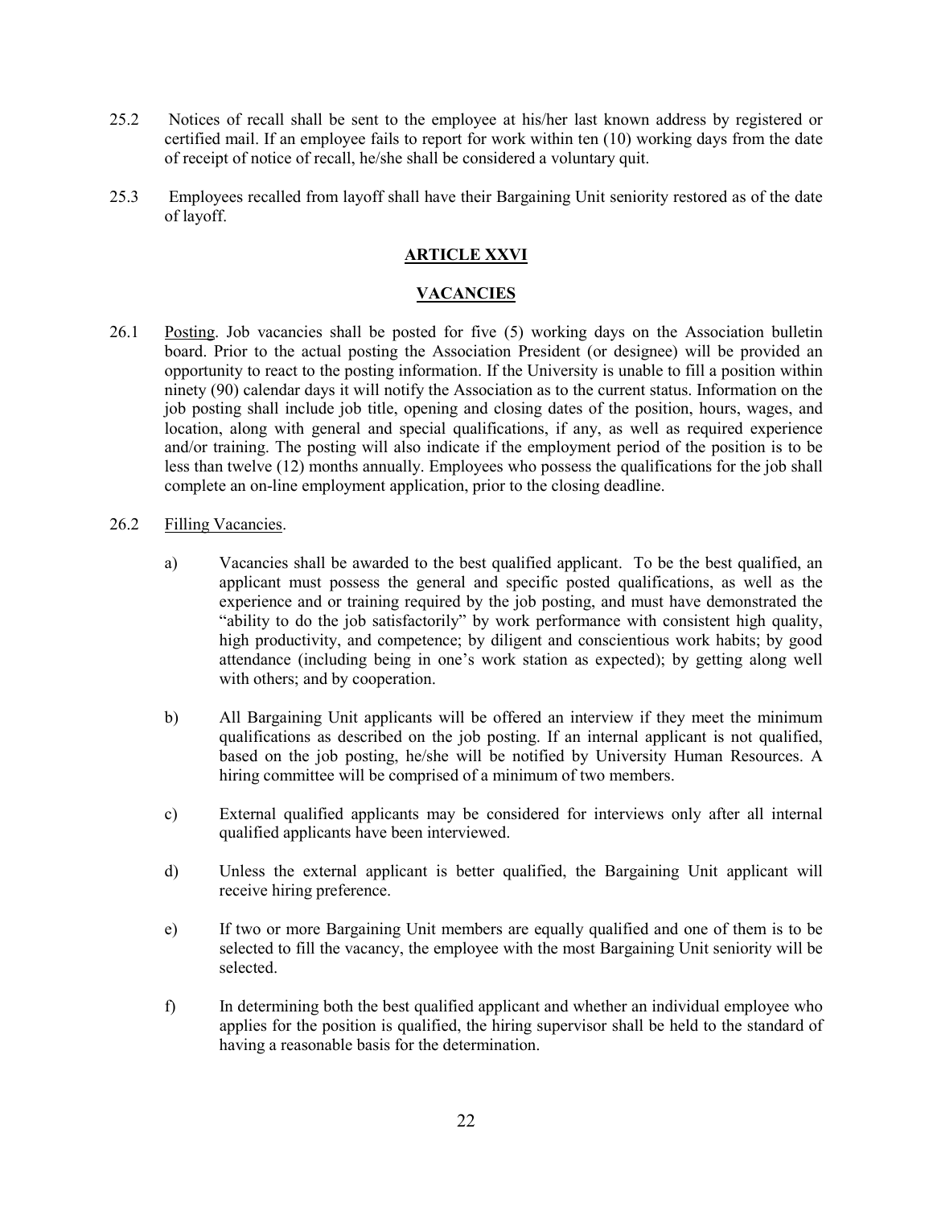25.2 Notices of recall shall be sent to the employee at his/her last known address by registered or certified mail. If an employee fails to report for work within ten (10) working days from the date of receipt of notice of recall, he/she shall be considered a voluntary quit.

25.3 Employees recalled from layoff shall have their Bargaining Unit seniority restored as of the date of layoff.

## ARTICLE XXVI

## VACANCIES

26.1 Posting. Job vacancies shall be posted for five (5) working days on the Association bulletin board. Prior to the actual posting the Association President (or designee) will be provided an opportunity to react to the posting information. If the University is unable to fill a position within ninety (90) calendar days it will notify the Association as to the current status. Information on the job posting shall include job title, opening and closing dates of the position, hours, wages, and location, along with general and special qualifications, if any, as well as required experience and/or training. The posting will also indicate if the employment period of the position is to be less than twelve (12) months annually. Employees who possess the qualifications for the job shall complete an on-line employment application, prior to the closing deadline.

26.2 Filling Vacancies.

a) Vacancies shall be awarded to the best qualified applicant. To be the best qualified, an applicant must possess the general and specific posted qualifications, as well as the experience and or training required by the job posting, and must have demonstrated the "ability to do the job satisfactorily" by work performance with consistent high quality, high productivity, and competence; by diligent and conscientious work habits; by good attendance (including being in one's work station as expected); by getting along well with others; and by cooperation.

b) All Bargaining Unit applicants will be offered an interview if they meet the minimum qualifications as described on the job posting. If an internal applicant is not qualified, based on the job posting, he/she will be notified by University Human Resources. A hiring committee will be comprised of a minimum of two members.

c) External qualified applicants may be considered for interviews only after all internal qualified applicants have been interviewed.

d) Unless the external applicant is better qualified, the Bargaining Unit applicant will receive hiring preference.

e) If two or more Bargaining Unit members are equally qualified and one of them is to be selected to fill the vacancy, the employee with the most Bargaining Unit seniority will be selected.

f) In determining both the best qualified applicant and whether an individual employee who applies for the position is qualified, the hiring supervisor shall be held to the standard of having a reasonable basis for the determination.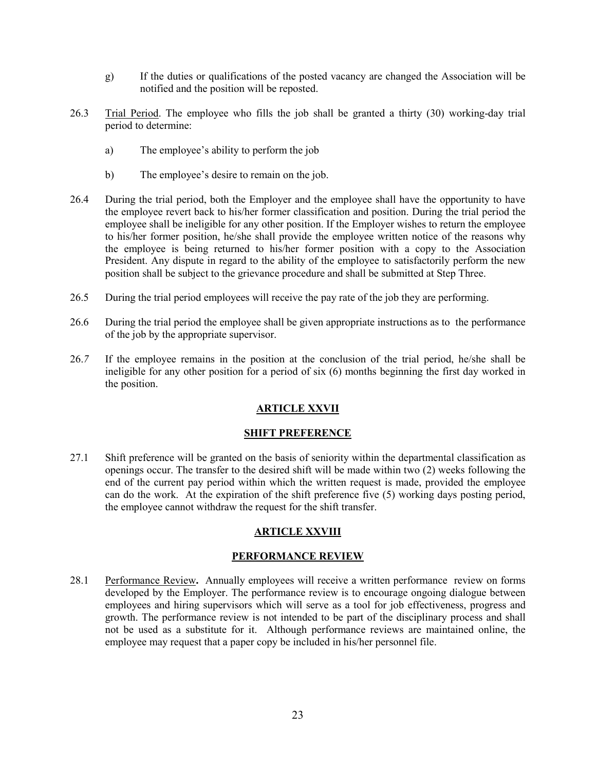g) If the duties or qualifications of the posted vacancy are changed the Association will be notified and the position will be reposted.

26.3 Trial Period. The employee who fills the job shall be granted a thirty (30) working-day trial period to determine:

a) The employee's ability to perform the job

b) The employee's desire to remain on the job.

26.4 During the trial period, both the Employer and the employee shall have the opportunity to have the employee revert back to his/her former classification and position. During the trial period the employee shall be ineligible for any other position. If the Employer wishes to return the employee to his/her former position, he/she shall provide the employee written notice of the reasons why the employee is being returned to his/her former position with a copy to the Association President. Any dispute in regard to the ability of the employee to satisfactorily perform the new position shall be subject to the grievance procedure and shall be submitted at Step Three.

26.5 During the trial period employees will receive the pay rate of the job they are performing.

26.6 During the trial period the employee shall be given appropriate instructions as to the performance of the job by the appropriate supervisor.

26.7 If the employee remains in the position at the conclusion of the trial period, he/she shall be ineligible for any other position for a period of six (6) months beginning the first day worked in the position.

## ARTICLE XXVII

## SHIFT PREFERENCE

27.1 Shift preference will be granted on the basis of seniority within the departmental classification as openings occur. The transfer to the desired shift will be made within two (2) weeks following the end of the current pay period within which the written request is made, provided the employee can do the work. At the expiration of the shift preference five (5) working days posting period, the employee cannot withdraw the request for the shift transfer.

## ARTICLE XXVIII

## PERFORMANCE REVIEW

28.1 Performance Review**.** Annually employees will receive a written performance review on forms developed by the Employer. The performance review is to encourage ongoing dialogue between employees and hiring supervisors which will serve as a tool for job effectiveness, progress and growth. The performance review is not intended to be part of the disciplinary process and shall not be used as a substitute for it. Although performance reviews are maintained online, the employee may request that a paper copy be included in his/her personnel file.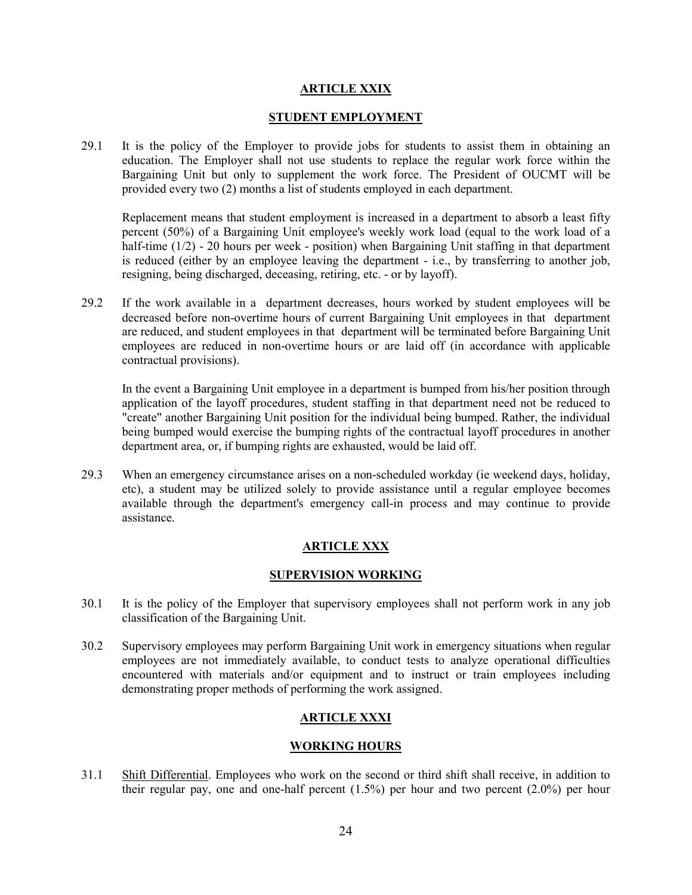## ARTICLE XXIX

## STUDENT EMPLOYMENT

29.1 It is the policy of the Employer to provide jobs for students to assist them in obtaining an education. The Employer shall not use students to replace the regular work force within the Bargaining Unit but only to supplement the work force. The President of OUCMT will be provided every two (2) months a list of students employed in each department.

Replacement means that student employment is increased in a department to absorb a least fifty percent (50%) of a Bargaining Unit employee's weekly work load (equal to the work load of a half-time (1/2) - 20 hours per week - position) when Bargaining Unit staffing in that department is reduced (either by an employee leaving the department - i.e., by transferring to another job, resigning, being discharged, deceasing, retiring, etc. - or by layoff).

29.2 If the work available in a department decreases, hours worked by student employees will be decreased before non-overtime hours of current Bargaining Unit employees in that department are reduced, and student employees in that department will be terminated before Bargaining Unit employees are reduced in non-overtime hours or are laid off (in accordance with applicable contractual provisions).

In the event a Bargaining Unit employee in a department is bumped from his/her position through application of the layoff procedures, student staffing in that department need not be reduced to "create" another Bargaining Unit position for the individual being bumped. Rather, the individual being bumped would exercise the bumping rights of the contractual layoff procedures in another department area, or, if bumping rights are exhausted, would be laid off.

29.3 When an emergency circumstance arises on a non-scheduled workday (ie weekend days, holiday, etc), a student may be utilized solely to provide assistance until a regular employee becomes available through the department's emergency call-in process and may continue to provide assistance.

## ARTICLE XXX

## SUPERVISION WORKING

30.1 It is the policy of the Employer that supervisory employees shall not perform work in any job classification of the Bargaining Unit.

30.2 Supervisory employees may perform Bargaining Unit work in emergency situations when regular employees are not immediately available, to conduct tests to analyze operational difficulties encountered with materials and/or equipment and to instruct or train employees including demonstrating proper methods of performing the work assigned.

## ARTICLE XXXI

## WORKING HOURS

31.1 Shift Differential. Employees who work on the second or third shift shall receive, in addition to their regular pay, one and one-half percent (1.5%) per hour and two percent (2.0%) per hour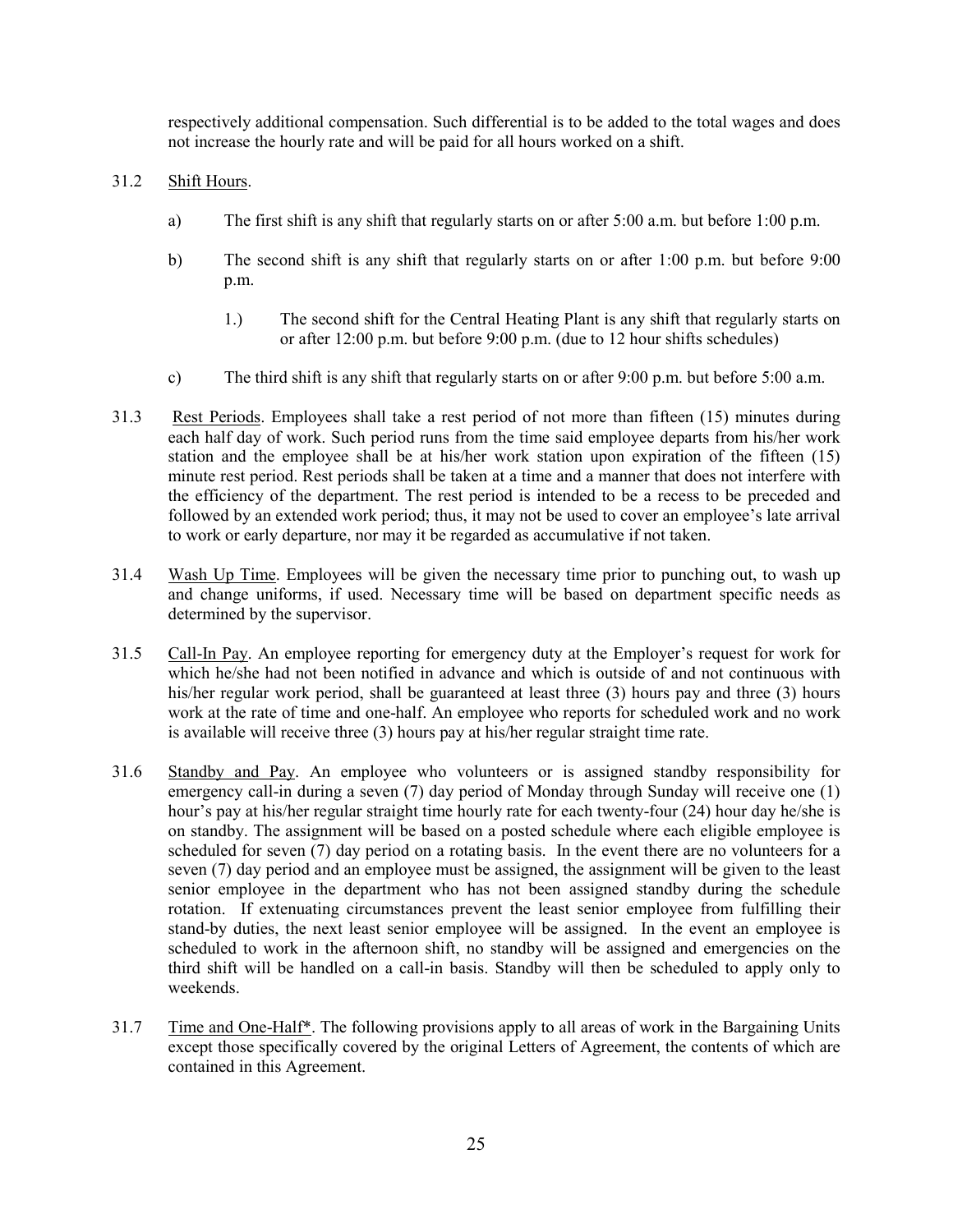respectively additional compensation. Such differential is to be added to the total wages and does not increase the hourly rate and will be paid for all hours worked on a shift.

31.2 Shift Hours.

a) The first shift is any shift that regularly starts on or after 5:00 a.m. but before 1:00 p.m.

b) The second shift is any shift that regularly starts on or after 1:00 p.m. but before 9:00 p.m.

1.) The second shift for the Central Heating Plant is any shift that regularly starts on or after 12:00 p.m. but before 9:00 p.m. (due to 12 hour shifts schedules)

c) The third shift is any shift that regularly starts on or after 9:00 p.m. but before 5:00 a.m.

31.3 Rest Periods. Employees shall take a rest period of not more than fifteen (15) minutes during each half day of work. Such period runs from the time said employee departs from his/her work station and the employee shall be at his/her work station upon expiration of the fifteen (15) minute rest period. Rest periods shall be taken at a time and a manner that does not interfere with the efficiency of the department. The rest period is intended to be a recess to be preceded and followed by an extended work period; thus, it may not be used to cover an employee's late arrival to work or early departure, nor may it be regarded as accumulative if not taken.

31.4 Wash Up Time. Employees will be given the necessary time prior to punching out, to wash up and change uniforms, if used. Necessary time will be based on department specific needs as determined by the supervisor.

31.5 Call-In Pay. An employee reporting for emergency duty at the Employer's request for work for which he/she had not been notified in advance and which is outside of and not continuous with his/her regular work period, shall be guaranteed at least three (3) hours pay and three (3) hours work at the rate of time and one-half. An employee who reports for scheduled work and no work is available will receive three (3) hours pay at his/her regular straight time rate.

31.6 Standby and Pay. An employee who volunteers or is assigned standby responsibility for emergency call-in during a seven (7) day period of Monday through Sunday will receive one (1) hour's pay at his/her regular straight time hourly rate for each twenty-four (24) hour day he/she is on standby. The assignment will be based on a posted schedule where each eligible employee is scheduled for seven (7) day period on a rotating basis. In the event there are no volunteers for a seven (7) day period and an employee must be assigned, the assignment will be given to the least senior employee in the department who has not been assigned standby during the schedule rotation. If extenuating circumstances prevent the least senior employee from fulfilling their stand-by duties, the next least senior employee will be assigned. In the event an employee is scheduled to work in the afternoon shift, no standby will be assigned and emergencies on the third shift will be handled on a call-in basis. Standby will then be scheduled to apply only to weekends.

31.7 Time and One-Half*. The following provisions apply to all areas of work in the Bargaining Units except those specifically covered by the original Letters of Agreement, the contents of which are contained in this Agreement.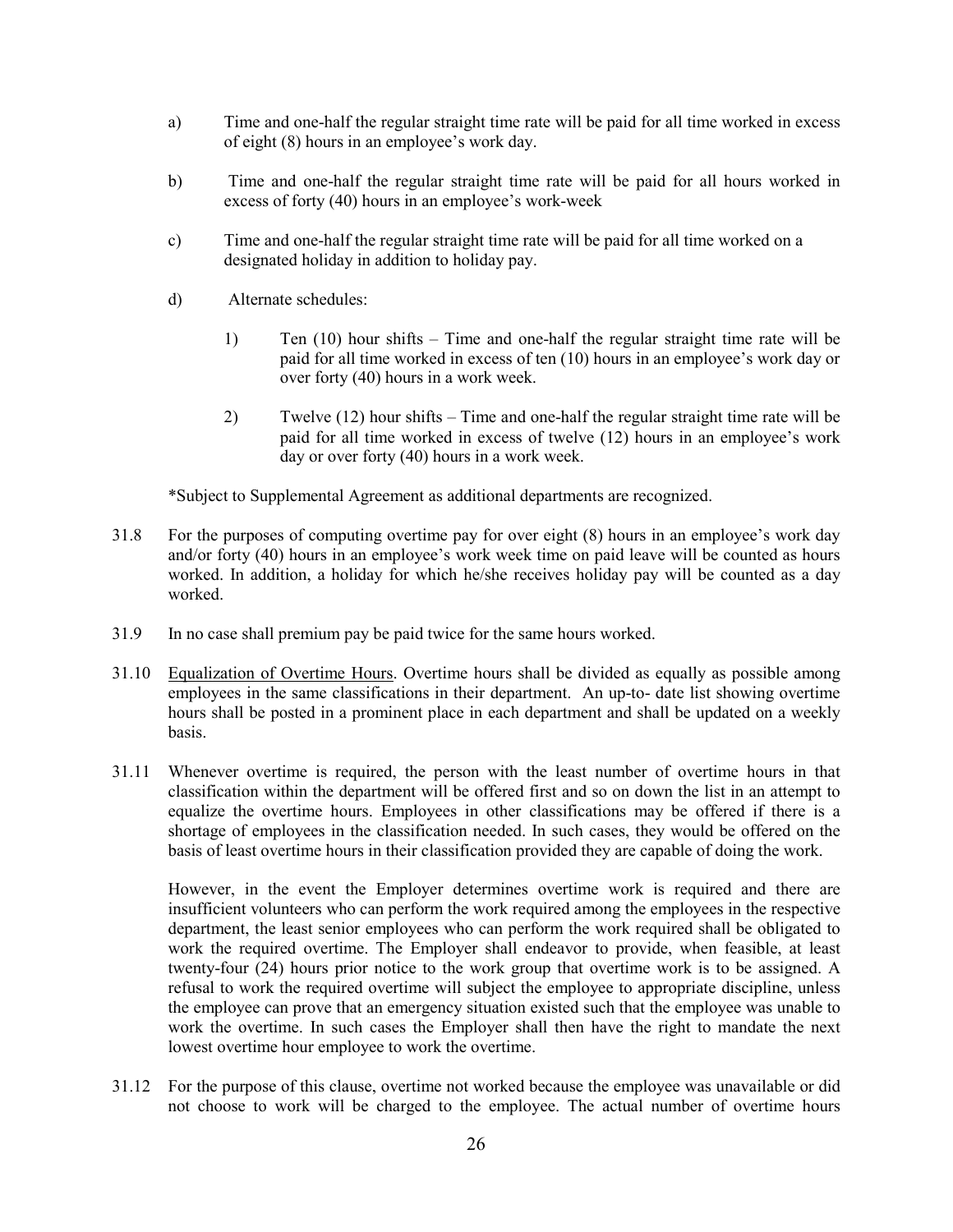a) Time and one-half the regular straight time rate will be paid for all time worked in excess of eight (8) hours in an employee's work day.

b) Time and one-half the regular straight time rate will be paid for all hours worked in excess of forty (40) hours in an employee's work-week

c) Time and one-half the regular straight time rate will be paid for all time worked on a designated holiday in addition to holiday pay.

d) Alternate schedules:

   1) Ten (10) hour shifts – Time and one-half the regular straight time rate will be paid for all time worked in excess of ten (10) hours in an employee's work day or over forty (40) hours in a work week.

   2) Twelve (12) hour shifts – Time and one-half the regular straight time rate will be paid for all time worked in excess of twelve (12) hours in an employee's work day or over forty (40) hours in a work week.

*Subject to Supplemental Agreement as additional departments are recognized.

31.8 For the purposes of computing overtime pay for over eight (8) hours in an employee's work day and/or forty (40) hours in an employee's work week time on paid leave will be counted as hours worked. In addition, a holiday for which he/she receives holiday pay will be counted as a day worked.

31.9 In no case shall premium pay be paid twice for the same hours worked.

31.10 Equalization of Overtime Hours. Overtime hours shall be divided as equally as possible among employees in the same classifications in their department. An up-to- date list showing overtime hours shall be posted in a prominent place in each department and shall be updated on a weekly basis.

31.11 Whenever overtime is required, the person with the least number of overtime hours in that classification within the department will be offered first and so on down the list in an attempt to equalize the overtime hours. Employees in other classifications may be offered if there is a shortage of employees in the classification needed. In such cases, they would be offered on the basis of least overtime hours in their classification provided they are capable of doing the work.

However, in the event the Employer determines overtime work is required and there are insufficient volunteers who can perform the work required among the employees in the respective department, the least senior employees who can perform the work required shall be obligated to work the required overtime. The Employer shall endeavor to provide, when feasible, at least twenty-four (24) hours prior notice to the work group that overtime work is to be assigned. A refusal to work the required overtime will subject the employee to appropriate discipline, unless the employee can prove that an emergency situation existed such that the employee was unable to work the overtime. In such cases the Employer shall then have the right to mandate the next lowest overtime hour employee to work the overtime.

31.12 For the purpose of this clause, overtime not worked because the employee was unavailable or did not choose to work will be charged to the employee. The actual number of overtime hours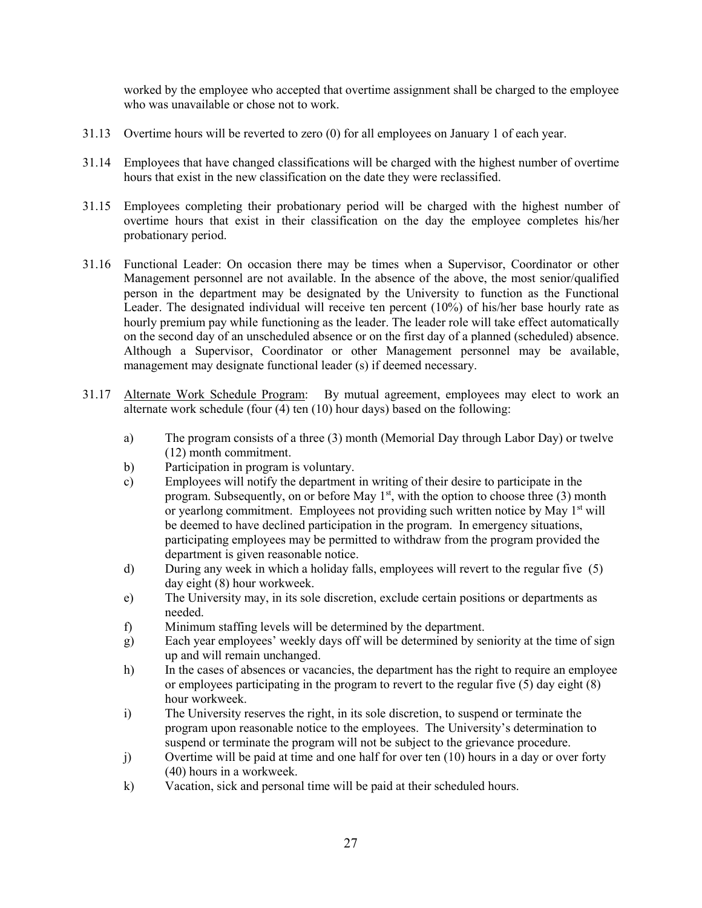worked by the employee who accepted that overtime assignment shall be charged to the employee who was unavailable or chose not to work.

31.13 Overtime hours will be reverted to zero (0) for all employees on January 1 of each year.

31.14 Employees that have changed classifications will be charged with the highest number of overtime hours that exist in the new classification on the date they were reclassified.

31.15 Employees completing their probationary period will be charged with the highest number of overtime hours that exist in their classification on the day the employee completes his/her probationary period.

31.16 Functional Leader: On occasion there may be times when a Supervisor, Coordinator or other Management personnel are not available. In the absence of the above, the most senior/qualified person in the department may be designated by the University to function as the Functional Leader. The designated individual will receive ten percent (10%) of his/her base hourly rate as hourly premium pay while functioning as the leader. The leader role will take effect automatically on the second day of an unscheduled absence or on the first day of a planned (scheduled) absence. Although a Supervisor, Coordinator or other Management personnel may be available, management may designate functional leader (s) if deemed necessary.

31.17 Alternate Work Schedule Program: By mutual agreement, employees may elect to work an alternate work schedule (four (4) ten (10) hour days) based on the following:

a) The program consists of a three (3) month (Memorial Day through Labor Day) or twelve (12) month commitment.
b) Participation in program is voluntary.
c) Employees will notify the department in writing of their desire to participate in the program. Subsequently, on or before May 1st, with the option to choose three (3) month or yearlong commitment. Employees not providing such written notice by May 1st will be deemed to have declined participation in the program. In emergency situations, participating employees may be permitted to withdraw from the program provided the department is given reasonable notice.
d) During any week in which a holiday falls, employees will revert to the regular five (5) day eight (8) hour workweek.
e) The University may, in its sole discretion, exclude certain positions or departments as needed.
f) Minimum staffing levels will be determined by the department.
g) Each year employees' weekly days off will be determined by seniority at the time of sign up and will remain unchanged.
h) In the cases of absences or vacancies, the department has the right to require an employee or employees participating in the program to revert to the regular five (5) day eight (8) hour workweek.
i) The University reserves the right, in its sole discretion, to suspend or terminate the program upon reasonable notice to the employees. The University's determination to suspend or terminate the program will not be subject to the grievance procedure.
j) Overtime will be paid at time and one half for over ten (10) hours in a day or over forty (40) hours in a workweek.
k) Vacation, sick and personal time will be paid at their scheduled hours.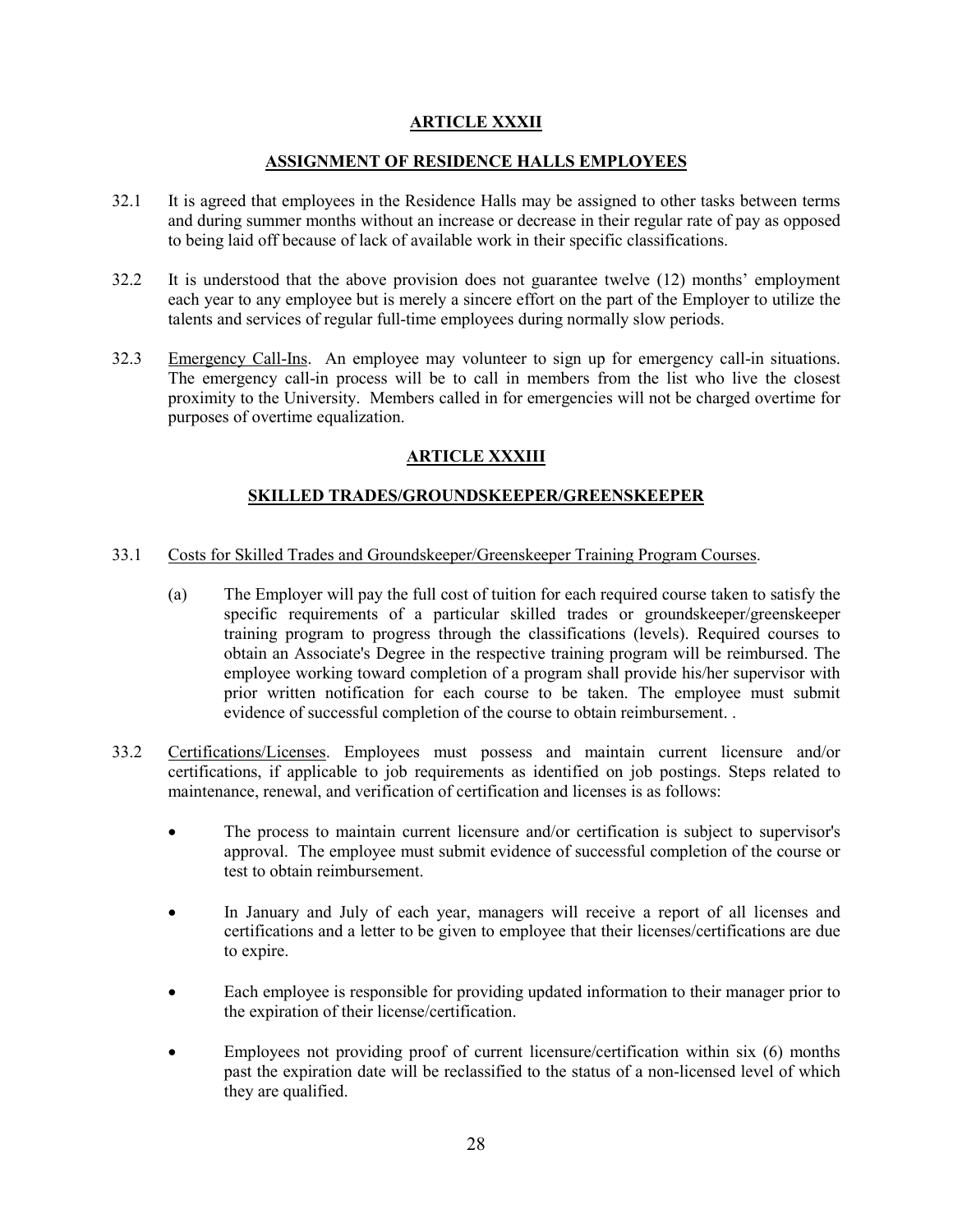## ARTICLE XXXII

## ASSIGNMENT OF RESIDENCE HALLS EMPLOYEES

32.1 It is agreed that employees in the Residence Halls may be assigned to other tasks between terms and during summer months without an increase or decrease in their regular rate of pay as opposed to being laid off because of lack of available work in their specific classifications.

32.2 It is understood that the above provision does not guarantee twelve (12) months' employment each year to any employee but is merely a sincere effort on the part of the Employer to utilize the talents and services of regular full-time employees during normally slow periods.

32.3 Emergency Call-Ins. An employee may volunteer to sign up for emergency call-in situations. The emergency call-in process will be to call in members from the list who live the closest proximity to the University. Members called in for emergencies will not be charged overtime for purposes of overtime equalization.

## ARTICLE XXXIII

## SKILLED TRADES/GROUNDSKEEPER/GREENSKEEPER

33.1 Costs for Skilled Trades and Groundskeeper/Greenskeeper Training Program Courses.

(a) The Employer will pay the full cost of tuition for each required course taken to satisfy the specific requirements of a particular skilled trades or groundskeeper/greenskeeper training program to progress through the classifications (levels). Required courses to obtain an Associate's Degree in the respective training program will be reimbursed. The employee working toward completion of a program shall provide his/her supervisor with prior written notification for each course to be taken. The employee must submit evidence of successful completion of the course to obtain reimbursement. .

33.2 Certifications/Licenses. Employees must possess and maintain current licensure and/or certifications, if applicable to job requirements as identified on job postings. Steps related to maintenance, renewal, and verification of certification and licenses is as follows:

- The process to maintain current licensure and/or certification is subject to supervisor's approval. The employee must submit evidence of successful completion of the course or test to obtain reimbursement.
- In January and July of each year, managers will receive a report of all licenses and certifications and a letter to be given to employee that their licenses/certifications are due to expire.
- Each employee is responsible for providing updated information to their manager prior to the expiration of their license/certification.
- Employees not providing proof of current licensure/certification within six (6) months past the expiration date will be reclassified to the status of a non-licensed level of which they are qualified.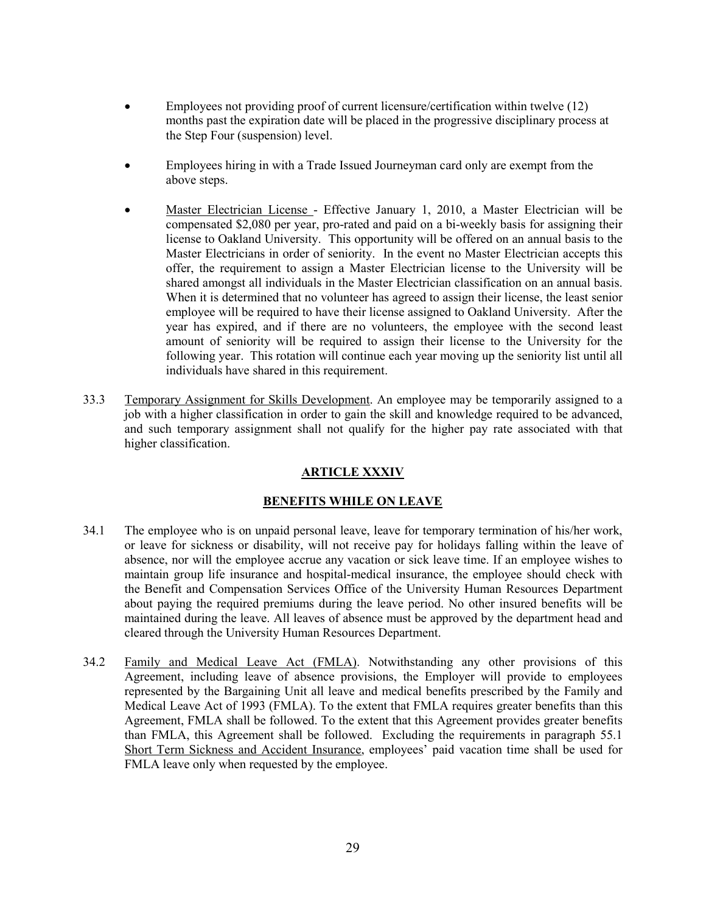- Employees not providing proof of current licensure/certification within twelve (12) months past the expiration date will be placed in the progressive disciplinary process at the Step Four (suspension) level.

- Employees hiring in with a Trade Issued Journeyman card only are exempt from the above steps.

- <u>Master Electrician License</u> - Effective January 1, 2010, a Master Electrician will be compensated $2,080 per year, pro-rated and paid on a bi-weekly basis for assigning their license to Oakland University. This opportunity will be offered on an annual basis to the Master Electricians in order of seniority. In the event no Master Electrician accepts this offer, the requirement to assign a Master Electrician license to the University will be shared amongst all individuals in the Master Electrician classification on an annual basis. When it is determined that no volunteer has agreed to assign their license, the least senior employee will be required to have their license assigned to Oakland University. After the year has expired, and if there are no volunteers, the employee with the second least amount of seniority will be required to assign their license to the University for the following year. This rotation will continue each year moving up the seniority list until all individuals have shared in this requirement.

33.3 <u>Temporary Assignment for Skills Development</u>. An employee may be temporarily assigned to a job with a higher classification in order to gain the skill and knowledge required to be advanced, and such temporary assignment shall not qualify for the higher pay rate associated with that higher classification.

## ARTICLE XXXIV

## BENEFITS WHILE ON LEAVE

34.1 The employee who is on unpaid personal leave, leave for temporary termination of his/her work, or leave for sickness or disability, will not receive pay for holidays falling within the leave of absence, nor will the employee accrue any vacation or sick leave time. If an employee wishes to maintain group life insurance and hospital-medical insurance, the employee should check with the Benefit and Compensation Services Office of the University Human Resources Department about paying the required premiums during the leave period. No other insured benefits will be maintained during the leave. All leaves of absence must be approved by the department head and cleared through the University Human Resources Department.

34.2 <u>Family and Medical Leave Act (FMLA)</u>. Notwithstanding any other provisions of this Agreement, including leave of absence provisions, the Employer will provide to employees represented by the Bargaining Unit all leave and medical benefits prescribed by the Family and Medical Leave Act of 1993 (FMLA). To the extent that FMLA requires greater benefits than this Agreement, FMLA shall be followed. To the extent that this Agreement provides greater benefits than FMLA, this Agreement shall be followed. Excluding the requirements in paragraph 55.1 <u>Short Term Sickness and Accident Insurance</u>, employees' paid vacation time shall be used for FMLA leave only when requested by the employee.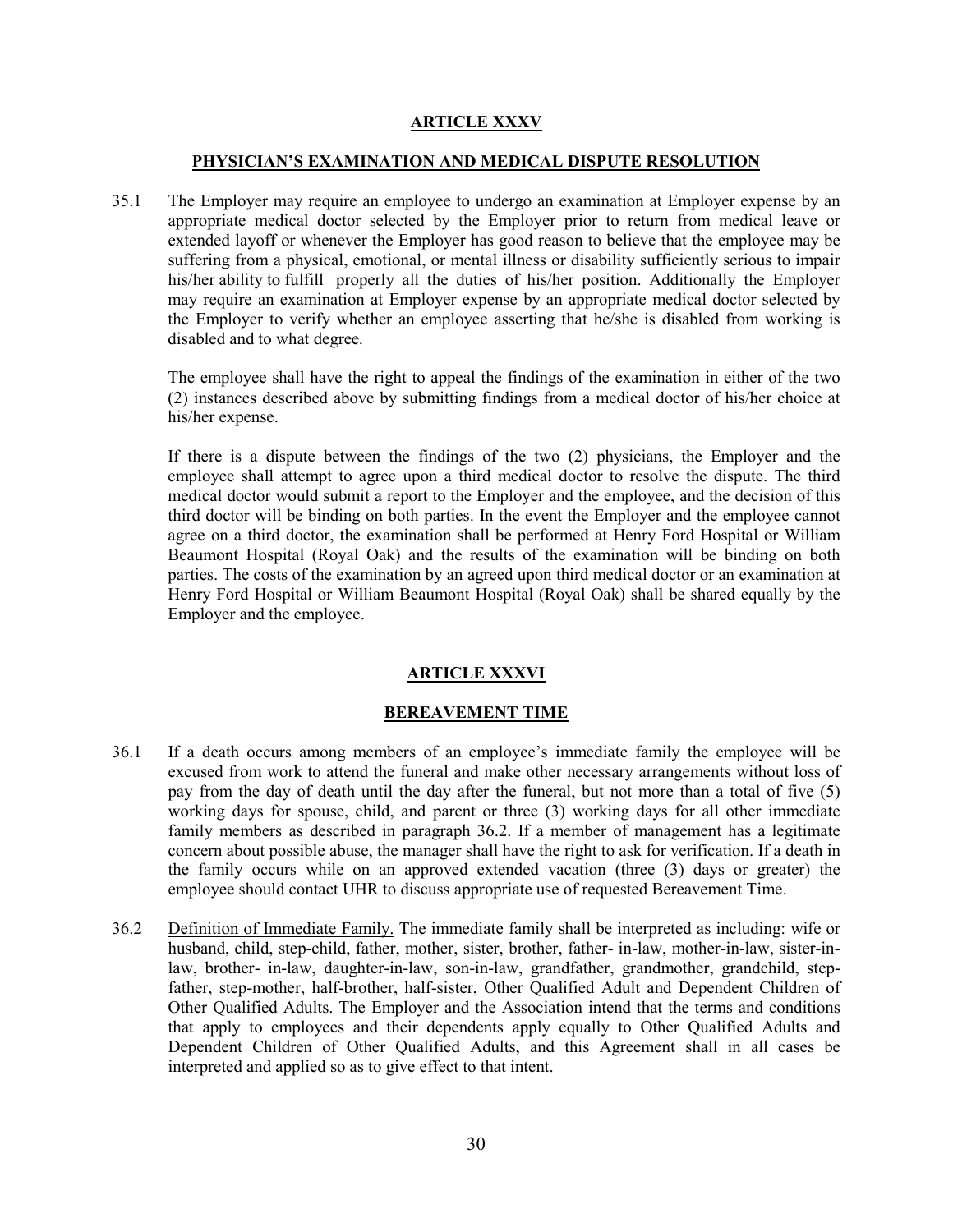## ARTICLE XXXV

### PHYSICIAN'S EXAMINATION AND MEDICAL DISPUTE RESOLUTION

35.1 The Employer may require an employee to undergo an examination at Employer expense by an appropriate medical doctor selected by the Employer prior to return from medical leave or extended layoff or whenever the Employer has good reason to believe that the employee may be suffering from a physical, emotional, or mental illness or disability sufficiently serious to impair his/her ability to fulfill properly all the duties of his/her position. Additionally the Employer may require an examination at Employer expense by an appropriate medical doctor selected by the Employer to verify whether an employee asserting that he/she is disabled from working is disabled and to what degree.

The employee shall have the right to appeal the findings of the examination in either of the two (2) instances described above by submitting findings from a medical doctor of his/her choice at his/her expense.

If there is a dispute between the findings of the two (2) physicians, the Employer and the employee shall attempt to agree upon a third medical doctor to resolve the dispute. The third medical doctor would submit a report to the Employer and the employee, and the decision of this third doctor will be binding on both parties. In the event the Employer and the employee cannot agree on a third doctor, the examination shall be performed at Henry Ford Hospital or William Beaumont Hospital (Royal Oak) and the results of the examination will be binding on both parties. The costs of the examination by an agreed upon third medical doctor or an examination at Henry Ford Hospital or William Beaumont Hospital (Royal Oak) shall be shared equally by the Employer and the employee.

## ARTICLE XXXVI

### BEREAVEMENT TIME

36.1 If a death occurs among members of an employee's immediate family the employee will be excused from work to attend the funeral and make other necessary arrangements without loss of pay from the day of death until the day after the funeral, but not more than a total of five (5) working days for spouse, child, and parent or three (3) working days for all other immediate family members as described in paragraph 36.2. If a member of management has a legitimate concern about possible abuse, the manager shall have the right to ask for verification. If a death in the family occurs while on an approved extended vacation (three (3) days or greater) the employee should contact UHR to discuss appropriate use of requested Bereavement Time.

36.2 Definition of Immediate Family. The immediate family shall be interpreted as including: wife or husband, child, step-child, father, mother, sister, brother, father- in-law, mother-in-law, sister-in-law, brother- in-law, daughter-in-law, son-in-law, grandfather, grandmother, grandchild, step-father, step-mother, half-brother, half-sister, Other Qualified Adult and Dependent Children of Other Qualified Adults. The Employer and the Association intend that the terms and conditions that apply to employees and their dependents apply equally to Other Qualified Adults and Dependent Children of Other Qualified Adults, and this Agreement shall in all cases be interpreted and applied so as to give effect to that intent.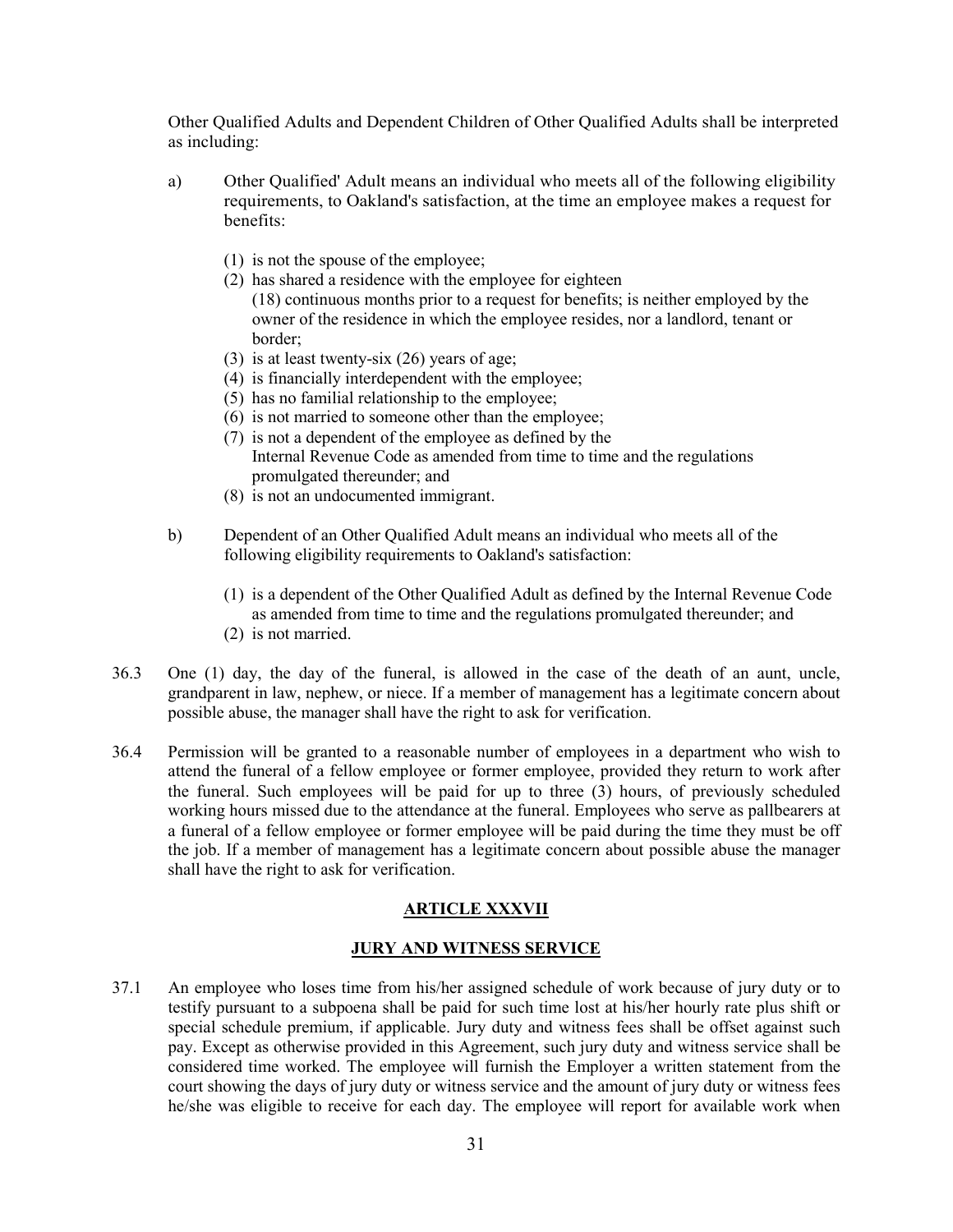Other Qualified Adults and Dependent Children of Other Qualified Adults shall be interpreted as including:

a) Other Qualified' Adult means an individual who meets all of the following eligibility requirements, to Oakland's satisfaction, at the time an employee makes a request for benefits:

   (1) is not the spouse of the employee;
   (2) has shared a residence with the employee for eighteen (18) continuous months prior to a request for benefits; is neither employed by the owner of the residence in which the employee resides, nor a landlord, tenant or border;
   (3) is at least twenty-six (26) years of age;
   (4) is financially interdependent with the employee;
   (5) has no familial relationship to the employee;
   (6) is not married to someone other than the employee;
   (7) is not a dependent of the employee as defined by the Internal Revenue Code as amended from time to time and the regulations promulgated thereunder; and
   (8) is not an undocumented immigrant.

b) Dependent of an Other Qualified Adult means an individual who meets all of the following eligibility requirements to Oakland's satisfaction:

   (1) is a dependent of the Other Qualified Adult as defined by the Internal Revenue Code as amended from time to time and the regulations promulgated thereunder; and
   (2) is not married.

36.3 One (1) day, the day of the funeral, is allowed in the case of the death of an aunt, uncle, grandparent in law, nephew, or niece. If a member of management has a legitimate concern about possible abuse, the manager shall have the right to ask for verification.

36.4 Permission will be granted to a reasonable number of employees in a department who wish to attend the funeral of a fellow employee or former employee, provided they return to work after the funeral. Such employees will be paid for up to three (3) hours, of previously scheduled working hours missed due to the attendance at the funeral. Employees who serve as pallbearers at a funeral of a fellow employee or former employee will be paid during the time they must be off the job. If a member of management has a legitimate concern about possible abuse the manager shall have the right to ask for verification.

## ARTICLE XXXVII

## JURY AND WITNESS SERVICE

37.1 An employee who loses time from his/her assigned schedule of work because of jury duty or to testify pursuant to a subpoena shall be paid for such time lost at his/her hourly rate plus shift or special schedule premium, if applicable. Jury duty and witness fees shall be offset against such pay. Except as otherwise provided in this Agreement, such jury duty and witness service shall be considered time worked. The employee will furnish the Employer a written statement from the court showing the days of jury duty or witness service and the amount of jury duty or witness fees he/she was eligible to receive for each day. The employee will report for available work when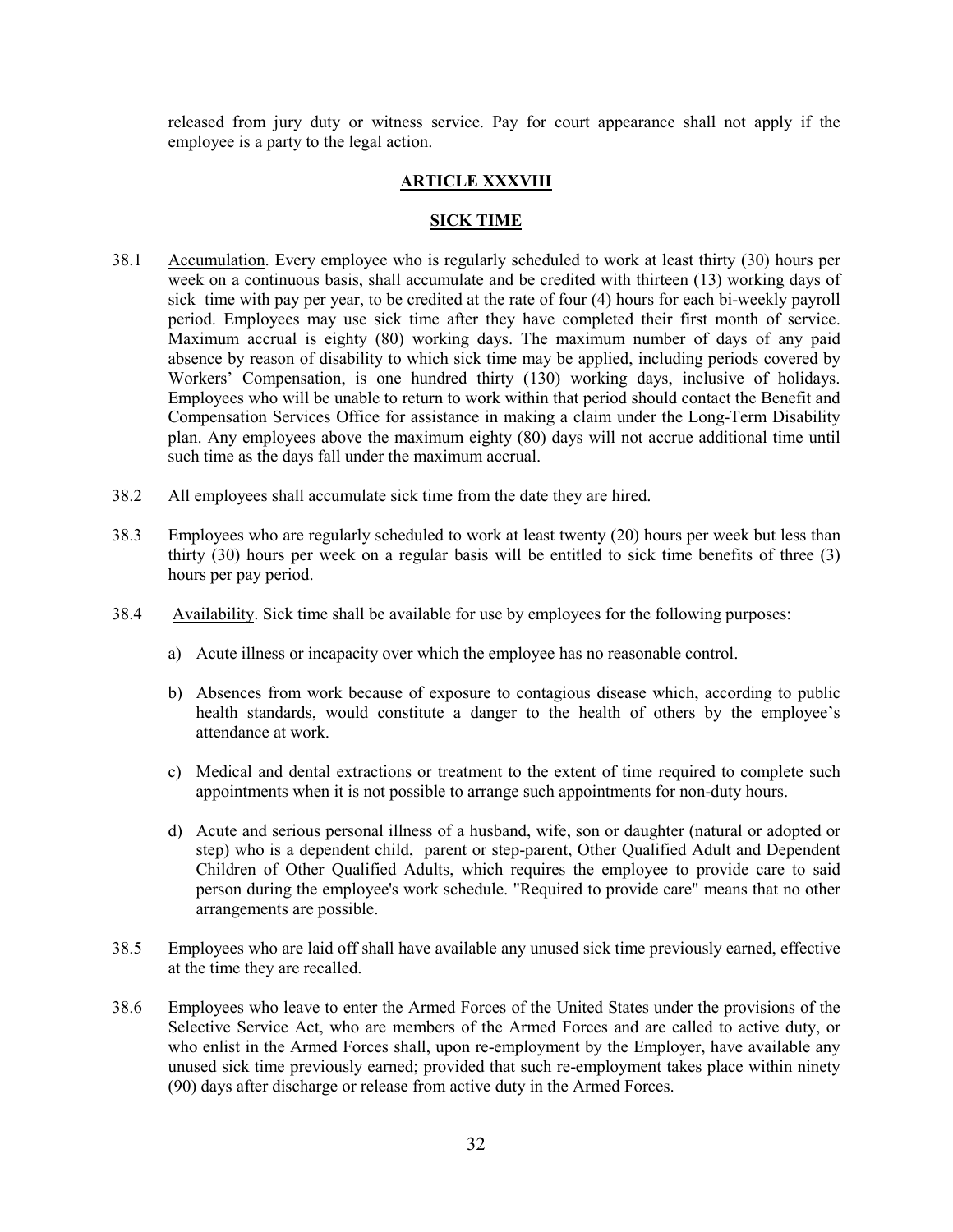released from jury duty or witness service. Pay for court appearance shall not apply if the employee is a party to the legal action.

## ARTICLE XXXVIII

## SICK TIME

38.1 Accumulation. Every employee who is regularly scheduled to work at least thirty (30) hours per week on a continuous basis, shall accumulate and be credited with thirteen (13) working days of sick time with pay per year, to be credited at the rate of four (4) hours for each bi-weekly payroll period. Employees may use sick time after they have completed their first month of service. Maximum accrual is eighty (80) working days. The maximum number of days of any paid absence by reason of disability to which sick time may be applied, including periods covered by Workers' Compensation, is one hundred thirty (130) working days, inclusive of holidays. Employees who will be unable to return to work within that period should contact the Benefit and Compensation Services Office for assistance in making a claim under the Long-Term Disability plan. Any employees above the maximum eighty (80) days will not accrue additional time until such time as the days fall under the maximum accrual.

38.2 All employees shall accumulate sick time from the date they are hired.

38.3 Employees who are regularly scheduled to work at least twenty (20) hours per week but less than thirty (30) hours per week on a regular basis will be entitled to sick time benefits of three (3) hours per pay period.

38.4 Availability. Sick time shall be available for use by employees for the following purposes:

a) Acute illness or incapacity over which the employee has no reasonable control.

b) Absences from work because of exposure to contagious disease which, according to public health standards, would constitute a danger to the health of others by the employee's attendance at work.

c) Medical and dental extractions or treatment to the extent of time required to complete such appointments when it is not possible to arrange such appointments for non-duty hours.

d) Acute and serious personal illness of a husband, wife, son or daughter (natural or adopted or step) who is a dependent child, parent or step-parent, Other Qualified Adult and Dependent Children of Other Qualified Adults, which requires the employee to provide care to said person during the employee's work schedule. "Required to provide care" means that no other arrangements are possible.

38.5 Employees who are laid off shall have available any unused sick time previously earned, effective at the time they are recalled.

38.6 Employees who leave to enter the Armed Forces of the United States under the provisions of the Selective Service Act, who are members of the Armed Forces and are called to active duty, or who enlist in the Armed Forces shall, upon re-employment by the Employer, have available any unused sick time previously earned; provided that such re-employment takes place within ninety (90) days after discharge or release from active duty in the Armed Forces.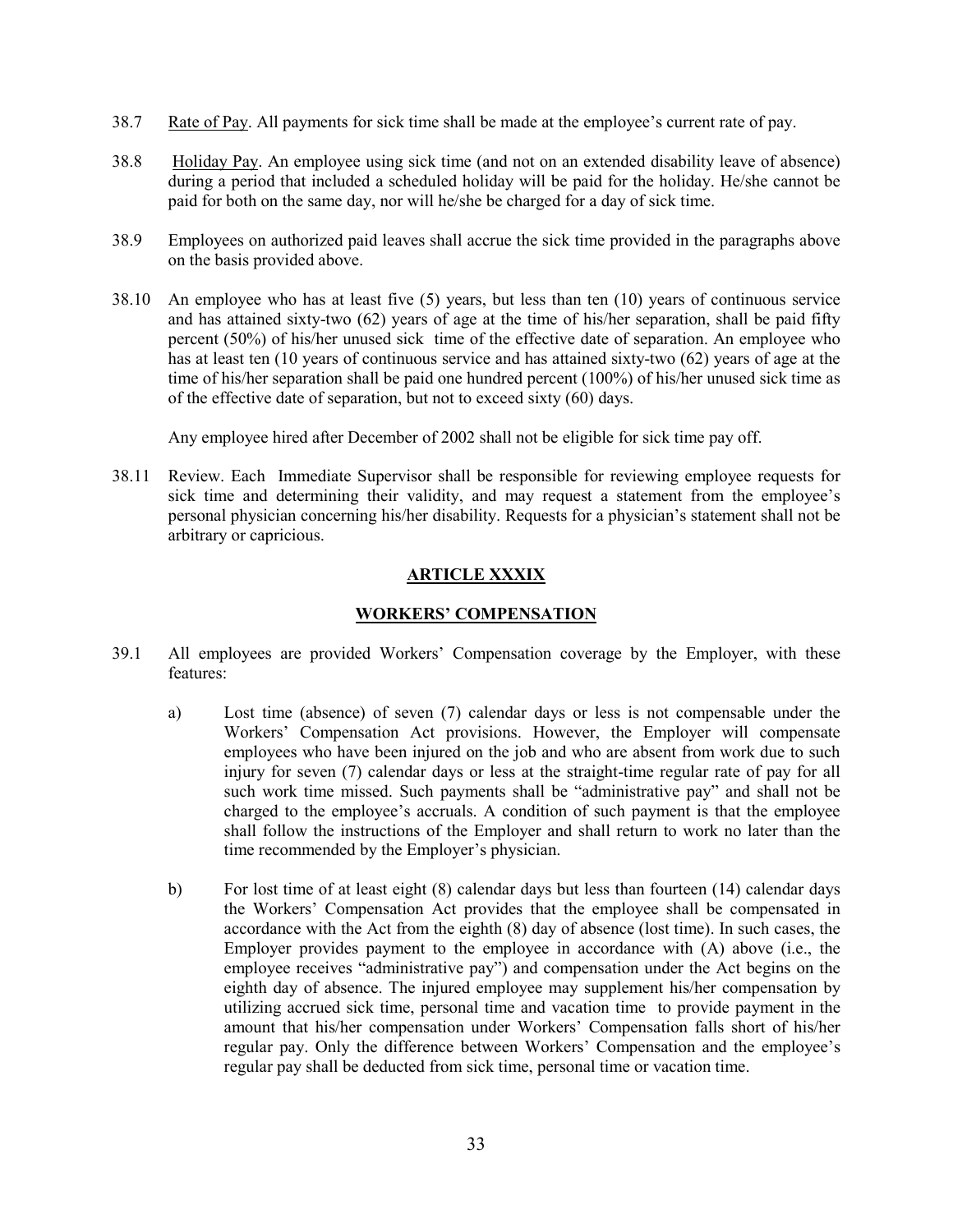38.7 Rate of Pay. All payments for sick time shall be made at the employee's current rate of pay.

38.8 Holiday Pay. An employee using sick time (and not on an extended disability leave of absence) during a period that included a scheduled holiday will be paid for the holiday. He/she cannot be paid for both on the same day, nor will he/she be charged for a day of sick time.

38.9 Employees on authorized paid leaves shall accrue the sick time provided in the paragraphs above on the basis provided above.

38.10 An employee who has at least five (5) years, but less than ten (10) years of continuous service and has attained sixty-two (62) years of age at the time of his/her separation, shall be paid fifty percent (50%) of his/her unused sick time of the effective date of separation. An employee who has at least ten (10 years of continuous service and has attained sixty-two (62) years of age at the time of his/her separation shall be paid one hundred percent (100%) of his/her unused sick time as of the effective date of separation, but not to exceed sixty (60) days.

Any employee hired after December of 2002 shall not be eligible for sick time pay off.

38.11 Review. Each Immediate Supervisor shall be responsible for reviewing employee requests for sick time and determining their validity, and may request a statement from the employee's personal physician concerning his/her disability. Requests for a physician's statement shall not be arbitrary or capricious.

## ARTICLE XXXIX

## WORKERS' COMPENSATION

39.1 All employees are provided Workers' Compensation coverage by the Employer, with these features:

a) Lost time (absence) of seven (7) calendar days or less is not compensable under the Workers' Compensation Act provisions. However, the Employer will compensate employees who have been injured on the job and who are absent from work due to such injury for seven (7) calendar days or less at the straight-time regular rate of pay for all such work time missed. Such payments shall be "administrative pay" and shall not be charged to the employee's accruals. A condition of such payment is that the employee shall follow the instructions of the Employer and shall return to work no later than the time recommended by the Employer's physician.

b) For lost time of at least eight (8) calendar days but less than fourteen (14) calendar days the Workers' Compensation Act provides that the employee shall be compensated in accordance with the Act from the eighth (8) day of absence (lost time). In such cases, the Employer provides payment to the employee in accordance with (A) above (i.e., the employee receives "administrative pay") and compensation under the Act begins on the eighth day of absence. The injured employee may supplement his/her compensation by utilizing accrued sick time, personal time and vacation time to provide payment in the amount that his/her compensation under Workers' Compensation falls short of his/her regular pay. Only the difference between Workers' Compensation and the employee's regular pay shall be deducted from sick time, personal time or vacation time.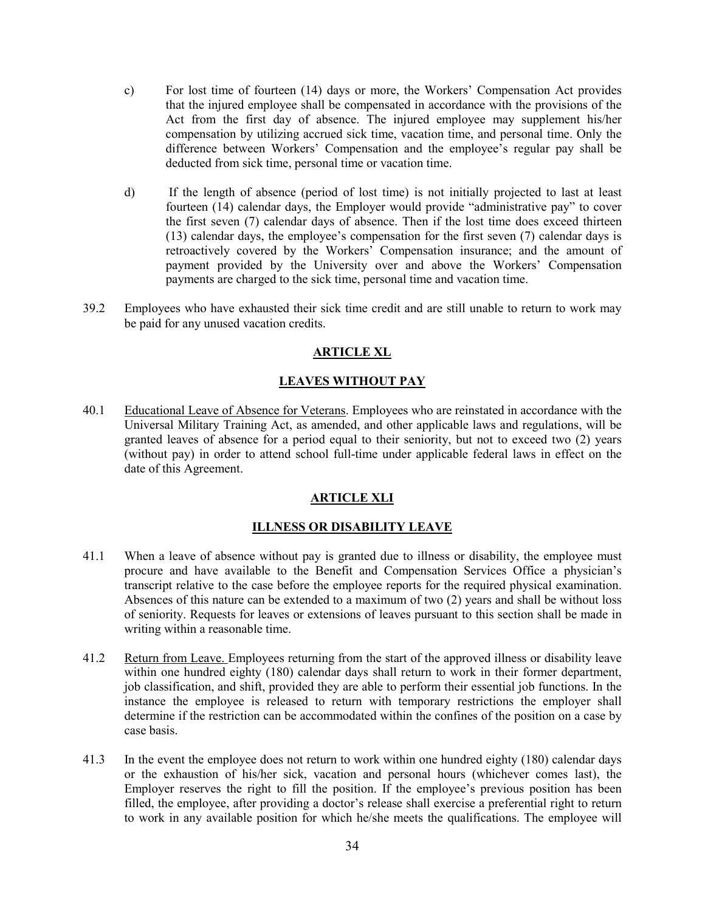c) For lost time of fourteen (14) days or more, the Workers' Compensation Act provides that the injured employee shall be compensated in accordance with the provisions of the Act from the first day of absence. The injured employee may supplement his/her compensation by utilizing accrued sick time, vacation time, and personal time. Only the difference between Workers' Compensation and the employee's regular pay shall be deducted from sick time, personal time or vacation time.

d) If the length of absence (period of lost time) is not initially projected to last at least fourteen (14) calendar days, the Employer would provide "administrative pay" to cover the first seven (7) calendar days of absence. Then if the lost time does exceed thirteen (13) calendar days, the employee's compensation for the first seven (7) calendar days is retroactively covered by the Workers' Compensation insurance; and the amount of payment provided by the University over and above the Workers' Compensation payments are charged to the sick time, personal time and vacation time.

39.2 Employees who have exhausted their sick time credit and are still unable to return to work may be paid for any unused vacation credits.

## ARTICLE XL

## LEAVES WITHOUT PAY

40.1 Educational Leave of Absence for Veterans. Employees who are reinstated in accordance with the Universal Military Training Act, as amended, and other applicable laws and regulations, will be granted leaves of absence for a period equal to their seniority, but not to exceed two (2) years (without pay) in order to attend school full-time under applicable federal laws in effect on the date of this Agreement.

## ARTICLE XLI

## ILLNESS OR DISABILITY LEAVE

41.1 When a leave of absence without pay is granted due to illness or disability, the employee must procure and have available to the Benefit and Compensation Services Office a physician's transcript relative to the case before the employee reports for the required physical examination. Absences of this nature can be extended to a maximum of two (2) years and shall be without loss of seniority. Requests for leaves or extensions of leaves pursuant to this section shall be made in writing within a reasonable time.

41.2 Return from Leave. Employees returning from the start of the approved illness or disability leave within one hundred eighty (180) calendar days shall return to work in their former department, job classification, and shift, provided they are able to perform their essential job functions. In the instance the employee is released to return with temporary restrictions the employer shall determine if the restriction can be accommodated within the confines of the position on a case by case basis.

41.3 In the event the employee does not return to work within one hundred eighty (180) calendar days or the exhaustion of his/her sick, vacation and personal hours (whichever comes last), the Employer reserves the right to fill the position. If the employee's previous position has been filled, the employee, after providing a doctor's release shall exercise a preferential right to return to work in any available position for which he/she meets the qualifications. The employee will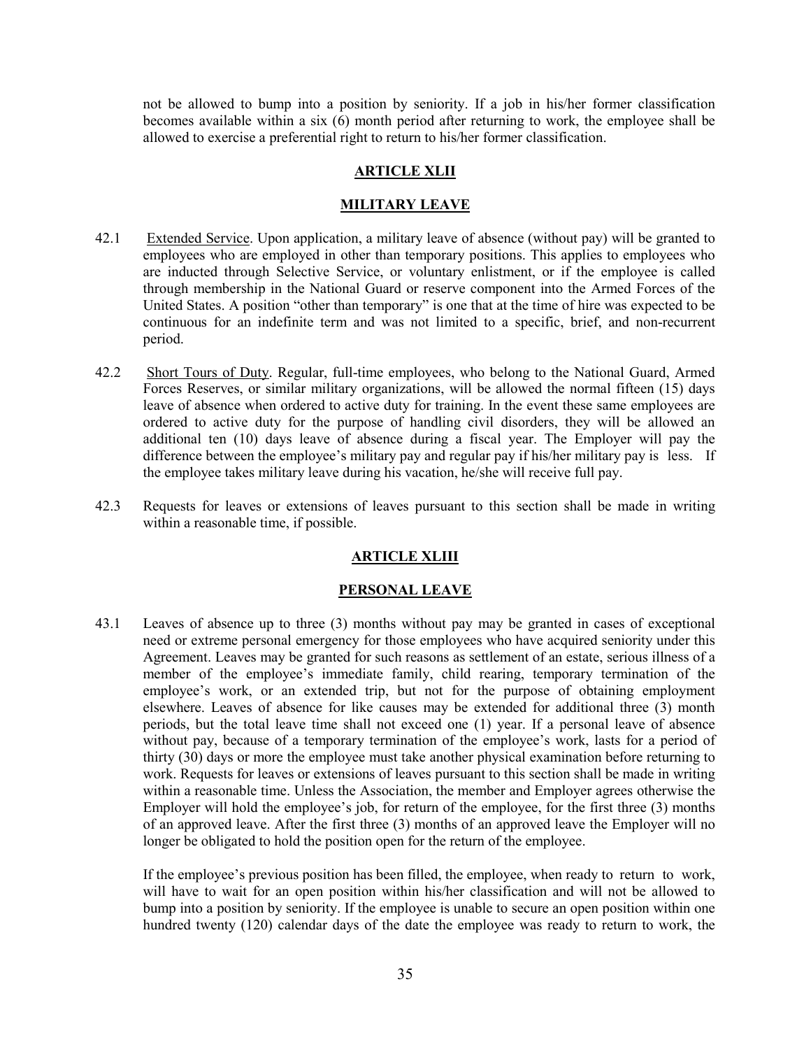not be allowed to bump into a position by seniority. If a job in his/her former classification becomes available within a six (6) month period after returning to work, the employee shall be allowed to exercise a preferential right to return to his/her former classification.

## ARTICLE XLII

## MILITARY LEAVE

42.1 Extended Service. Upon application, a military leave of absence (without pay) will be granted to employees who are employed in other than temporary positions. This applies to employees who are inducted through Selective Service, or voluntary enlistment, or if the employee is called through membership in the National Guard or reserve component into the Armed Forces of the United States. A position "other than temporary" is one that at the time of hire was expected to be continuous for an indefinite term and was not limited to a specific, brief, and non-recurrent period.

42.2 Short Tours of Duty. Regular, full-time employees, who belong to the National Guard, Armed Forces Reserves, or similar military organizations, will be allowed the normal fifteen (15) days leave of absence when ordered to active duty for training. In the event these same employees are ordered to active duty for the purpose of handling civil disorders, they will be allowed an additional ten (10) days leave of absence during a fiscal year. The Employer will pay the difference between the employee's military pay and regular pay if his/her military pay is less. If the employee takes military leave during his vacation, he/she will receive full pay.

42.3 Requests for leaves or extensions of leaves pursuant to this section shall be made in writing within a reasonable time, if possible.

## ARTICLE XLIII

## PERSONAL LEAVE

43.1 Leaves of absence up to three (3) months without pay may be granted in cases of exceptional need or extreme personal emergency for those employees who have acquired seniority under this Agreement. Leaves may be granted for such reasons as settlement of an estate, serious illness of a member of the employee's immediate family, child rearing, temporary termination of the employee's work, or an extended trip, but not for the purpose of obtaining employment elsewhere. Leaves of absence for like causes may be extended for additional three (3) month periods, but the total leave time shall not exceed one (1) year. If a personal leave of absence without pay, because of a temporary termination of the employee's work, lasts for a period of thirty (30) days or more the employee must take another physical examination before returning to work. Requests for leaves or extensions of leaves pursuant to this section shall be made in writing within a reasonable time. Unless the Association, the member and Employer agrees otherwise the Employer will hold the employee's job, for return of the employee, for the first three (3) months of an approved leave. After the first three (3) months of an approved leave the Employer will no longer be obligated to hold the position open for the return of the employee.

If the employee's previous position has been filled, the employee, when ready to return to work, will have to wait for an open position within his/her classification and will not be allowed to bump into a position by seniority. If the employee is unable to secure an open position within one hundred twenty (120) calendar days of the date the employee was ready to return to work, the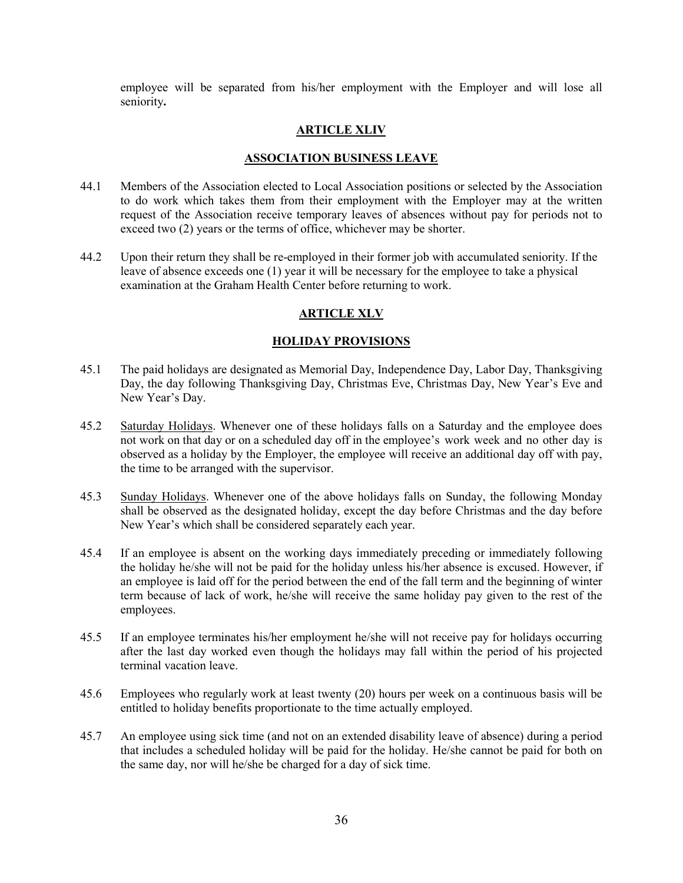employee will be separated from his/her employment with the Employer and will lose all seniority**.**

## ARTICLE XLIV

## ASSOCIATION BUSINESS LEAVE

44.1 Members of the Association elected to Local Association positions or selected by the Association to do work which takes them from their employment with the Employer may at the written request of the Association receive temporary leaves of absences without pay for periods not to exceed two (2) years or the terms of office, whichever may be shorter.

44.2 Upon their return they shall be re-employed in their former job with accumulated seniority. If the leave of absence exceeds one (1) year it will be necessary for the employee to take a physical examination at the Graham Health Center before returning to work.

## ARTICLE XLV

## HOLIDAY PROVISIONS

45.1 The paid holidays are designated as Memorial Day, Independence Day, Labor Day, Thanksgiving Day, the day following Thanksgiving Day, Christmas Eve, Christmas Day, New Year's Eve and New Year's Day.

45.2 Saturday Holidays. Whenever one of these holidays falls on a Saturday and the employee does not work on that day or on a scheduled day off in the employee's work week and no other day is observed as a holiday by the Employer, the employee will receive an additional day off with pay, the time to be arranged with the supervisor.

45.3 Sunday Holidays. Whenever one of the above holidays falls on Sunday, the following Monday shall be observed as the designated holiday, except the day before Christmas and the day before New Year's which shall be considered separately each year.

45.4 If an employee is absent on the working days immediately preceding or immediately following the holiday he/she will not be paid for the holiday unless his/her absence is excused. However, if an employee is laid off for the period between the end of the fall term and the beginning of winter term because of lack of work, he/she will receive the same holiday pay given to the rest of the employees.

45.5 If an employee terminates his/her employment he/she will not receive pay for holidays occurring after the last day worked even though the holidays may fall within the period of his projected terminal vacation leave.

45.6 Employees who regularly work at least twenty (20) hours per week on a continuous basis will be entitled to holiday benefits proportionate to the time actually employed.

45.7 An employee using sick time (and not on an extended disability leave of absence) during a period that includes a scheduled holiday will be paid for the holiday. He/she cannot be paid for both on the same day, nor will he/she be charged for a day of sick time.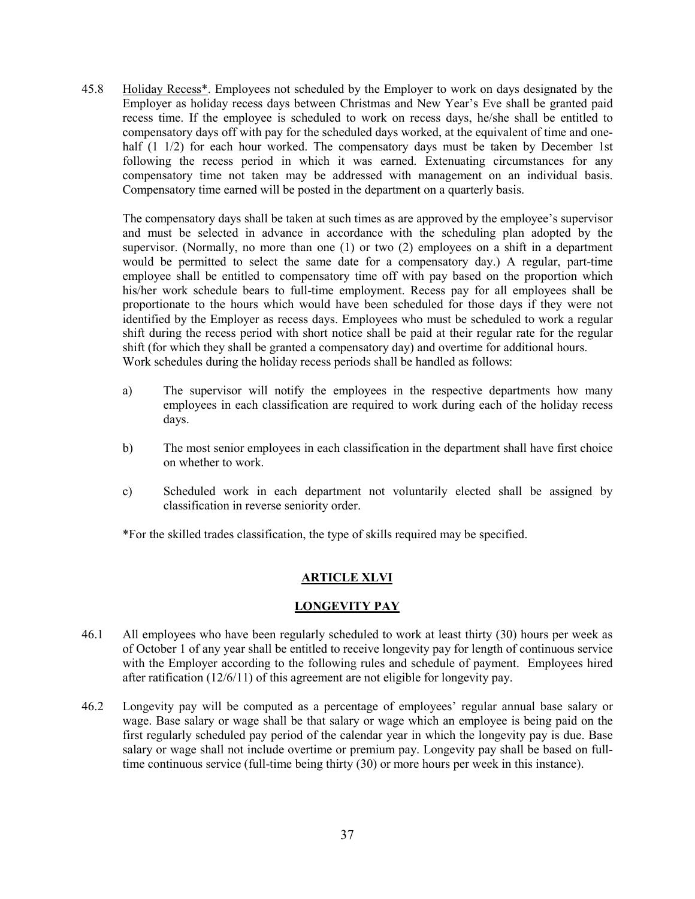45.8 Holiday Recess*. Employees not scheduled by the Employer to work on days designated by the Employer as holiday recess days between Christmas and New Year's Eve shall be granted paid recess time. If the employee is scheduled to work on recess days, he/she shall be entitled to compensatory days off with pay for the scheduled days worked, at the equivalent of time and one-half (1 1/2) for each hour worked. The compensatory days must be taken by December 1st following the recess period in which it was earned. Extenuating circumstances for any compensatory time not taken may be addressed with management on an individual basis. Compensatory time earned will be posted in the department on a quarterly basis.

The compensatory days shall be taken at such times as are approved by the employee's supervisor and must be selected in advance in accordance with the scheduling plan adopted by the supervisor. (Normally, no more than one (1) or two (2) employees on a shift in a department would be permitted to select the same date for a compensatory day.) A regular, part-time employee shall be entitled to compensatory time off with pay based on the proportion which his/her work schedule bears to full-time employment. Recess pay for all employees shall be proportionate to the hours which would have been scheduled for those days if they were not identified by the Employer as recess days. Employees who must be scheduled to work a regular shift during the recess period with short notice shall be paid at their regular rate for the regular shift (for which they shall be granted a compensatory day) and overtime for additional hours.
Work schedules during the holiday recess periods shall be handled as follows:

a) The supervisor will notify the employees in the respective departments how many employees in each classification are required to work during each of the holiday recess days.

b) The most senior employees in each classification in the department shall have first choice on whether to work.

c) Scheduled work in each department not voluntarily elected shall be assigned by classification in reverse seniority order.

*For the skilled trades classification, the type of skills required may be specified.

## ARTICLE XLVI

## LONGEVITY PAY

46.1 All employees who have been regularly scheduled to work at least thirty (30) hours per week as of October 1 of any year shall be entitled to receive longevity pay for length of continuous service with the Employer according to the following rules and schedule of payment. Employees hired after ratification (12/6/11) of this agreement are not eligible for longevity pay.

46.2 Longevity pay will be computed as a percentage of employees' regular annual base salary or wage. Base salary or wage shall be that salary or wage which an employee is being paid on the first regularly scheduled pay period of the calendar year in which the longevity pay is due. Base salary or wage shall not include overtime or premium pay. Longevity pay shall be based on full-time continuous service (full-time being thirty (30) or more hours per week in this instance).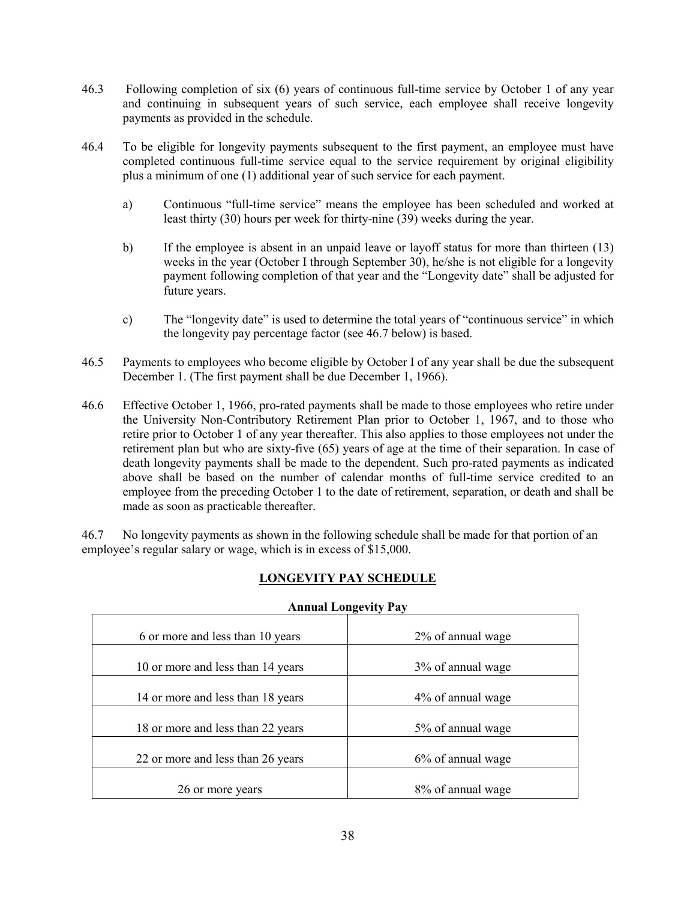46.3 Following completion of six (6) years of continuous full-time service by October 1 of any year and continuing in subsequent years of such service, each employee shall receive longevity payments as provided in the schedule.

46.4 To be eligible for longevity payments subsequent to the first payment, an employee must have completed continuous full-time service equal to the service requirement by original eligibility plus a minimum of one (1) additional year of such service for each payment.

a) Continuous "full-time service" means the employee has been scheduled and worked at least thirty (30) hours per week for thirty-nine (39) weeks during the year.

b) If the employee is absent in an unpaid leave or layoff status for more than thirteen (13) weeks in the year (October I through September 30), he/she is not eligible for a longevity payment following completion of that year and the "Longevity date" shall be adjusted for future years.

c) The "longevity date" is used to determine the total years of "continuous service" in which the longevity pay percentage factor (see 46.7 below) is based.

46.5 Payments to employees who become eligible by October I of any year shall be due the subsequent December 1. (The first payment shall be due December 1, 1966).

46.6 Effective October 1, 1966, pro-rated payments shall be made to those employees who retire under the University Non-Contributory Retirement Plan prior to October 1, 1967, and to those who retire prior to October 1 of any year thereafter. This also applies to those employees not under the retirement plan but who are sixty-five (65) years of age at the time of their separation. In case of death longevity payments shall be made to the dependent. Such pro-rated payments as indicated above shall be based on the number of calendar months of full-time service credited to an employee from the preceding October 1 to the date of retirement, separation, or death and shall be made as soon as practicable thereafter.

46.7 No longevity payments as shown in the following schedule shall be made for that portion of an employee's regular salary or wage, which is in excess of $15,000.

## LONGEVITY PAY SCHEDULE

**Annual Longevity Pay**

| | |
|---|---|
| 6 or more and less than 10 years | 2% of annual wage |
| 10 or more and less than 14 years | 3% of annual wage |
| 14 or more and less than 18 years | 4% of annual wage |
| 18 or more and less than 22 years | 5% of annual wage |
| 22 or more and less than 26 years | 6% of annual wage |
| 26 or more years | 8% of annual wage |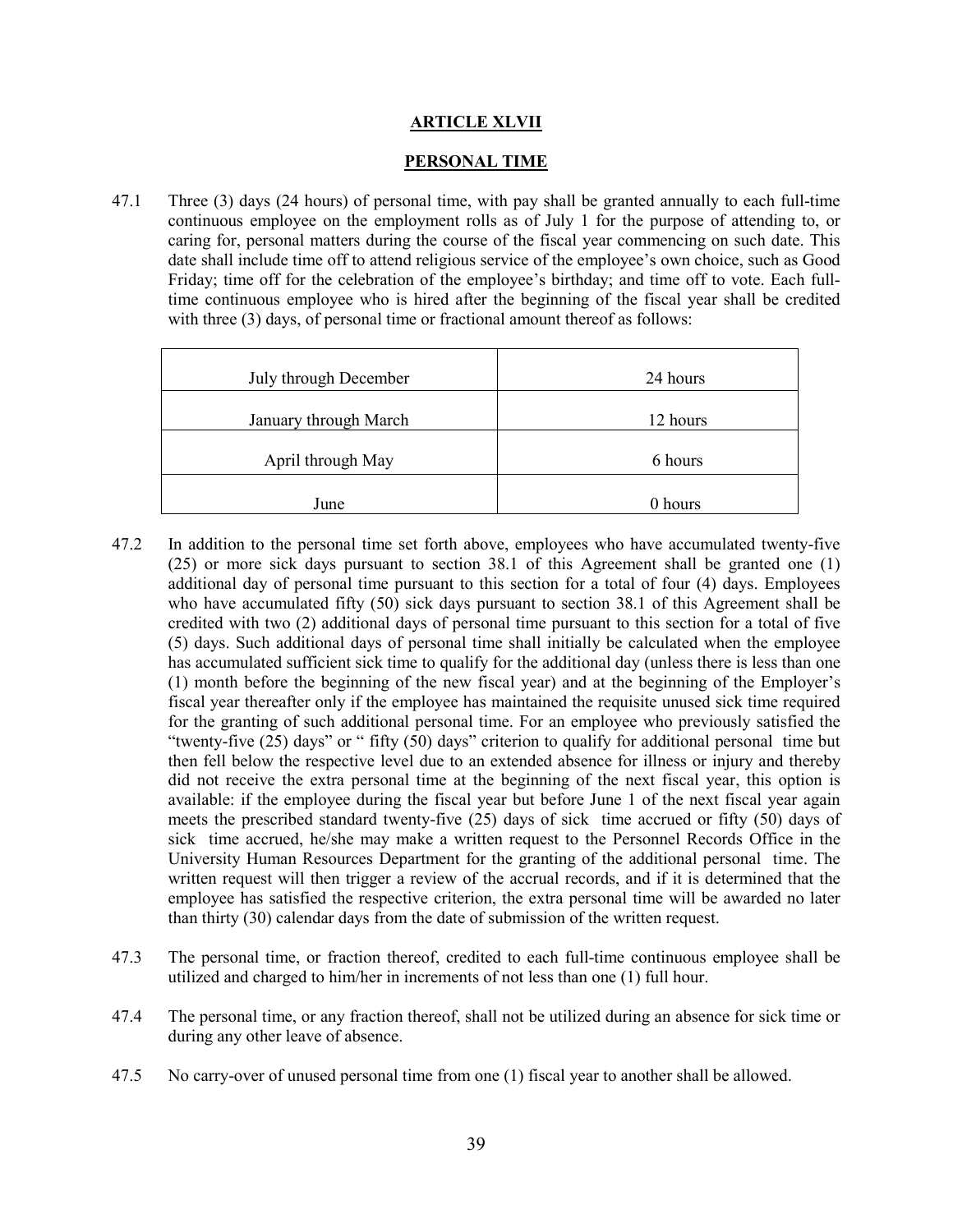## ARTICLE XLVII

## PERSONAL TIME

47.1 Three (3) days (24 hours) of personal time, with pay shall be granted annually to each full-time continuous employee on the employment rolls as of July 1 for the purpose of attending to, or caring for, personal matters during the course of the fiscal year commencing on such date. This date shall include time off to attend religious service of the employee's own choice, such as Good Friday; time off for the celebration of the employee's birthday; and time off to vote. Each full-time continuous employee who is hired after the beginning of the fiscal year shall be credited with three (3) days, of personal time or fractional amount thereof as follows:

| | |
|---|---|
| July through December | 24 hours |
| January through March | 12 hours |
| April through May | 6 hours |
| June | 0 hours |

47.2 In addition to the personal time set forth above, employees who have accumulated twenty-five (25) or more sick days pursuant to section 38.1 of this Agreement shall be granted one (1) additional day of personal time pursuant to this section for a total of four (4) days. Employees who have accumulated fifty (50) sick days pursuant to section 38.1 of this Agreement shall be credited with two (2) additional days of personal time pursuant to this section for a total of five (5) days. Such additional days of personal time shall initially be calculated when the employee has accumulated sufficient sick time to qualify for the additional day (unless there is less than one (1) month before the beginning of the new fiscal year) and at the beginning of the Employer's fiscal year thereafter only if the employee has maintained the requisite unused sick time required for the granting of such additional personal time. For an employee who previously satisfied the "twenty-five (25) days" or " fifty (50) days" criterion to qualify for additional personal time but then fell below the respective level due to an extended absence for illness or injury and thereby did not receive the extra personal time at the beginning of the next fiscal year, this option is available: if the employee during the fiscal year but before June 1 of the next fiscal year again meets the prescribed standard twenty-five (25) days of sick time accrued or fifty (50) days of sick time accrued, he/she may make a written request to the Personnel Records Office in the University Human Resources Department for the granting of the additional personal time. The written request will then trigger a review of the accrual records, and if it is determined that the employee has satisfied the respective criterion, the extra personal time will be awarded no later than thirty (30) calendar days from the date of submission of the written request.

47.3 The personal time, or fraction thereof, credited to each full-time continuous employee shall be utilized and charged to him/her in increments of not less than one (1) full hour.

47.4 The personal time, or any fraction thereof, shall not be utilized during an absence for sick time or during any other leave of absence.

47.5 No carry-over of unused personal time from one (1) fiscal year to another shall be allowed.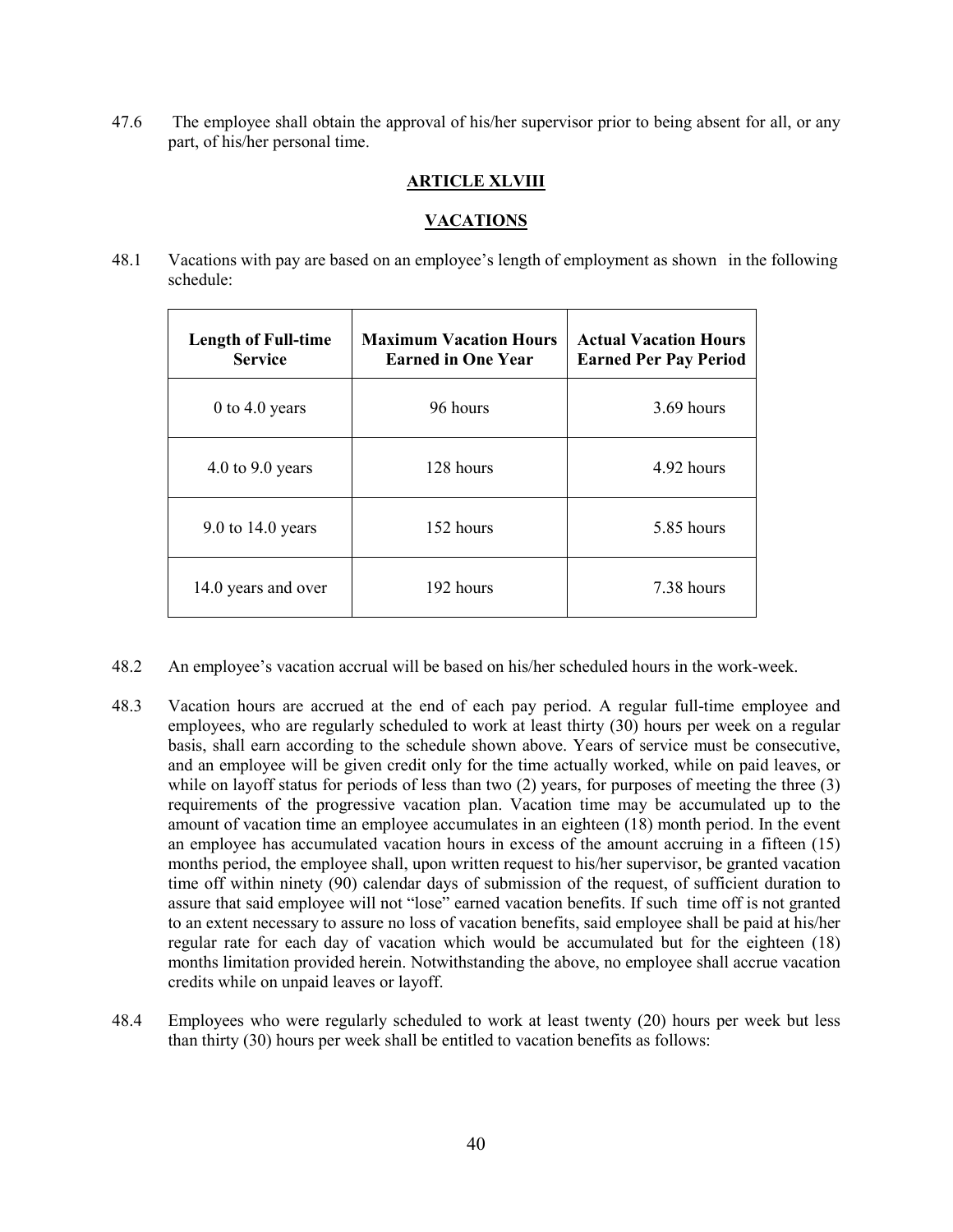47.6 The employee shall obtain the approval of his/her supervisor prior to being absent for all, or any part, of his/her personal time.

## ARTICLE XLVIII

## VACATIONS

48.1 Vacations with pay are based on an employee's length of employment as shown in the following schedule:

| Length of Full-time Service | Maximum Vacation Hours Earned in One Year | Actual Vacation Hours Earned Per Pay Period |
|---|---|---|
| 0 to 4.0 years | 96 hours | 3.69 hours |
| 4.0 to 9.0 years | 128 hours | 4.92 hours |
| 9.0 to 14.0 years | 152 hours | 5.85 hours |
| 14.0 years and over | 192 hours | 7.38 hours |

48.2 An employee's vacation accrual will be based on his/her scheduled hours in the work-week.

48.3 Vacation hours are accrued at the end of each pay period. A regular full-time employee and employees, who are regularly scheduled to work at least thirty (30) hours per week on a regular basis, shall earn according to the schedule shown above. Years of service must be consecutive, and an employee will be given credit only for the time actually worked, while on paid leaves, or while on layoff status for periods of less than two (2) years, for purposes of meeting the three (3) requirements of the progressive vacation plan. Vacation time may be accumulated up to the amount of vacation time an employee accumulates in an eighteen (18) month period. In the event an employee has accumulated vacation hours in excess of the amount accruing in a fifteen (15) months period, the employee shall, upon written request to his/her supervisor, be granted vacation time off within ninety (90) calendar days of submission of the request, of sufficient duration to assure that said employee will not "lose" earned vacation benefits. If such time off is not granted to an extent necessary to assure no loss of vacation benefits, said employee shall be paid at his/her regular rate for each day of vacation which would be accumulated but for the eighteen (18) months limitation provided herein. Notwithstanding the above, no employee shall accrue vacation credits while on unpaid leaves or layoff.

48.4 Employees who were regularly scheduled to work at least twenty (20) hours per week but less than thirty (30) hours per week shall be entitled to vacation benefits as follows: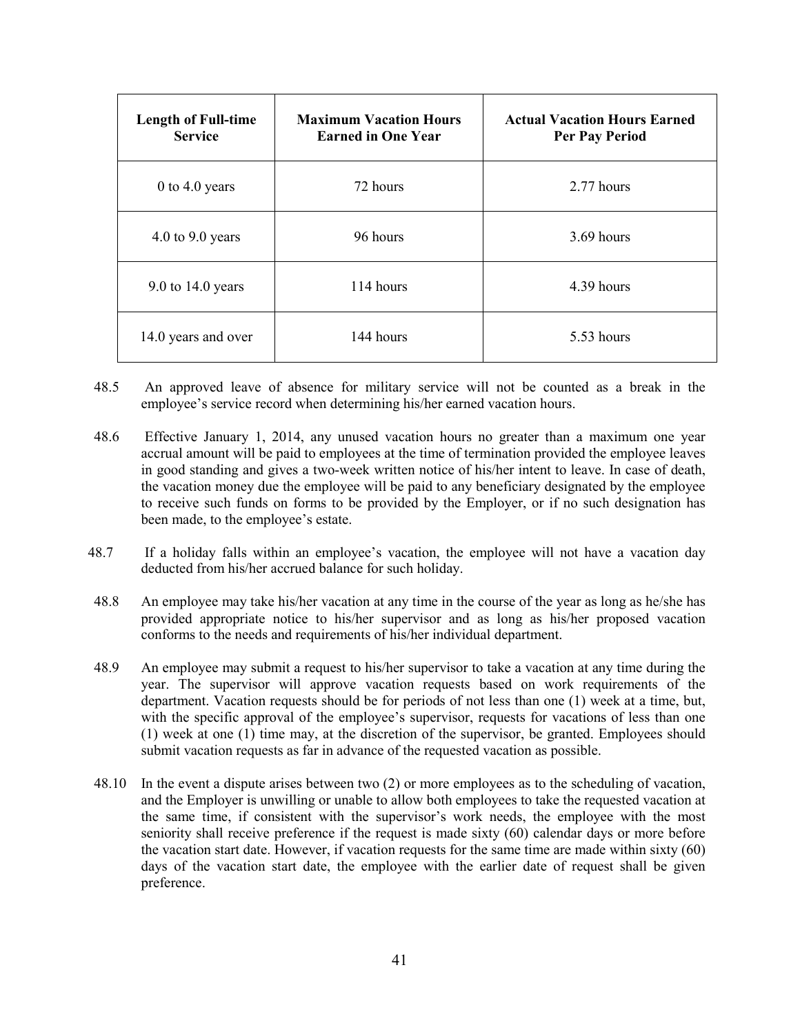| Length of Full-time Service | Maximum Vacation Hours Earned in One Year | Actual Vacation Hours Earned Per Pay Period |
|---|---|---|
| 0 to 4.0 years | 72 hours | 2.77 hours |
| 4.0 to 9.0 years | 96 hours | 3.69 hours |
| 9.0 to 14.0 years | 114 hours | 4.39 hours |
| 14.0 years and over | 144 hours | 5.53 hours |

48.5 An approved leave of absence for military service will not be counted as a break in the employee's service record when determining his/her earned vacation hours.

48.6 Effective January 1, 2014, any unused vacation hours no greater than a maximum one year accrual amount will be paid to employees at the time of termination provided the employee leaves in good standing and gives a two-week written notice of his/her intent to leave. In case of death, the vacation money due the employee will be paid to any beneficiary designated by the employee to receive such funds on forms to be provided by the Employer, or if no such designation has been made, to the employee's estate.

48.7 If a holiday falls within an employee's vacation, the employee will not have a vacation day deducted from his/her accrued balance for such holiday.

48.8 An employee may take his/her vacation at any time in the course of the year as long as he/she has provided appropriate notice to his/her supervisor and as long as his/her proposed vacation conforms to the needs and requirements of his/her individual department.

48.9 An employee may submit a request to his/her supervisor to take a vacation at any time during the year. The supervisor will approve vacation requests based on work requirements of the department. Vacation requests should be for periods of not less than one (1) week at a time, but, with the specific approval of the employee's supervisor, requests for vacations of less than one (1) week at one (1) time may, at the discretion of the supervisor, be granted. Employees should submit vacation requests as far in advance of the requested vacation as possible.

48.10 In the event a dispute arises between two (2) or more employees as to the scheduling of vacation, and the Employer is unwilling or unable to allow both employees to take the requested vacation at the same time, if consistent with the supervisor's work needs, the employee with the most seniority shall receive preference if the request is made sixty (60) calendar days or more before the vacation start date. However, if vacation requests for the same time are made within sixty (60) days of the vacation start date, the employee with the earlier date of request shall be given preference.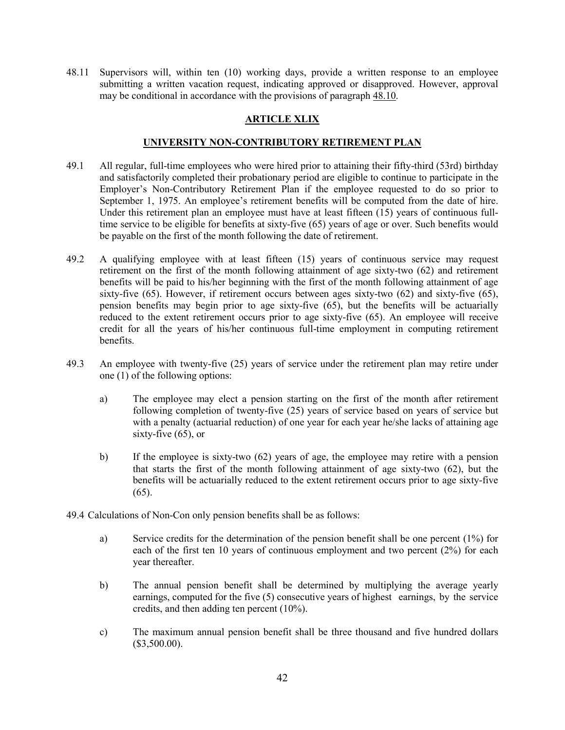48.11 Supervisors will, within ten (10) working days, provide a written response to an employee submitting a written vacation request, indicating approved or disapproved. However, approval may be conditional in accordance with the provisions of paragraph 48.10.

## ARTICLE XLIX

### UNIVERSITY NON-CONTRIBUTORY RETIREMENT PLAN

49.1 All regular, full-time employees who were hired prior to attaining their fifty-third (53rd) birthday and satisfactorily completed their probationary period are eligible to continue to participate in the Employer's Non-Contributory Retirement Plan if the employee requested to do so prior to September 1, 1975. An employee's retirement benefits will be computed from the date of hire. Under this retirement plan an employee must have at least fifteen (15) years of continuous full-time service to be eligible for benefits at sixty-five (65) years of age or over. Such benefits would be payable on the first of the month following the date of retirement.

49.2 A qualifying employee with at least fifteen (15) years of continuous service may request retirement on the first of the month following attainment of age sixty-two (62) and retirement benefits will be paid to his/her beginning with the first of the month following attainment of age sixty-five (65). However, if retirement occurs between ages sixty-two (62) and sixty-five (65), pension benefits may begin prior to age sixty-five (65), but the benefits will be actuarially reduced to the extent retirement occurs prior to age sixty-five (65). An employee will receive credit for all the years of his/her continuous full-time employment in computing retirement benefits.

49.3 An employee with twenty-five (25) years of service under the retirement plan may retire under one (1) of the following options:

a) The employee may elect a pension starting on the first of the month after retirement following completion of twenty-five (25) years of service based on years of service but with a penalty (actuarial reduction) of one year for each year he/she lacks of attaining age sixty-five (65), or

b) If the employee is sixty-two (62) years of age, the employee may retire with a pension that starts the first of the month following attainment of age sixty-two (62), but the benefits will be actuarially reduced to the extent retirement occurs prior to age sixty-five (65).

49.4 Calculations of Non-Con only pension benefits shall be as follows:

a) Service credits for the determination of the pension benefit shall be one percent (1%) for each of the first ten 10 years of continuous employment and two percent (2%) for each year thereafter.

b) The annual pension benefit shall be determined by multiplying the average yearly earnings, computed for the five (5) consecutive years of highest earnings, by the service credits, and then adding ten percent (10%).

c) The maximum annual pension benefit shall be three thousand and five hundred dollars ($3,500.00).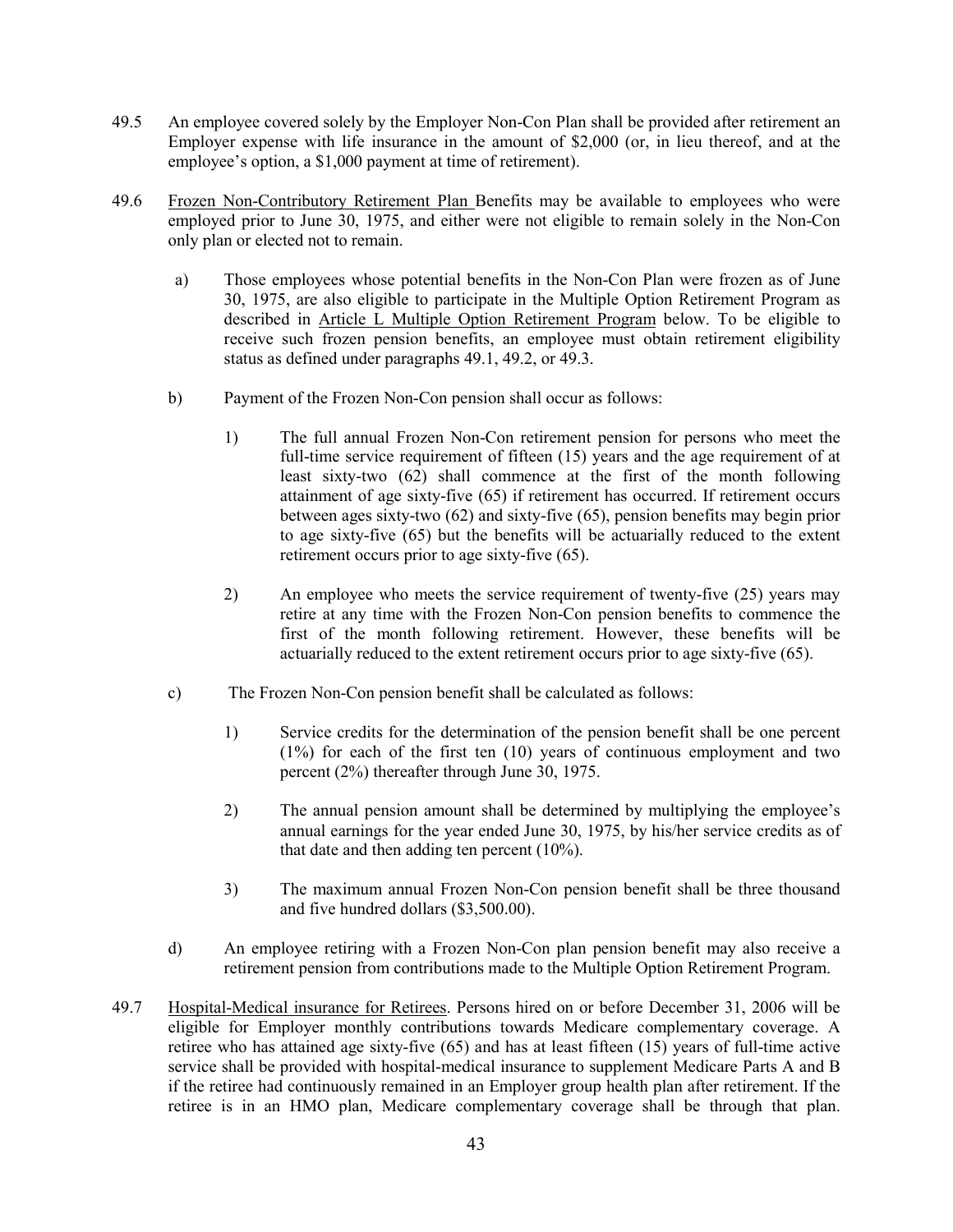49.5 An employee covered solely by the Employer Non-Con Plan shall be provided after retirement an Employer expense with life insurance in the amount of $2,000 (or, in lieu thereof, and at the employee's option, a $1,000 payment at time of retirement).

49.6 Frozen Non-Contributory Retirement Plan Benefits may be available to employees who were employed prior to June 30, 1975, and either were not eligible to remain solely in the Non-Con only plan or elected not to remain.

a) Those employees whose potential benefits in the Non-Con Plan were frozen as of June 30, 1975, are also eligible to participate in the Multiple Option Retirement Program as described in Article L Multiple Option Retirement Program below. To be eligible to receive such frozen pension benefits, an employee must obtain retirement eligibility status as defined under paragraphs 49.1, 49.2, or 49.3.

b) Payment of the Frozen Non-Con pension shall occur as follows:

1) The full annual Frozen Non-Con retirement pension for persons who meet the full-time service requirement of fifteen (15) years and the age requirement of at least sixty-two (62) shall commence at the first of the month following attainment of age sixty-five (65) if retirement has occurred. If retirement occurs between ages sixty-two (62) and sixty-five (65), pension benefits may begin prior to age sixty-five (65) but the benefits will be actuarially reduced to the extent retirement occurs prior to age sixty-five (65).

2) An employee who meets the service requirement of twenty-five (25) years may retire at any time with the Frozen Non-Con pension benefits to commence the first of the month following retirement. However, these benefits will be actuarially reduced to the extent retirement occurs prior to age sixty-five (65).

c) The Frozen Non-Con pension benefit shall be calculated as follows:

1) Service credits for the determination of the pension benefit shall be one percent (1%) for each of the first ten (10) years of continuous employment and two percent (2%) thereafter through June 30, 1975.

2) The annual pension amount shall be determined by multiplying the employee's annual earnings for the year ended June 30, 1975, by his/her service credits as of that date and then adding ten percent (10%).

3) The maximum annual Frozen Non-Con pension benefit shall be three thousand and five hundred dollars ($3,500.00).

d) An employee retiring with a Frozen Non-Con plan pension benefit may also receive a retirement pension from contributions made to the Multiple Option Retirement Program.

49.7 Hospital-Medical insurance for Retirees. Persons hired on or before December 31, 2006 will be eligible for Employer monthly contributions towards Medicare complementary coverage. A retiree who has attained age sixty-five (65) and has at least fifteen (15) years of full-time active service shall be provided with hospital-medical insurance to supplement Medicare Parts A and B if the retiree had continuously remained in an Employer group health plan after retirement. If the retiree is in an HMO plan, Medicare complementary coverage shall be through that plan.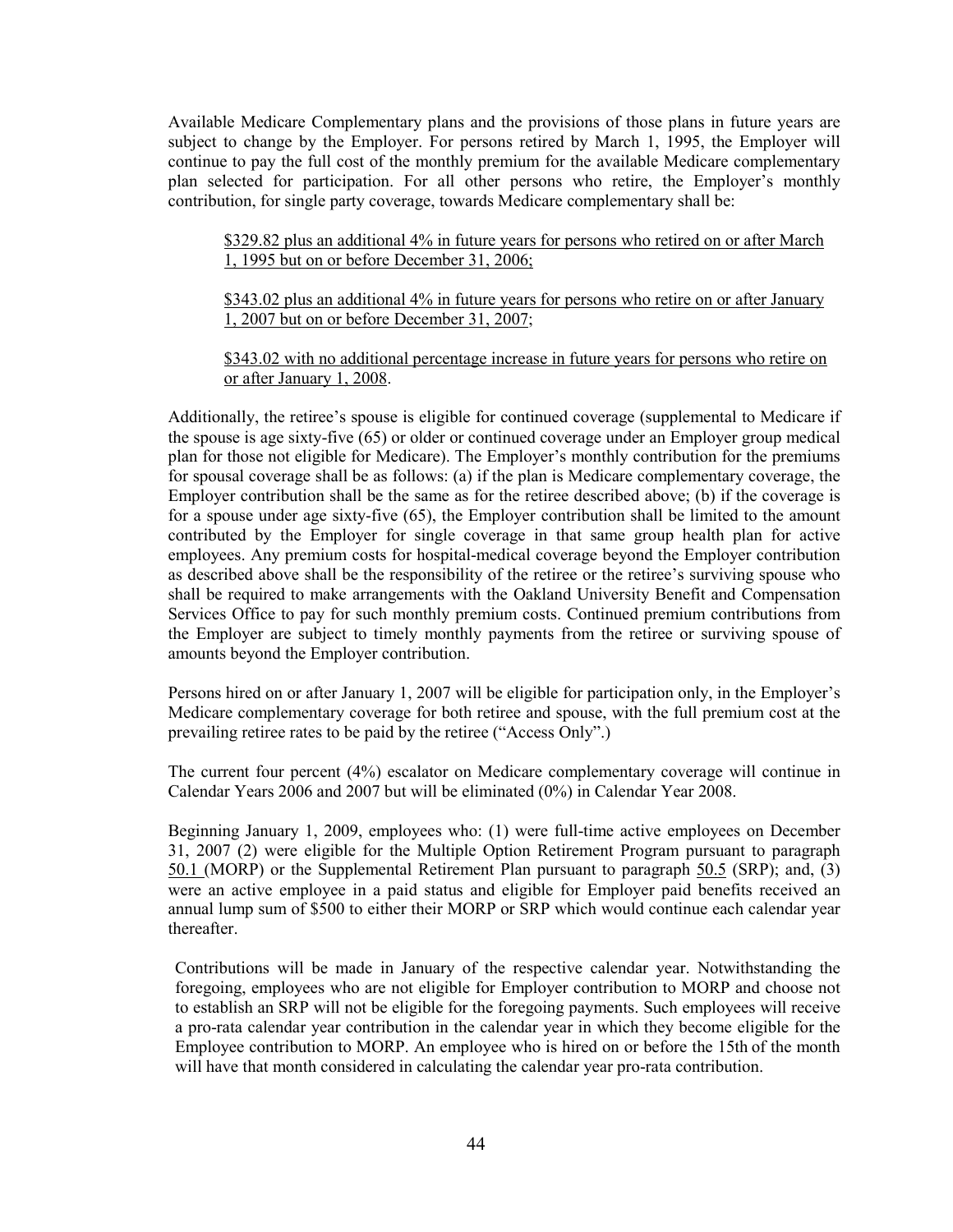Available Medicare Complementary plans and the provisions of those plans in future years are subject to change by the Employer. For persons retired by March 1, 1995, the Employer will continue to pay the full cost of the monthly premium for the available Medicare complementary plan selected for participation. For all other persons who retire, the Employer's monthly contribution, for single party coverage, towards Medicare complementary shall be:

> <u>$329.82 plus an additional 4% in future years for persons who retired on or after March 1, 1995 but on or before December 31, 2006;</u>
>
> <u>$343.02 plus an additional 4% in future years for persons who retire on or after January 1, 2007 but on or before December 31, 2007</u>;
>
> <u>$343.02 with no additional percentage increase in future years for persons who retire on or after January 1, 2008</u>.

Additionally, the retiree's spouse is eligible for continued coverage (supplemental to Medicare if the spouse is age sixty-five (65) or older or continued coverage under an Employer group medical plan for those not eligible for Medicare). The Employer's monthly contribution for the premiums for spousal coverage shall be as follows: (a) if the plan is Medicare complementary coverage, the Employer contribution shall be the same as for the retiree described above; (b) if the coverage is for a spouse under age sixty-five (65), the Employer contribution shall be limited to the amount contributed by the Employer for single coverage in that same group health plan for active employees. Any premium costs for hospital-medical coverage beyond the Employer contribution as described above shall be the responsibility of the retiree or the retiree's surviving spouse who shall be required to make arrangements with the Oakland University Benefit and Compensation Services Office to pay for such monthly premium costs. Continued premium contributions from the Employer are subject to timely monthly payments from the retiree or surviving spouse of amounts beyond the Employer contribution.

Persons hired on or after January 1, 2007 will be eligible for participation only, in the Employer's Medicare complementary coverage for both retiree and spouse, with the full premium cost at the prevailing retiree rates to be paid by the retiree ("Access Only".)

The current four percent (4%) escalator on Medicare complementary coverage will continue in Calendar Years 2006 and 2007 but will be eliminated (0%) in Calendar Year 2008.

Beginning January 1, 2009, employees who: (1) were full-time active employees on December 31, 2007 (2) were eligible for the Multiple Option Retirement Program pursuant to paragraph <u>50.1</u> (MORP) or the Supplemental Retirement Plan pursuant to paragraph <u>50.5</u> (SRP); and, (3) were an active employee in a paid status and eligible for Employer paid benefits received an annual lump sum of $500 to either their MORP or SRP which would continue each calendar year thereafter.

Contributions will be made in January of the respective calendar year. Notwithstanding the foregoing, employees who are not eligible for Employer contribution to MORP and choose not to establish an SRP will not be eligible for the foregoing payments. Such employees will receive a pro-rata calendar year contribution in the calendar year in which they become eligible for the Employee contribution to MORP. An employee who is hired on or before the 15th of the month will have that month considered in calculating the calendar year pro-rata contribution.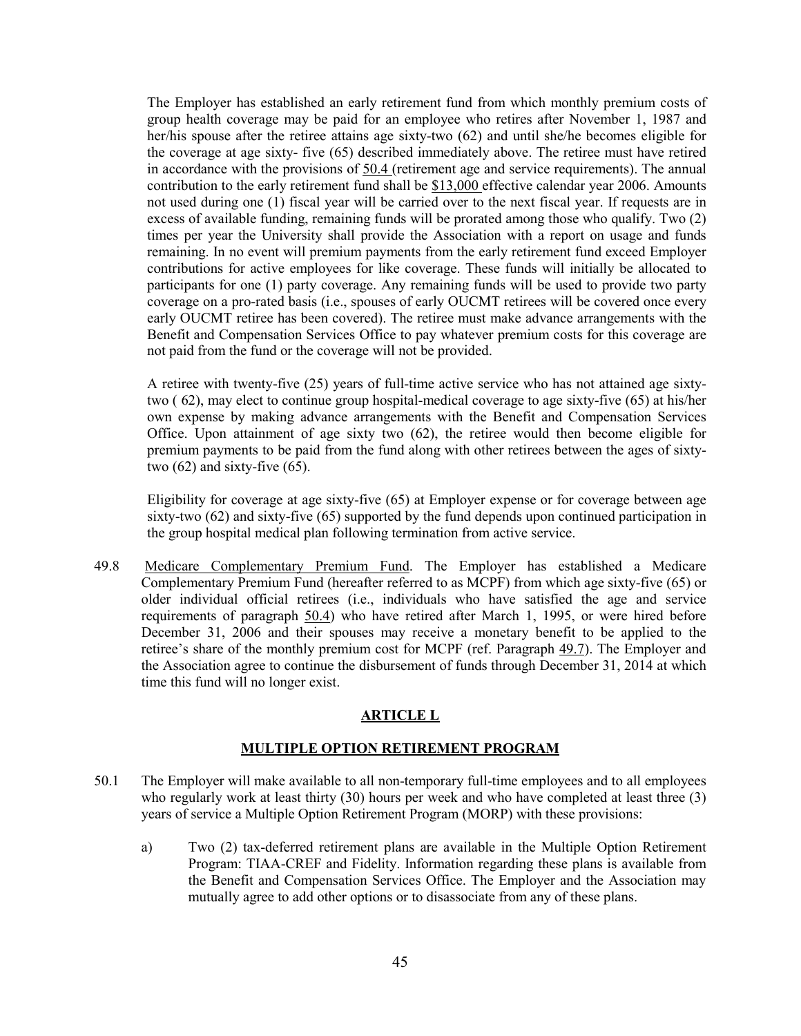The Employer has established an early retirement fund from which monthly premium costs of group health coverage may be paid for an employee who retires after November 1, 1987 and her/his spouse after the retiree attains age sixty-two (62) and until she/he becomes eligible for the coverage at age sixty- five (65) described immediately above. The retiree must have retired in accordance with the provisions of 50.4 (retirement age and service requirements). The annual contribution to the early retirement fund shall be $13,000 effective calendar year 2006. Amounts not used during one (1) fiscal year will be carried over to the next fiscal year. If requests are in excess of available funding, remaining funds will be prorated among those who qualify. Two (2) times per year the University shall provide the Association with a report on usage and funds remaining. In no event will premium payments from the early retirement fund exceed Employer contributions for active employees for like coverage. These funds will initially be allocated to participants for one (1) party coverage. Any remaining funds will be used to provide two party coverage on a pro-rated basis (i.e., spouses of early OUCMT retirees will be covered once every early OUCMT retiree has been covered). The retiree must make advance arrangements with the Benefit and Compensation Services Office to pay whatever premium costs for this coverage are not paid from the fund or the coverage will not be provided.

A retiree with twenty-five (25) years of full-time active service who has not attained age sixty-two ( 62), may elect to continue group hospital-medical coverage to age sixty-five (65) at his/her own expense by making advance arrangements with the Benefit and Compensation Services Office. Upon attainment of age sixty two (62), the retiree would then become eligible for premium payments to be paid from the fund along with other retirees between the ages of sixty-two (62) and sixty-five (65).

Eligibility for coverage at age sixty-five (65) at Employer expense or for coverage between age sixty-two (62) and sixty-five (65) supported by the fund depends upon continued participation in the group hospital medical plan following termination from active service.

49.8 Medicare Complementary Premium Fund. The Employer has established a Medicare Complementary Premium Fund (hereafter referred to as MCPF) from which age sixty-five (65) or older individual official retirees (i.e., individuals who have satisfied the age and service requirements of paragraph 50.4) who have retired after March 1, 1995, or were hired before December 31, 2006 and their spouses may receive a monetary benefit to be applied to the retiree's share of the monthly premium cost for MCPF (ref. Paragraph 49.7). The Employer and the Association agree to continue the disbursement of funds through December 31, 2014 at which time this fund will no longer exist.

## ARTICLE L

## MULTIPLE OPTION RETIREMENT PROGRAM

50.1 The Employer will make available to all non-temporary full-time employees and to all employees who regularly work at least thirty (30) hours per week and who have completed at least three (3) years of service a Multiple Option Retirement Program (MORP) with these provisions:

a) Two (2) tax-deferred retirement plans are available in the Multiple Option Retirement Program: TIAA-CREF and Fidelity. Information regarding these plans is available from the Benefit and Compensation Services Office. The Employer and the Association may mutually agree to add other options or to disassociate from any of these plans.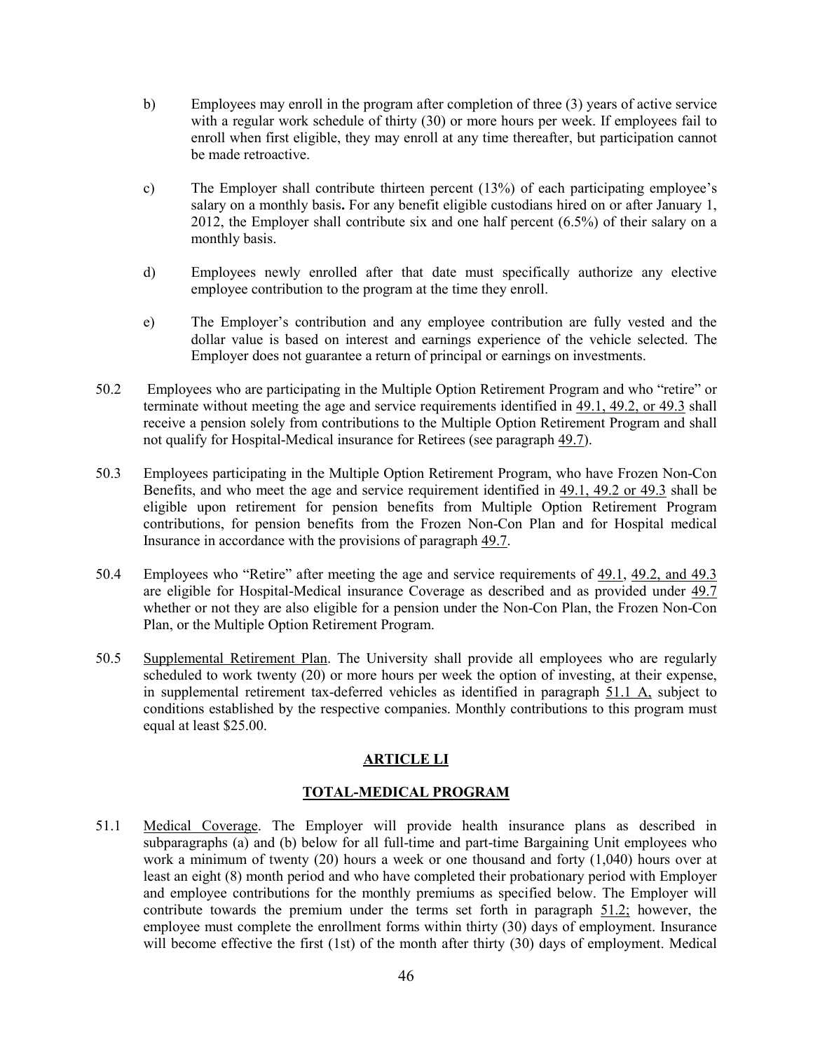b) Employees may enroll in the program after completion of three (3) years of active service with a regular work schedule of thirty (30) or more hours per week. If employees fail to enroll when first eligible, they may enroll at any time thereafter, but participation cannot be made retroactive.

c) The Employer shall contribute thirteen percent (13%) of each participating employee's salary on a monthly basis**.** For any benefit eligible custodians hired on or after January 1, 2012, the Employer shall contribute six and one half percent (6.5%) of their salary on a monthly basis.

d) Employees newly enrolled after that date must specifically authorize any elective employee contribution to the program at the time they enroll.

e) The Employer's contribution and any employee contribution are fully vested and the dollar value is based on interest and earnings experience of the vehicle selected. The Employer does not guarantee a return of principal or earnings on investments.

50.2 Employees who are participating in the Multiple Option Retirement Program and who "retire" or terminate without meeting the age and service requirements identified in 49.1, 49.2, or 49.3 shall receive a pension solely from contributions to the Multiple Option Retirement Program and shall not qualify for Hospital-Medical insurance for Retirees (see paragraph 49.7).

50.3 Employees participating in the Multiple Option Retirement Program, who have Frozen Non-Con Benefits, and who meet the age and service requirement identified in 49.1, 49.2 or 49.3 shall be eligible upon retirement for pension benefits from Multiple Option Retirement Program contributions, for pension benefits from the Frozen Non-Con Plan and for Hospital medical Insurance in accordance with the provisions of paragraph 49.7.

50.4 Employees who "Retire" after meeting the age and service requirements of 49.1, 49.2, and 49.3 are eligible for Hospital-Medical insurance Coverage as described and as provided under 49.7 whether or not they are also eligible for a pension under the Non-Con Plan, the Frozen Non-Con Plan, or the Multiple Option Retirement Program.

50.5 Supplemental Retirement Plan. The University shall provide all employees who are regularly scheduled to work twenty (20) or more hours per week the option of investing, at their expense, in supplemental retirement tax-deferred vehicles as identified in paragraph 51.1 A, subject to conditions established by the respective companies. Monthly contributions to this program must equal at least $25.00.

## ARTICLE LI

## TOTAL-MEDICAL PROGRAM

51.1 Medical Coverage. The Employer will provide health insurance plans as described in subparagraphs (a) and (b) below for all full-time and part-time Bargaining Unit employees who work a minimum of twenty (20) hours a week or one thousand and forty (1,040) hours over at least an eight (8) month period and who have completed their probationary period with Employer and employee contributions for the monthly premiums as specified below. The Employer will contribute towards the premium under the terms set forth in paragraph 51.2; however, the employee must complete the enrollment forms within thirty (30) days of employment. Insurance will become effective the first (1st) of the month after thirty (30) days of employment. Medical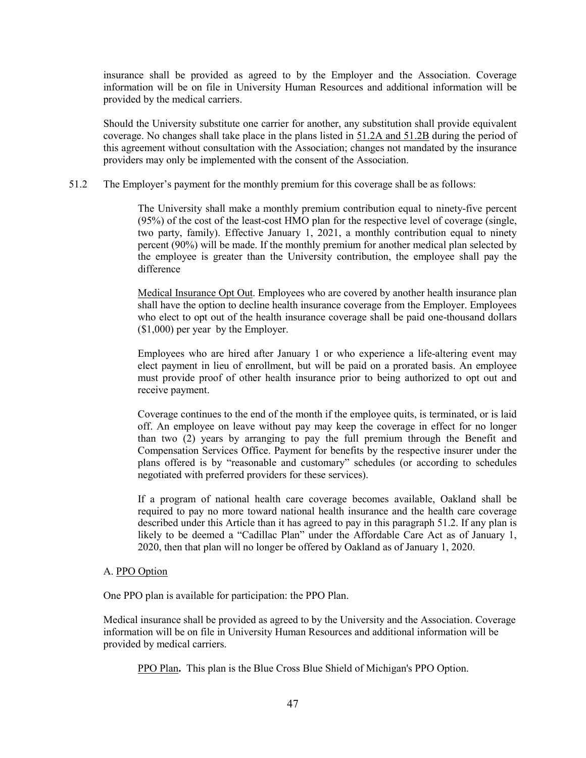insurance shall be provided as agreed to by the Employer and the Association. Coverage information will be on file in University Human Resources and additional information will be provided by the medical carriers.

Should the University substitute one carrier for another, any substitution shall provide equivalent coverage. No changes shall take place in the plans listed in 51.2A and 51.2B during the period of this agreement without consultation with the Association; changes not mandated by the insurance providers may only be implemented with the consent of the Association.

51.2 The Employer's payment for the monthly premium for this coverage shall be as follows:

The University shall make a monthly premium contribution equal to ninety-five percent (95%) of the cost of the least-cost HMO plan for the respective level of coverage (single, two party, family). Effective January 1, 2021, a monthly contribution equal to ninety percent (90%) will be made. If the monthly premium for another medical plan selected by the employee is greater than the University contribution, the employee shall pay the difference

Medical Insurance Opt Out. Employees who are covered by another health insurance plan shall have the option to decline health insurance coverage from the Employer. Employees who elect to opt out of the health insurance coverage shall be paid one-thousand dollars ($1,000) per year by the Employer.

Employees who are hired after January 1 or who experience a life-altering event may elect payment in lieu of enrollment, but will be paid on a prorated basis. An employee must provide proof of other health insurance prior to being authorized to opt out and receive payment.

Coverage continues to the end of the month if the employee quits, is terminated, or is laid off. An employee on leave without pay may keep the coverage in effect for no longer than two (2) years by arranging to pay the full premium through the Benefit and Compensation Services Office. Payment for benefits by the respective insurer under the plans offered is by "reasonable and customary" schedules (or according to schedules negotiated with preferred providers for these services).

If a program of national health care coverage becomes available, Oakland shall be required to pay no more toward national health insurance and the health care coverage described under this Article than it has agreed to pay in this paragraph 51.2. If any plan is likely to be deemed a "Cadillac Plan" under the Affordable Care Act as of January 1, 2020, then that plan will no longer be offered by Oakland as of January 1, 2020.

A. PPO Option

One PPO plan is available for participation: the PPO Plan.

Medical insurance shall be provided as agreed to by the University and the Association. Coverage information will be on file in University Human Resources and additional information will be provided by medical carriers.

PPO Plan**.** This plan is the Blue Cross Blue Shield of Michigan's PPO Option.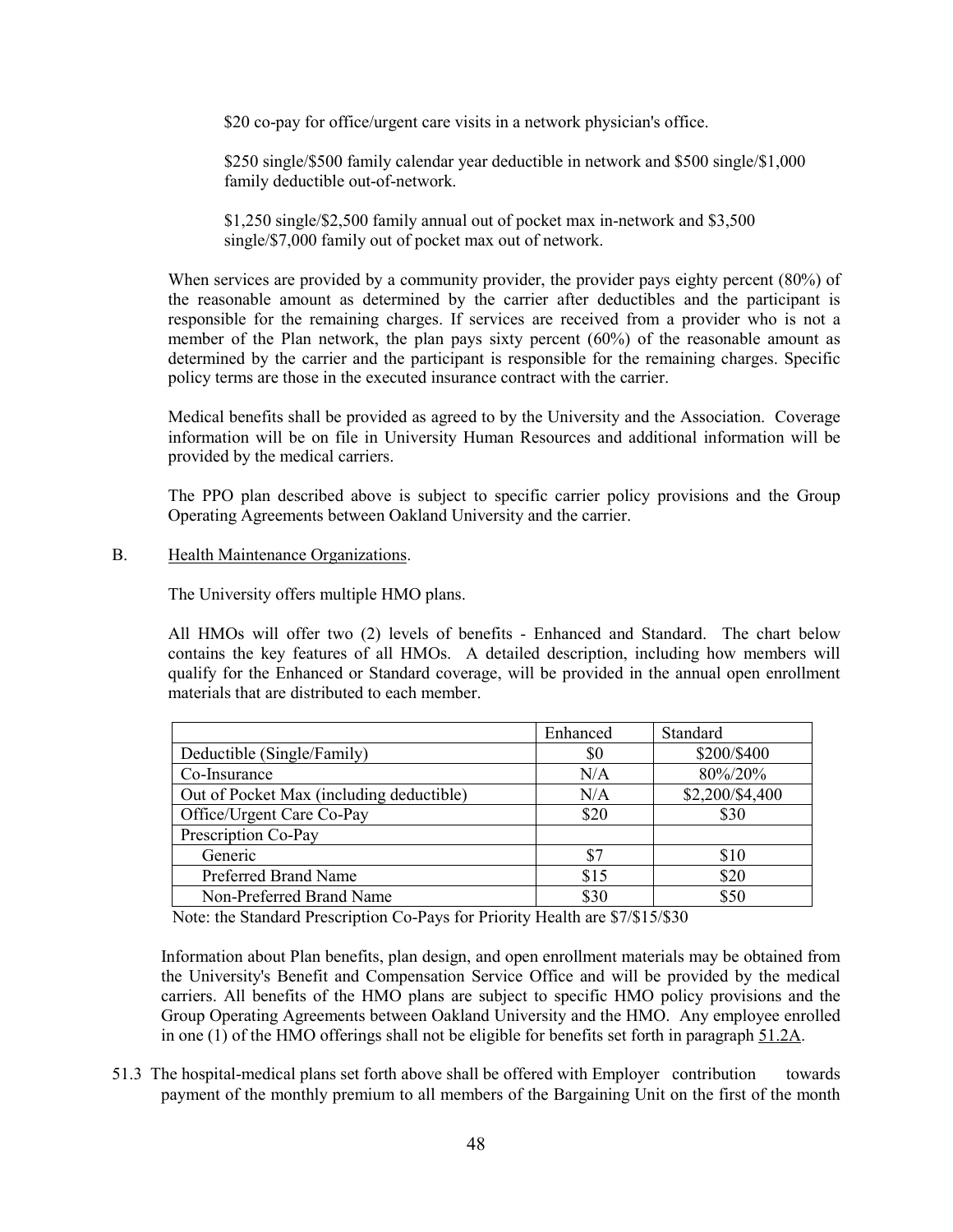$20 co-pay for office/urgent care visits in a network physician's office.

$250 single/$500 family calendar year deductible in network and $500 single/$1,000 family deductible out-of-network.

$1,250 single/$2,500 family annual out of pocket max in-network and $3,500 single/$7,000 family out of pocket max out of network.

When services are provided by a community provider, the provider pays eighty percent (80%) of the reasonable amount as determined by the carrier after deductibles and the participant is responsible for the remaining charges. If services are received from a provider who is not a member of the Plan network, the plan pays sixty percent (60%) of the reasonable amount as determined by the carrier and the participant is responsible for the remaining charges. Specific policy terms are those in the executed insurance contract with the carrier.

Medical benefits shall be provided as agreed to by the University and the Association. Coverage information will be on file in University Human Resources and additional information will be provided by the medical carriers.

The PPO plan described above is subject to specific carrier policy provisions and the Group Operating Agreements between Oakland University and the carrier.

B. Health Maintenance Organizations.

The University offers multiple HMO plans.

All HMOs will offer two (2) levels of benefits - Enhanced and Standard. The chart below contains the key features of all HMOs. A detailed description, including how members will qualify for the Enhanced or Standard coverage, will be provided in the annual open enrollment materials that are distributed to each member.

| | Enhanced | Standard |
|---|---|---|
| Deductible (Single/Family) | $0 | $200/$400 |
| Co-Insurance | N/A | 80%/20% |
| Out of Pocket Max (including deductible) | N/A | $2,200/$4,400 |
| Office/Urgent Care Co-Pay | $20 | $30 |
| Prescription Co-Pay | | |
| Generic | $7 | $10 |
| Preferred Brand Name | $15 | $20 |
| Non-Preferred Brand Name | $30 | $50 |

Note: the Standard Prescription Co-Pays for Priority Health are $7/$15/$30

Information about Plan benefits, plan design, and open enrollment materials may be obtained from the University's Benefit and Compensation Service Office and will be provided by the medical carriers. All benefits of the HMO plans are subject to specific HMO policy provisions and the Group Operating Agreements between Oakland University and the HMO. Any employee enrolled in one (1) of the HMO offerings shall not be eligible for benefits set forth in paragraph 51.2A.

51.3 The hospital-medical plans set forth above shall be offered with Employer contribution towards payment of the monthly premium to all members of the Bargaining Unit on the first of the month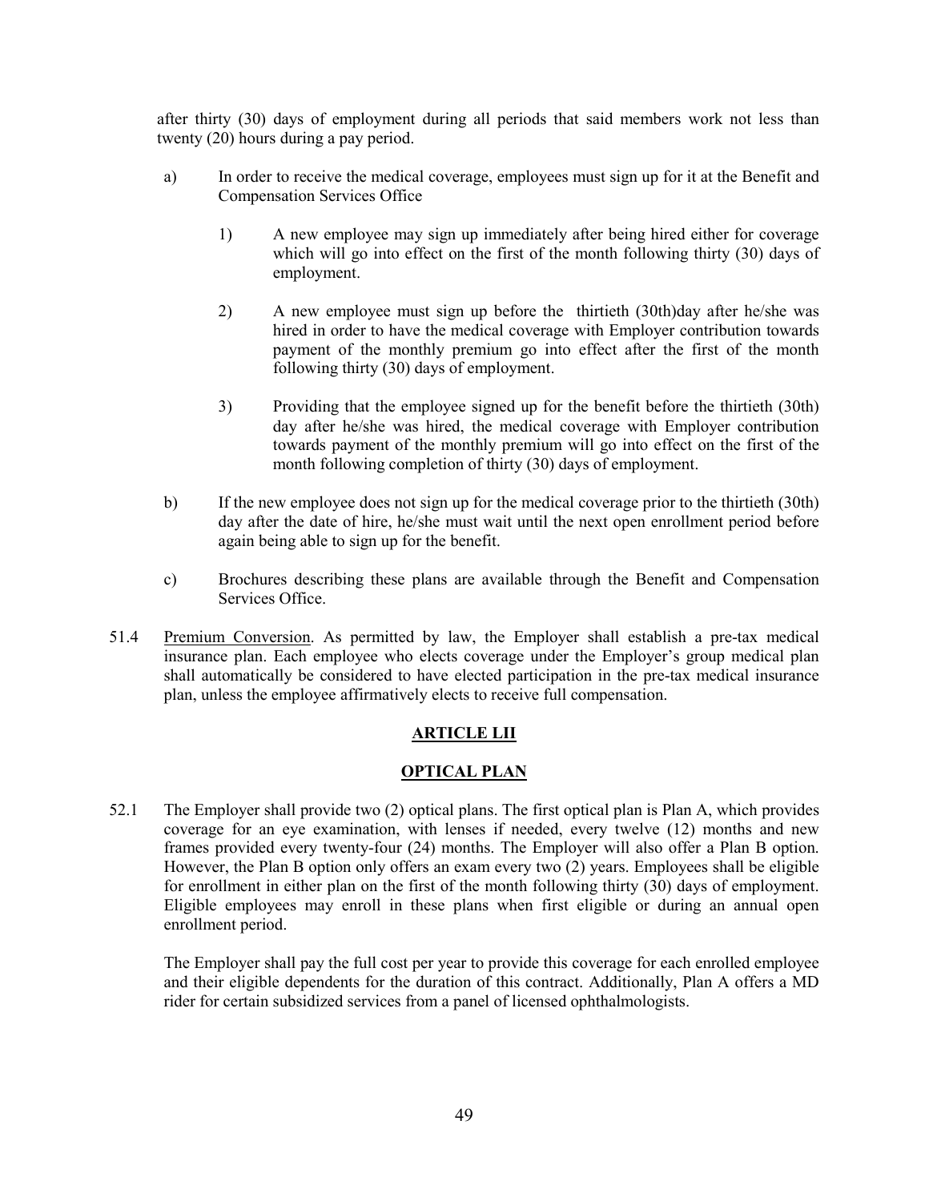after thirty (30) days of employment during all periods that said members work not less than twenty (20) hours during a pay period.

a) In order to receive the medical coverage, employees must sign up for it at the Benefit and Compensation Services Office

1) A new employee may sign up immediately after being hired either for coverage which will go into effect on the first of the month following thirty (30) days of employment.

2) A new employee must sign up before the thirtieth (30th)day after he/she was hired in order to have the medical coverage with Employer contribution towards payment of the monthly premium go into effect after the first of the month following thirty (30) days of employment.

3) Providing that the employee signed up for the benefit before the thirtieth (30th) day after he/she was hired, the medical coverage with Employer contribution towards payment of the monthly premium will go into effect on the first of the month following completion of thirty (30) days of employment.

b) If the new employee does not sign up for the medical coverage prior to the thirtieth (30th) day after the date of hire, he/she must wait until the next open enrollment period before again being able to sign up for the benefit.

c) Brochures describing these plans are available through the Benefit and Compensation Services Office.

51.4 Premium Conversion. As permitted by law, the Employer shall establish a pre-tax medical insurance plan. Each employee who elects coverage under the Employer's group medical plan shall automatically be considered to have elected participation in the pre-tax medical insurance plan, unless the employee affirmatively elects to receive full compensation.

## ARTICLE LII

## OPTICAL PLAN

52.1 The Employer shall provide two (2) optical plans. The first optical plan is Plan A, which provides coverage for an eye examination, with lenses if needed, every twelve (12) months and new frames provided every twenty-four (24) months. The Employer will also offer a Plan B option. However, the Plan B option only offers an exam every two (2) years. Employees shall be eligible for enrollment in either plan on the first of the month following thirty (30) days of employment. Eligible employees may enroll in these plans when first eligible or during an annual open enrollment period.

The Employer shall pay the full cost per year to provide this coverage for each enrolled employee and their eligible dependents for the duration of this contract. Additionally, Plan A offers a MD rider for certain subsidized services from a panel of licensed ophthalmologists.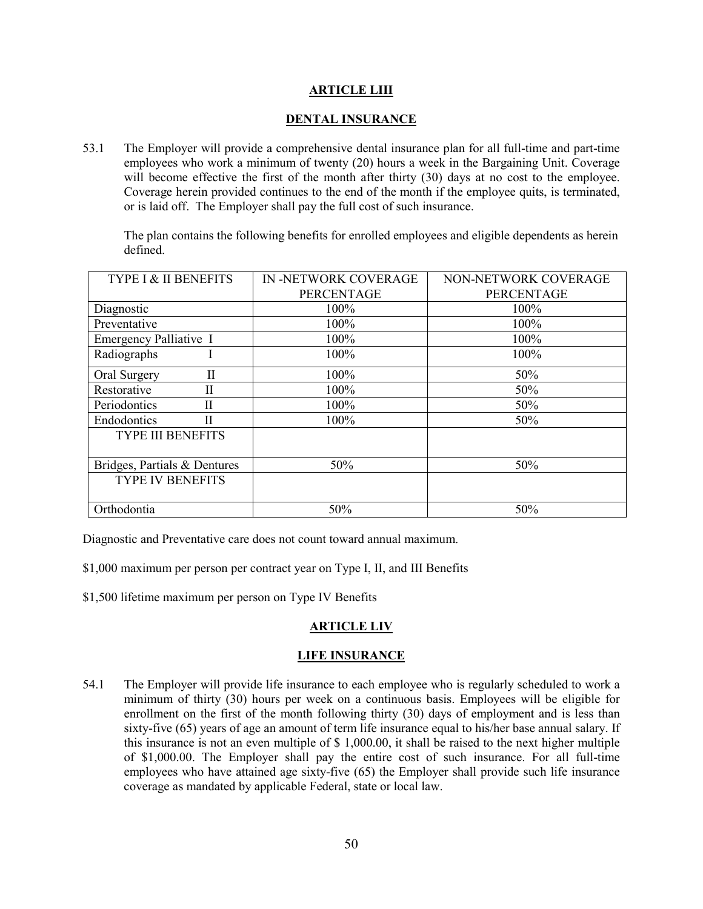## ARTICLE LIII

## DENTAL INSURANCE

53.1 The Employer will provide a comprehensive dental insurance plan for all full-time and part-time employees who work a minimum of twenty (20) hours a week in the Bargaining Unit. Coverage will become effective the first of the month after thirty (30) days at no cost to the employee. Coverage herein provided continues to the end of the month if the employee quits, is terminated, or is laid off. The Employer shall pay the full cost of such insurance.

The plan contains the following benefits for enrolled employees and eligible dependents as herein defined.

| TYPE I & II BENEFITS | IN -NETWORK COVERAGE PERCENTAGE | NON-NETWORK COVERAGE PERCENTAGE |
|---|---|---|
| Diagnostic | 100% | 100% |
| Preventative | 100% | 100% |
| Emergency Palliative I | 100% | 100% |
| Radiographs I | 100% | 100% |
| Oral Surgery II | 100% | 50% |
| Restorative II | 100% | 50% |
| Periodontics II | 100% | 50% |
| Endodontics II | 100% | 50% |
| TYPE III BENEFITS | | |
| Bridges, Partials & Dentures | 50% | 50% |
| TYPE IV BENEFITS | | |
| Orthodontia | 50% | 50% |

Diagnostic and Preventative care does not count toward annual maximum.

$1,000 maximum per person per contract year on Type I, II, and III Benefits

$1,500 lifetime maximum per person on Type IV Benefits

## ARTICLE LIV

## LIFE INSURANCE

54.1 The Employer will provide life insurance to each employee who is regularly scheduled to work a minimum of thirty (30) hours per week on a continuous basis. Employees will be eligible for enrollment on the first of the month following thirty (30) days of employment and is less than sixty-five (65) years of age an amount of term life insurance equal to his/her base annual salary. If this insurance is not an even multiple of $ 1,000.00, it shall be raised to the next higher multiple of $1,000.00. The Employer shall pay the entire cost of such insurance. For all full-time employees who have attained age sixty-five (65) the Employer shall provide such life insurance coverage as mandated by applicable Federal, state or local law.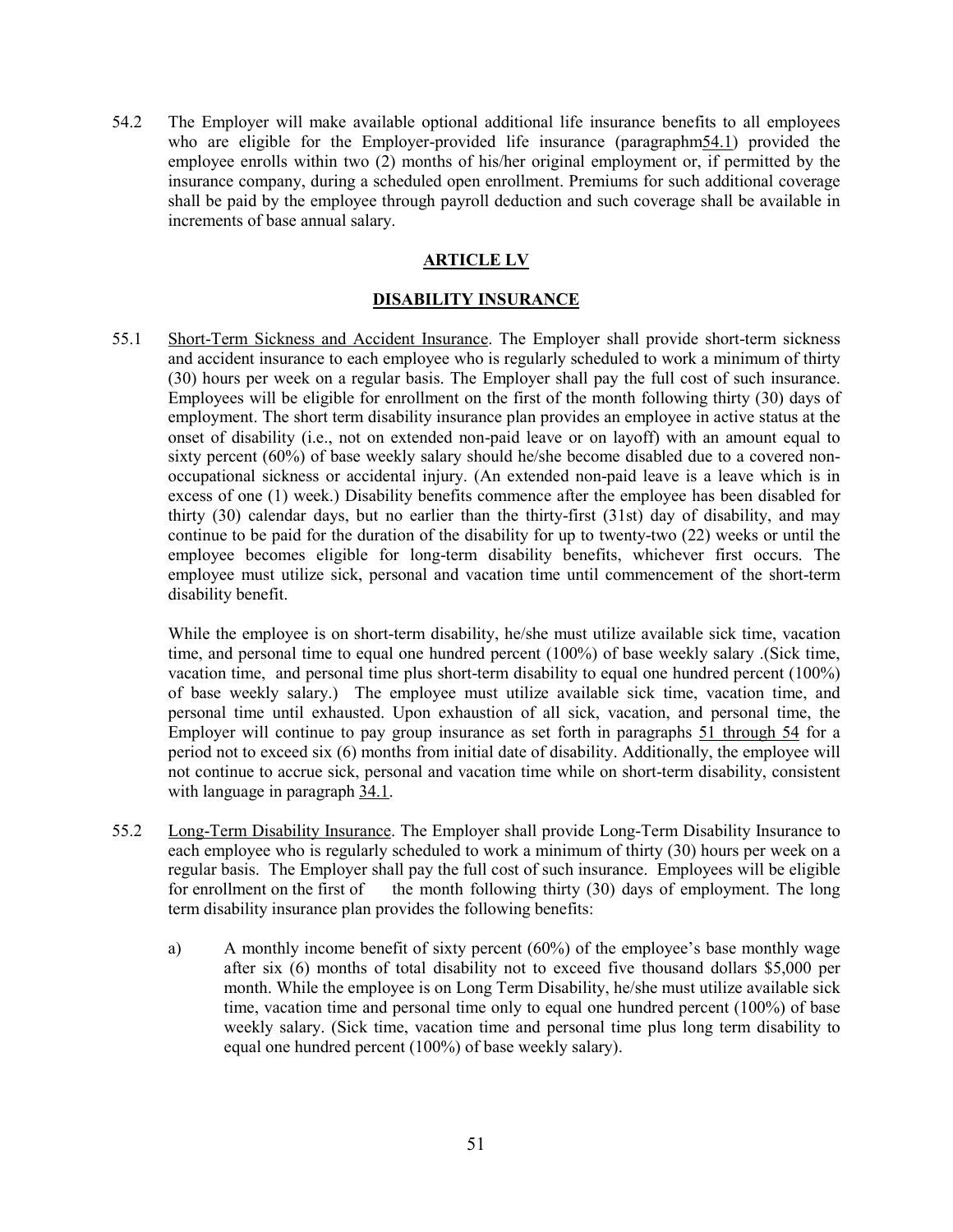54.2 The Employer will make available optional additional life insurance benefits to all employees who are eligible for the Employer-provided life insurance (paragraphm54.1) provided the employee enrolls within two (2) months of his/her original employment or, if permitted by the insurance company, during a scheduled open enrollment. Premiums for such additional coverage shall be paid by the employee through payroll deduction and such coverage shall be available in increments of base annual salary.

## ARTICLE LV

## DISABILITY INSURANCE

55.1 Short-Term Sickness and Accident Insurance. The Employer shall provide short-term sickness and accident insurance to each employee who is regularly scheduled to work a minimum of thirty (30) hours per week on a regular basis. The Employer shall pay the full cost of such insurance. Employees will be eligible for enrollment on the first of the month following thirty (30) days of employment. The short term disability insurance plan provides an employee in active status at the onset of disability (i.e., not on extended non-paid leave or on layoff) with an amount equal to sixty percent (60%) of base weekly salary should he/she become disabled due to a covered non-occupational sickness or accidental injury. (An extended non-paid leave is a leave which is in excess of one (1) week.) Disability benefits commence after the employee has been disabled for thirty (30) calendar days, but no earlier than the thirty-first (31st) day of disability, and may continue to be paid for the duration of the disability for up to twenty-two (22) weeks or until the employee becomes eligible for long-term disability benefits, whichever first occurs. The employee must utilize sick, personal and vacation time until commencement of the short-term disability benefit.

While the employee is on short-term disability, he/she must utilize available sick time, vacation time, and personal time to equal one hundred percent (100%) of base weekly salary .(Sick time, vacation time, and personal time plus short-term disability to equal one hundred percent (100%) of base weekly salary.) The employee must utilize available sick time, vacation time, and personal time until exhausted. Upon exhaustion of all sick, vacation, and personal time, the Employer will continue to pay group insurance as set forth in paragraphs 51 through 54 for a period not to exceed six (6) months from initial date of disability. Additionally, the employee will not continue to accrue sick, personal and vacation time while on short-term disability, consistent with language in paragraph 34.1.

55.2 Long-Term Disability Insurance. The Employer shall provide Long-Term Disability Insurance to each employee who is regularly scheduled to work a minimum of thirty (30) hours per week on a regular basis. The Employer shall pay the full cost of such insurance. Employees will be eligible for enrollment on the first of the month following thirty (30) days of employment. The long term disability insurance plan provides the following benefits:

a) A monthly income benefit of sixty percent (60%) of the employee's base monthly wage after six (6) months of total disability not to exceed five thousand dollars $5,000 per month. While the employee is on Long Term Disability, he/she must utilize available sick time, vacation time and personal time only to equal one hundred percent (100%) of base weekly salary. (Sick time, vacation time and personal time plus long term disability to equal one hundred percent (100%) of base weekly salary).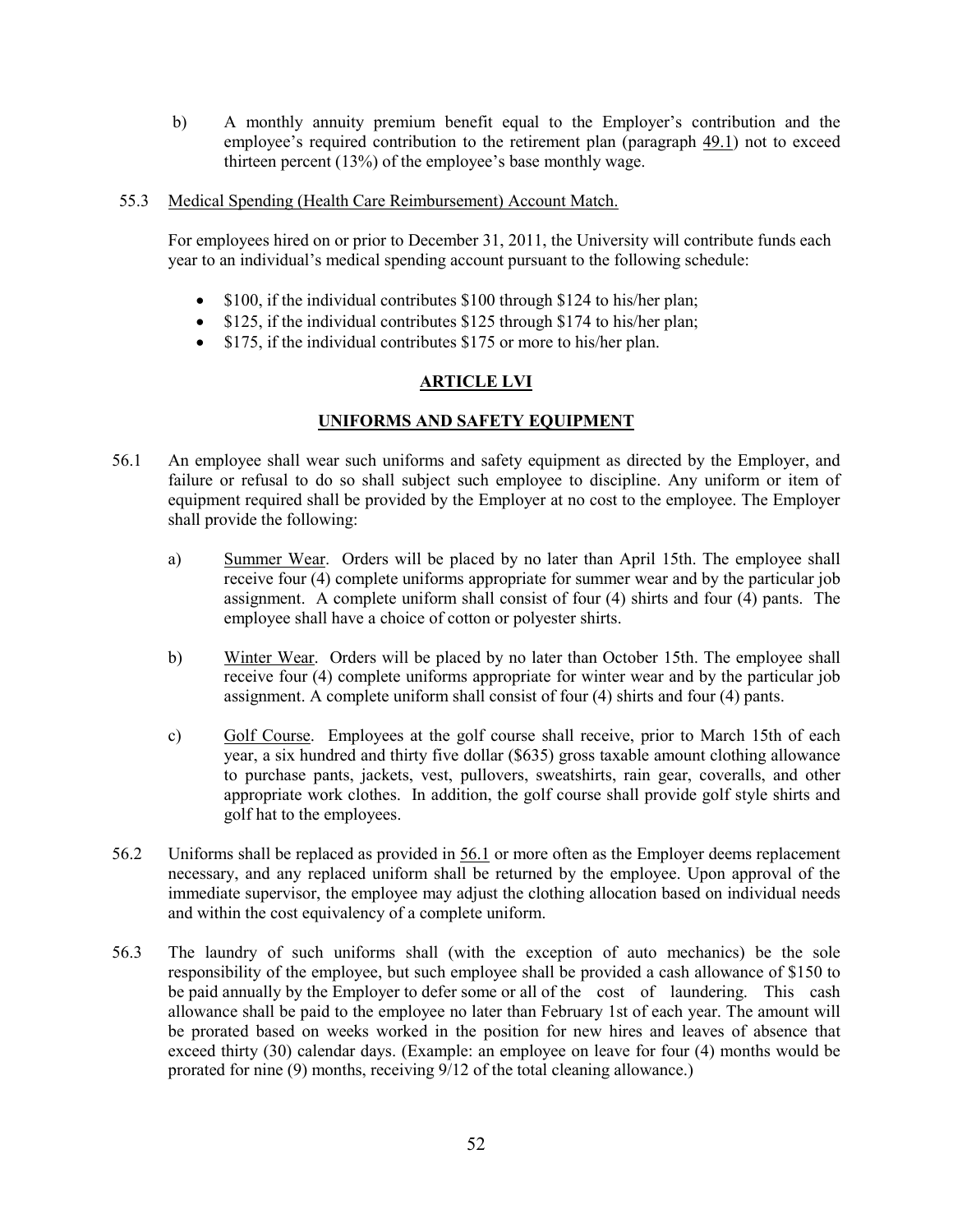b) A monthly annuity premium benefit equal to the Employer's contribution and the employee's required contribution to the retirement plan (paragraph 49.1) not to exceed thirteen percent (13%) of the employee's base monthly wage.

55.3 Medical Spending (Health Care Reimbursement) Account Match.

For employees hired on or prior to December 31, 2011, the University will contribute funds each year to an individual's medical spending account pursuant to the following schedule:

- $100, if the individual contributes $100 through $124 to his/her plan;
- $125, if the individual contributes $125 through $174 to his/her plan;
- $175, if the individual contributes $175 or more to his/her plan.

## ARTICLE LVI

## UNIFORMS AND SAFETY EQUIPMENT

56.1 An employee shall wear such uniforms and safety equipment as directed by the Employer, and failure or refusal to do so shall subject such employee to discipline. Any uniform or item of equipment required shall be provided by the Employer at no cost to the employee. The Employer shall provide the following:

a) Summer Wear. Orders will be placed by no later than April 15th. The employee shall receive four (4) complete uniforms appropriate for summer wear and by the particular job assignment. A complete uniform shall consist of four (4) shirts and four (4) pants. The employee shall have a choice of cotton or polyester shirts.

b) Winter Wear. Orders will be placed by no later than October 15th. The employee shall receive four (4) complete uniforms appropriate for winter wear and by the particular job assignment. A complete uniform shall consist of four (4) shirts and four (4) pants.

c) Golf Course. Employees at the golf course shall receive, prior to March 15th of each year, a six hundred and thirty five dollar ($635) gross taxable amount clothing allowance to purchase pants, jackets, vest, pullovers, sweatshirts, rain gear, coveralls, and other appropriate work clothes. In addition, the golf course shall provide golf style shirts and golf hat to the employees.

56.2 Uniforms shall be replaced as provided in 56.1 or more often as the Employer deems replacement necessary, and any replaced uniform shall be returned by the employee. Upon approval of the immediate supervisor, the employee may adjust the clothing allocation based on individual needs and within the cost equivalency of a complete uniform.

56.3 The laundry of such uniforms shall (with the exception of auto mechanics) be the sole responsibility of the employee, but such employee shall be provided a cash allowance of $150 to be paid annually by the Employer to defer some or all of the cost of laundering. This cash allowance shall be paid to the employee no later than February 1st of each year. The amount will be prorated based on weeks worked in the position for new hires and leaves of absence that exceed thirty (30) calendar days. (Example: an employee on leave for four (4) months would be prorated for nine (9) months, receiving 9/12 of the total cleaning allowance.)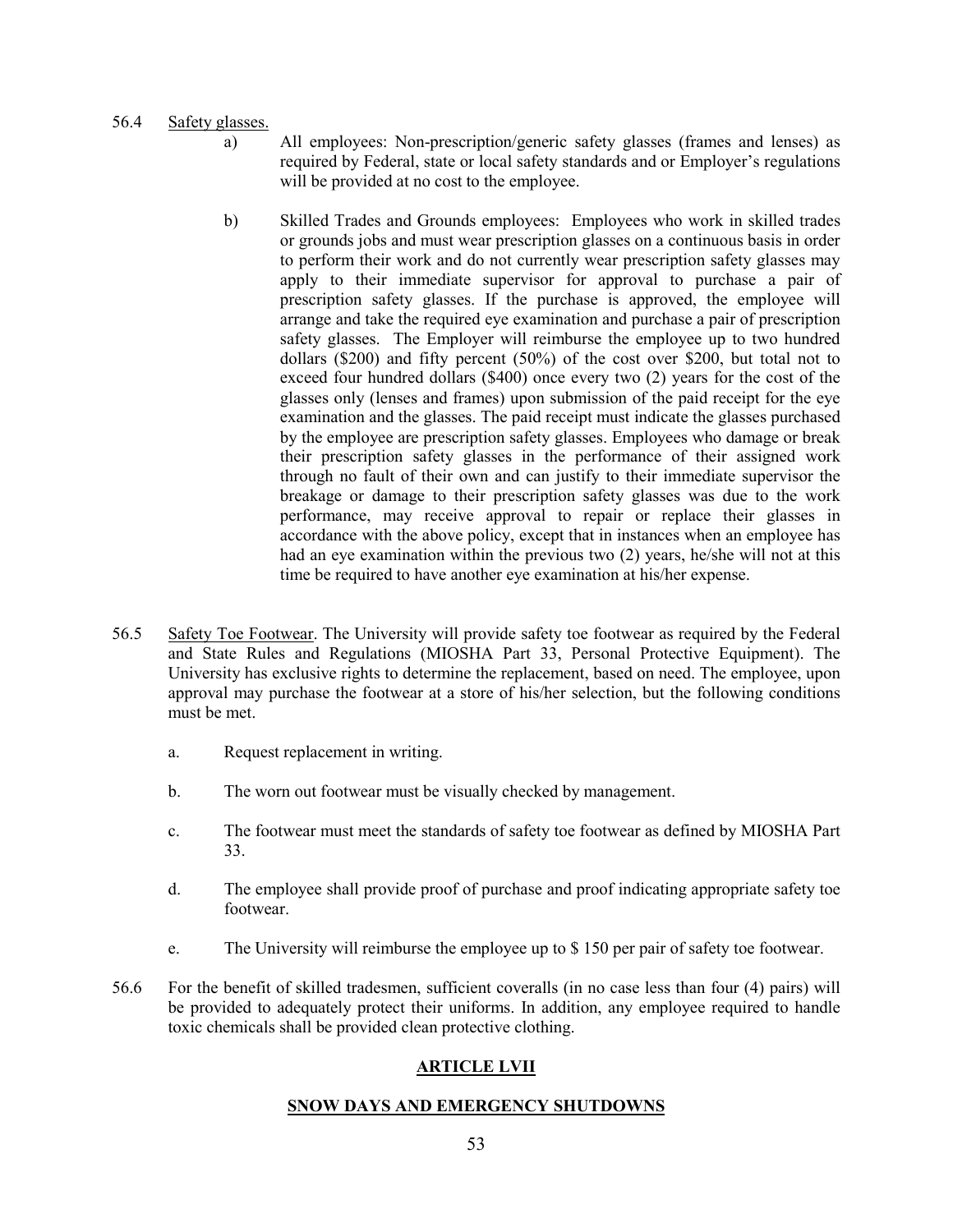56.4 Safety glasses.

a) All employees: Non-prescription/generic safety glasses (frames and lenses) as required by Federal, state or local safety standards and or Employer's regulations will be provided at no cost to the employee.

b) Skilled Trades and Grounds employees: Employees who work in skilled trades or grounds jobs and must wear prescription glasses on a continuous basis in order to perform their work and do not currently wear prescription safety glasses may apply to their immediate supervisor for approval to purchase a pair of prescription safety glasses. If the purchase is approved, the employee will arrange and take the required eye examination and purchase a pair of prescription safety glasses. The Employer will reimburse the employee up to two hundred dollars ($200) and fifty percent (50%) of the cost over $200, but total not to exceed four hundred dollars ($400) once every two (2) years for the cost of the glasses only (lenses and frames) upon submission of the paid receipt for the eye examination and the glasses. The paid receipt must indicate the glasses purchased by the employee are prescription safety glasses. Employees who damage or break their prescription safety glasses in the performance of their assigned work through no fault of their own and can justify to their immediate supervisor the breakage or damage to their prescription safety glasses was due to the work performance, may receive approval to repair or replace their glasses in accordance with the above policy, except that in instances when an employee has had an eye examination within the previous two (2) years, he/she will not at this time be required to have another eye examination at his/her expense.

56.5 Safety Toe Footwear. The University will provide safety toe footwear as required by the Federal and State Rules and Regulations (MIOSHA Part 33, Personal Protective Equipment). The University has exclusive rights to determine the replacement, based on need. The employee, upon approval may purchase the footwear at a store of his/her selection, but the following conditions must be met.

a. Request replacement in writing.

b. The worn out footwear must be visually checked by management.

c. The footwear must meet the standards of safety toe footwear as defined by MIOSHA Part 33.

d. The employee shall provide proof of purchase and proof indicating appropriate safety toe footwear.

e. The University will reimburse the employee up to $ 150 per pair of safety toe footwear.

56.6 For the benefit of skilled tradesmen, sufficient coveralls (in no case less than four (4) pairs) will be provided to adequately protect their uniforms. In addition, any employee required to handle toxic chemicals shall be provided clean protective clothing.

## ARTICLE LVII

## SNOW DAYS AND EMERGENCY SHUTDOWNS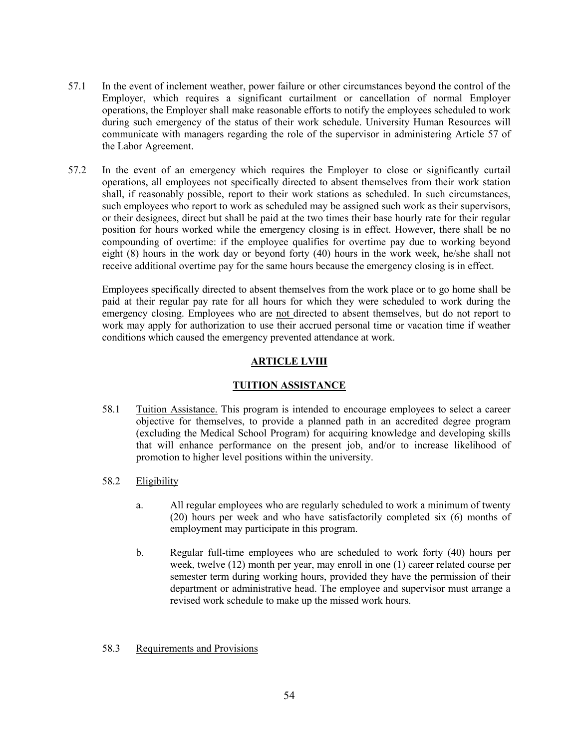57.1 In the event of inclement weather, power failure or other circumstances beyond the control of the Employer, which requires a significant curtailment or cancellation of normal Employer operations, the Employer shall make reasonable efforts to notify the employees scheduled to work during such emergency of the status of their work schedule. University Human Resources will communicate with managers regarding the role of the supervisor in administering Article 57 of the Labor Agreement.

57.2 In the event of an emergency which requires the Employer to close or significantly curtail operations, all employees not specifically directed to absent themselves from their work station shall, if reasonably possible, report to their work stations as scheduled. In such circumstances, such employees who report to work as scheduled may be assigned such work as their supervisors, or their designees, direct but shall be paid at the two times their base hourly rate for their regular position for hours worked while the emergency closing is in effect. However, there shall be no compounding of overtime: if the employee qualifies for overtime pay due to working beyond eight (8) hours in the work day or beyond forty (40) hours in the work week, he/she shall not receive additional overtime pay for the same hours because the emergency closing is in effect.

Employees specifically directed to absent themselves from the work place or to go home shall be paid at their regular pay rate for all hours for which they were scheduled to work during the emergency closing. Employees who are <u>not</u> directed to absent themselves, but do not report to work may apply for authorization to use their accrued personal time or vacation time if weather conditions which caused the emergency prevented attendance at work.

## ARTICLE LVIII

## TUITION ASSISTANCE

58.1 <u>Tuition Assistance.</u> This program is intended to encourage employees to select a career objective for themselves, to provide a planned path in an accredited degree program (excluding the Medical School Program) for acquiring knowledge and developing skills that will enhance performance on the present job, and/or to increase likelihood of promotion to higher level positions within the university.

58.2 <u>Eligibility</u>

a. All regular employees who are regularly scheduled to work a minimum of twenty (20) hours per week and who have satisfactorily completed six (6) months of employment may participate in this program.

b. Regular full-time employees who are scheduled to work forty (40) hours per week, twelve (12) month per year, may enroll in one (1) career related course per semester term during working hours, provided they have the permission of their department or administrative head. The employee and supervisor must arrange a revised work schedule to make up the missed work hours.

58.3 <u>Requirements and Provisions</u>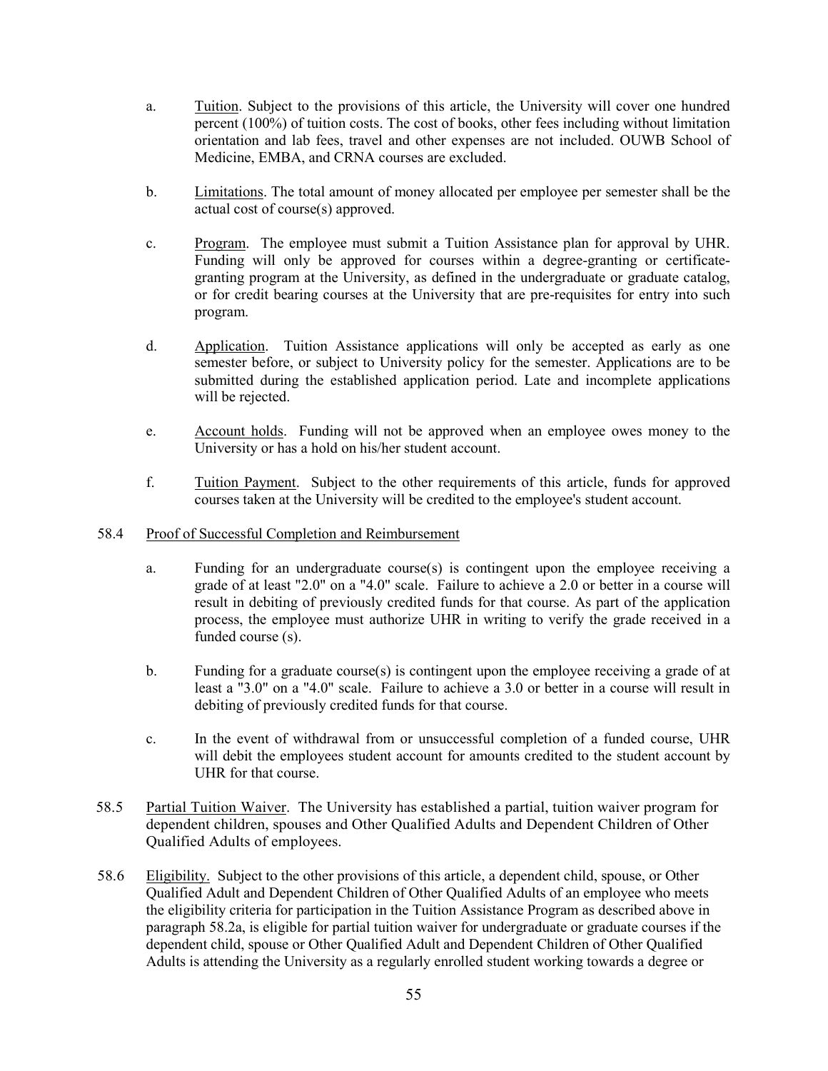a. Tuition. Subject to the provisions of this article, the University will cover one hundred percent (100%) of tuition costs. The cost of books, other fees including without limitation orientation and lab fees, travel and other expenses are not included. OUWB School of Medicine, EMBA, and CRNA courses are excluded.

b. Limitations. The total amount of money allocated per employee per semester shall be the actual cost of course(s) approved.

c. Program. The employee must submit a Tuition Assistance plan for approval by UHR. Funding will only be approved for courses within a degree-granting or certificate-granting program at the University, as defined in the undergraduate or graduate catalog, or for credit bearing courses at the University that are pre-requisites for entry into such program.

d. Application. Tuition Assistance applications will only be accepted as early as one semester before, or subject to University policy for the semester. Applications are to be submitted during the established application period. Late and incomplete applications will be rejected.

e. Account holds. Funding will not be approved when an employee owes money to the University or has a hold on his/her student account.

f. Tuition Payment. Subject to the other requirements of this article, funds for approved courses taken at the University will be credited to the employee's student account.

58.4 Proof of Successful Completion and Reimbursement

a. Funding for an undergraduate course(s) is contingent upon the employee receiving a grade of at least "2.0" on a "4.0" scale. Failure to achieve a 2.0 or better in a course will result in debiting of previously credited funds for that course. As part of the application process, the employee must authorize UHR in writing to verify the grade received in a funded course (s).

b. Funding for a graduate course(s) is contingent upon the employee receiving a grade of at least a "3.0" on a "4.0" scale. Failure to achieve a 3.0 or better in a course will result in debiting of previously credited funds for that course.

c. In the event of withdrawal from or unsuccessful completion of a funded course, UHR will debit the employees student account for amounts credited to the student account by UHR for that course.

58.5 Partial Tuition Waiver. The University has established a partial, tuition waiver program for dependent children, spouses and Other Qualified Adults and Dependent Children of Other Qualified Adults of employees.

58.6 Eligibility. Subject to the other provisions of this article, a dependent child, spouse, or Other Qualified Adult and Dependent Children of Other Qualified Adults of an employee who meets the eligibility criteria for participation in the Tuition Assistance Program as described above in paragraph 58.2a, is eligible for partial tuition waiver for undergraduate or graduate courses if the dependent child, spouse or Other Qualified Adult and Dependent Children of Other Qualified Adults is attending the University as a regularly enrolled student working towards a degree or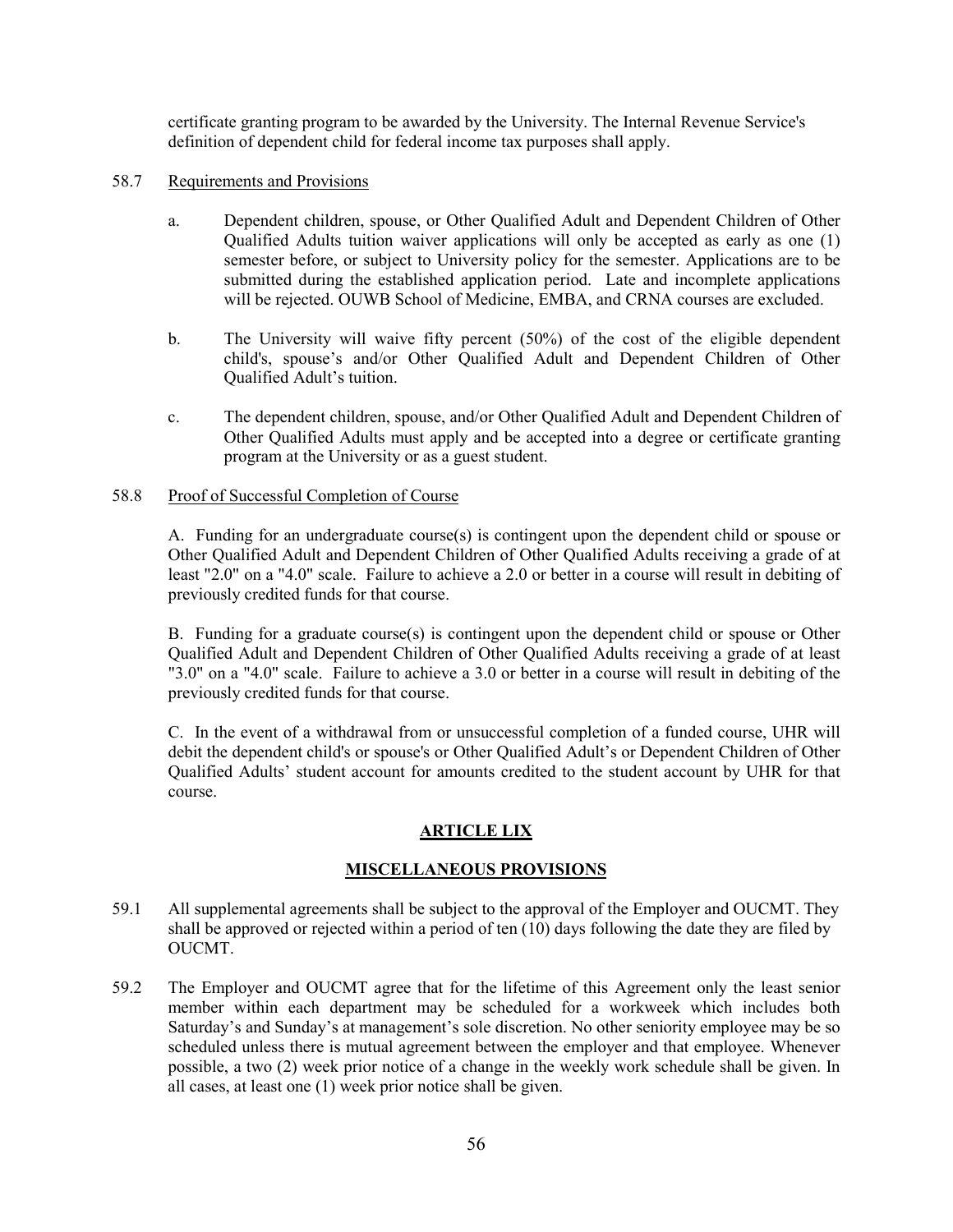certificate granting program to be awarded by the University. The Internal Revenue Service's definition of dependent child for federal income tax purposes shall apply.

58.7 Requirements and Provisions

a. Dependent children, spouse, or Other Qualified Adult and Dependent Children of Other Qualified Adults tuition waiver applications will only be accepted as early as one (1) semester before, or subject to University policy for the semester. Applications are to be submitted during the established application period. Late and incomplete applications will be rejected. OUWB School of Medicine, EMBA, and CRNA courses are excluded.

b. The University will waive fifty percent (50%) of the cost of the eligible dependent child's, spouse's and/or Other Qualified Adult and Dependent Children of Other Qualified Adult's tuition.

c. The dependent children, spouse, and/or Other Qualified Adult and Dependent Children of Other Qualified Adults must apply and be accepted into a degree or certificate granting program at the University or as a guest student.

58.8 Proof of Successful Completion of Course

A. Funding for an undergraduate course(s) is contingent upon the dependent child or spouse or Other Qualified Adult and Dependent Children of Other Qualified Adults receiving a grade of at least "2.0" on a "4.0" scale. Failure to achieve a 2.0 or better in a course will result in debiting of previously credited funds for that course.

B. Funding for a graduate course(s) is contingent upon the dependent child or spouse or Other Qualified Adult and Dependent Children of Other Qualified Adults receiving a grade of at least "3.0" on a "4.0" scale. Failure to achieve a 3.0 or better in a course will result in debiting of the previously credited funds for that course.

C. In the event of a withdrawal from or unsuccessful completion of a funded course, UHR will debit the dependent child's or spouse's or Other Qualified Adult's or Dependent Children of Other Qualified Adults' student account for amounts credited to the student account by UHR for that course.

## ARTICLE LIX

## MISCELLANEOUS PROVISIONS

59.1 All supplemental agreements shall be subject to the approval of the Employer and OUCMT. They shall be approved or rejected within a period of ten (10) days following the date they are filed by OUCMT.

59.2 The Employer and OUCMT agree that for the lifetime of this Agreement only the least senior member within each department may be scheduled for a workweek which includes both Saturday's and Sunday's at management's sole discretion. No other seniority employee may be so scheduled unless there is mutual agreement between the employer and that employee. Whenever possible, a two (2) week prior notice of a change in the weekly work schedule shall be given. In all cases, at least one (1) week prior notice shall be given.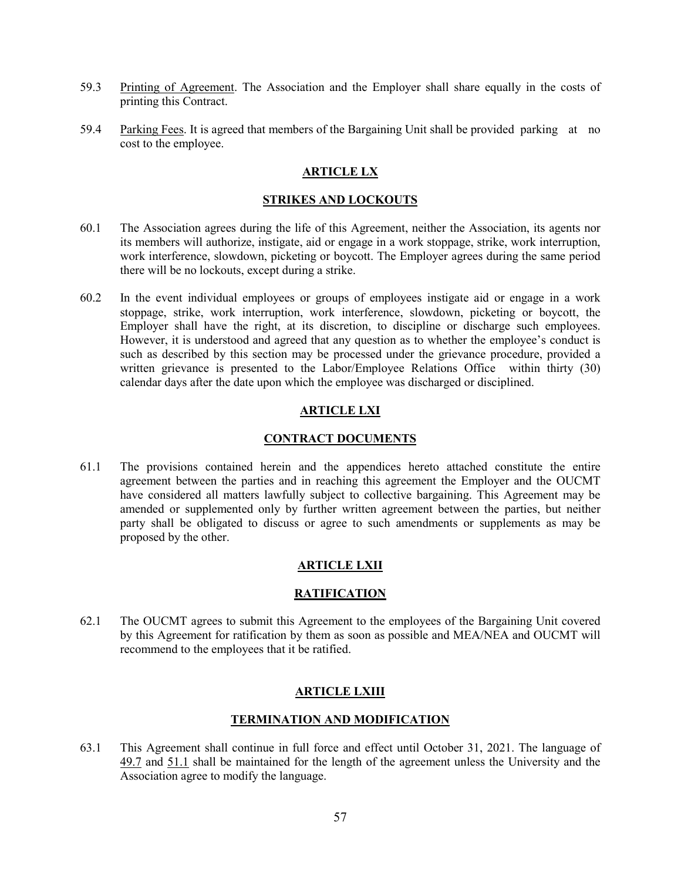59.3 Printing of Agreement. The Association and the Employer shall share equally in the costs of printing this Contract.

59.4 Parking Fees. It is agreed that members of the Bargaining Unit shall be provided parking at no cost to the employee.

## ARTICLE LX

## STRIKES AND LOCKOUTS

60.1 The Association agrees during the life of this Agreement, neither the Association, its agents nor its members will authorize, instigate, aid or engage in a work stoppage, strike, work interruption, work interference, slowdown, picketing or boycott. The Employer agrees during the same period there will be no lockouts, except during a strike.

60.2 In the event individual employees or groups of employees instigate aid or engage in a work stoppage, strike, work interruption, work interference, slowdown, picketing or boycott, the Employer shall have the right, at its discretion, to discipline or discharge such employees. However, it is understood and agreed that any question as to whether the employee's conduct is such as described by this section may be processed under the grievance procedure, provided a written grievance is presented to the Labor/Employee Relations Office within thirty (30) calendar days after the date upon which the employee was discharged or disciplined.

## ARTICLE LXI

## CONTRACT DOCUMENTS

61.1 The provisions contained herein and the appendices hereto attached constitute the entire agreement between the parties and in reaching this agreement the Employer and the OUCMT have considered all matters lawfully subject to collective bargaining. This Agreement may be amended or supplemented only by further written agreement between the parties, but neither party shall be obligated to discuss or agree to such amendments or supplements as may be proposed by the other.

## ARTICLE LXII

## RATIFICATION

62.1 The OUCMT agrees to submit this Agreement to the employees of the Bargaining Unit covered by this Agreement for ratification by them as soon as possible and MEA/NEA and OUCMT will recommend to the employees that it be ratified.

## ARTICLE LXIII

## TERMINATION AND MODIFICATION

63.1 This Agreement shall continue in full force and effect until October 31, 2021. The language of 49.7 and 51.1 shall be maintained for the length of the agreement unless the University and the Association agree to modify the language.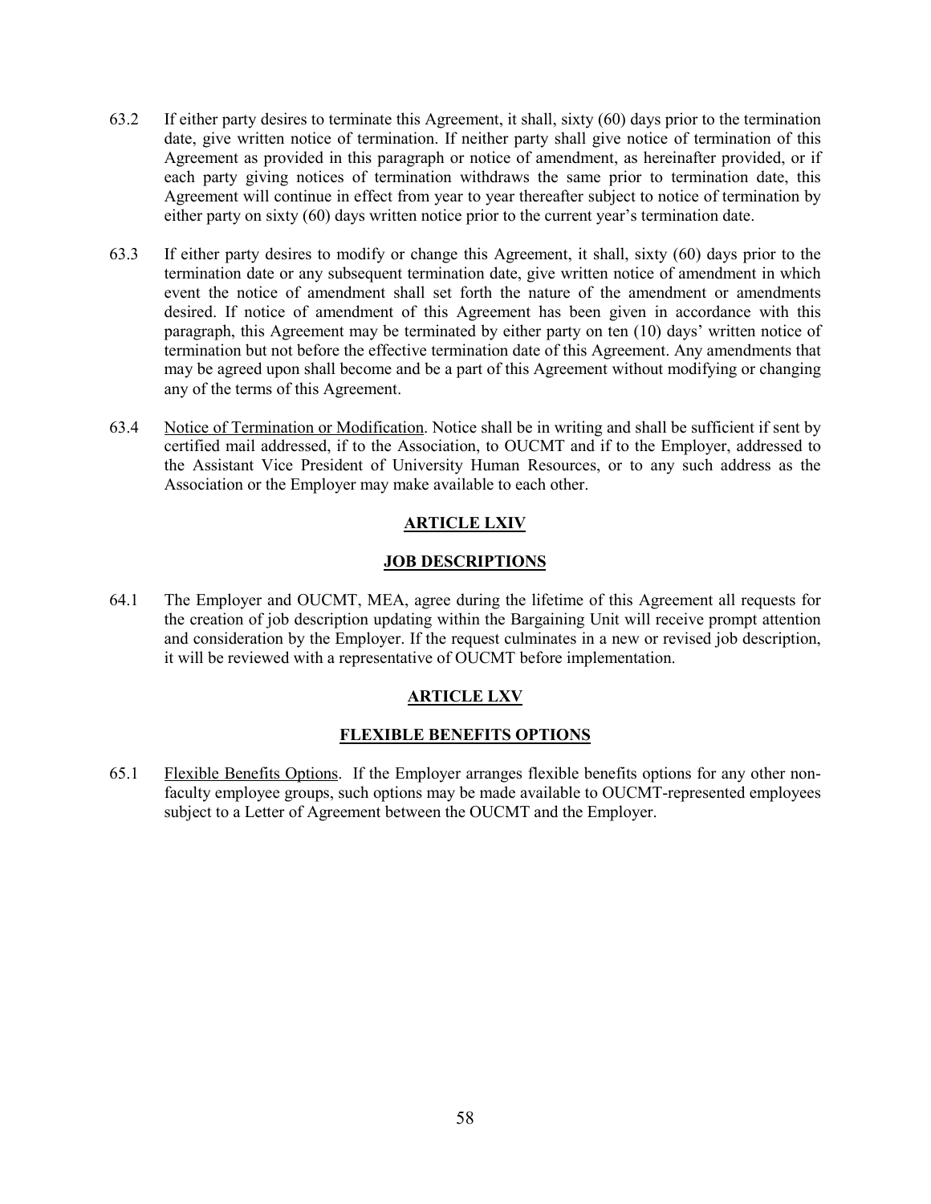63.2 If either party desires to terminate this Agreement, it shall, sixty (60) days prior to the termination date, give written notice of termination. If neither party shall give notice of termination of this Agreement as provided in this paragraph or notice of amendment, as hereinafter provided, or if each party giving notices of termination withdraws the same prior to termination date, this Agreement will continue in effect from year to year thereafter subject to notice of termination by either party on sixty (60) days written notice prior to the current year's termination date.

63.3 If either party desires to modify or change this Agreement, it shall, sixty (60) days prior to the termination date or any subsequent termination date, give written notice of amendment in which event the notice of amendment shall set forth the nature of the amendment or amendments desired. If notice of amendment of this Agreement has been given in accordance with this paragraph, this Agreement may be terminated by either party on ten (10) days' written notice of termination but not before the effective termination date of this Agreement. Any amendments that may be agreed upon shall become and be a part of this Agreement without modifying or changing any of the terms of this Agreement.

63.4 Notice of Termination or Modification. Notice shall be in writing and shall be sufficient if sent by certified mail addressed, if to the Association, to OUCMT and if to the Employer, addressed to the Assistant Vice President of University Human Resources, or to any such address as the Association or the Employer may make available to each other.

## ARTICLE LXIV

## JOB DESCRIPTIONS

64.1 The Employer and OUCMT, MEA, agree during the lifetime of this Agreement all requests for the creation of job description updating within the Bargaining Unit will receive prompt attention and consideration by the Employer. If the request culminates in a new or revised job description, it will be reviewed with a representative of OUCMT before implementation.

## ARTICLE LXV

## FLEXIBLE BENEFITS OPTIONS

65.1 Flexible Benefits Options. If the Employer arranges flexible benefits options for any other non-faculty employee groups, such options may be made available to OUCMT-represented employees subject to a Letter of Agreement between the OUCMT and the Employer.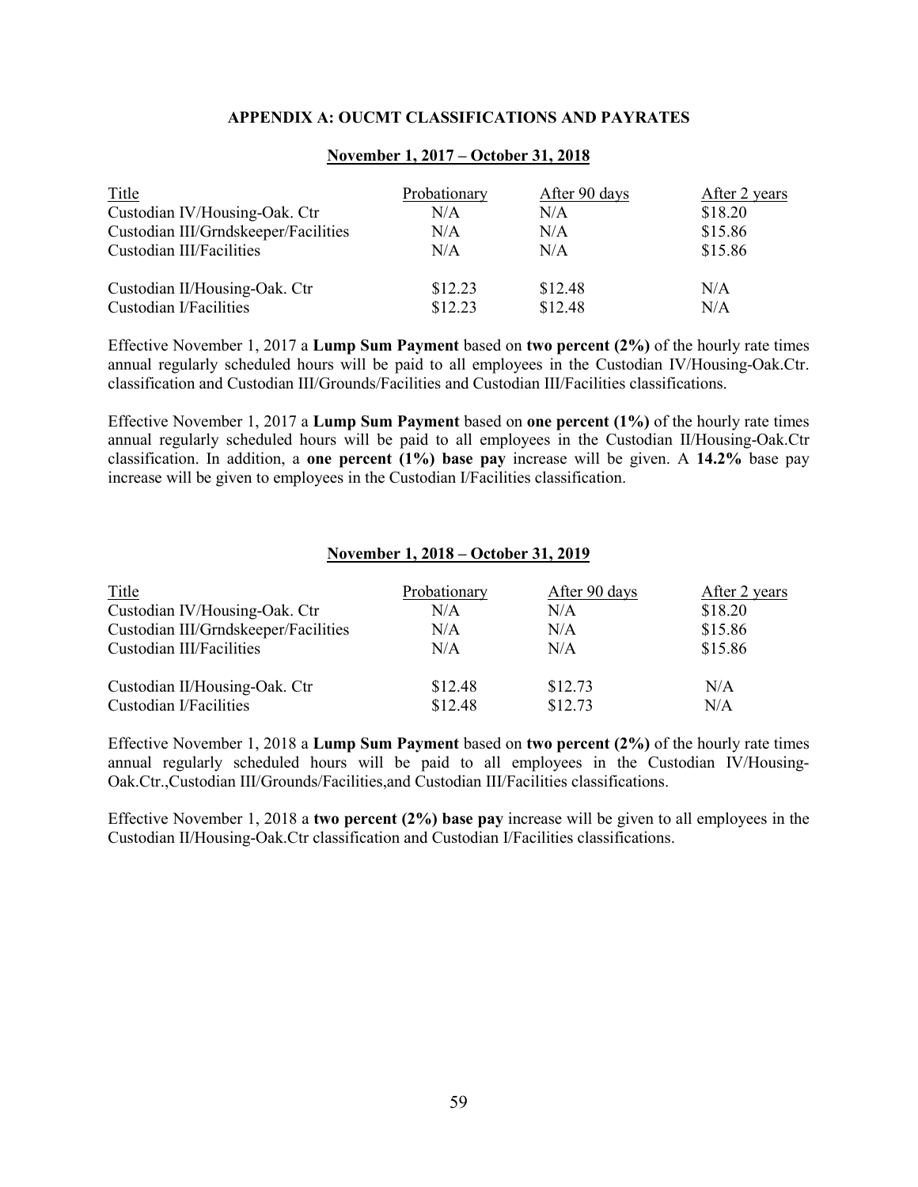## APPENDIX A: OUCMT CLASSIFICATIONS AND PAYRATES

### November 1, 2017 – October 31, 2018

| Title | Probationary | After 90 days | After 2 years |
|---|---|---|---|
| Custodian IV/Housing-Oak. Ctr | N/A | N/A | $18.20 |
| Custodian III/Grndskeeper/Facilities | N/A | N/A | $15.86 |
| Custodian III/Facilities | N/A | N/A | $15.86 |
| Custodian II/Housing-Oak. Ctr | $12.23 | $12.48 | N/A |
| Custodian I/Facilities | $12.23 | $12.48 | N/A |

Effective November 1, 2017 a **Lump Sum Payment** based on **two percent (2%)** of the hourly rate times annual regularly scheduled hours will be paid to all employees in the Custodian IV/Housing-Oak.Ctr. classification and Custodian III/Grounds/Facilities and Custodian III/Facilities classifications.

Effective November 1, 2017 a **Lump Sum Payment** based on **one percent (1%)** of the hourly rate times annual regularly scheduled hours will be paid to all employees in the Custodian II/Housing-Oak.Ctr classification. In addition, a **one percent (1%) base pay** increase will be given. A **14.2%** base pay increase will be given to employees in the Custodian I/Facilities classification.

### November 1, 2018 – October 31, 2019

| Title | Probationary | After 90 days | After 2 years |
|---|---|---|---|
| Custodian IV/Housing-Oak. Ctr | N/A | N/A | $18.20 |
| Custodian III/Grndskeeper/Facilities | N/A | N/A | $15.86 |
| Custodian III/Facilities | N/A | N/A | $15.86 |
| Custodian II/Housing-Oak. Ctr | $12.48 | $12.73 | N/A |
| Custodian I/Facilities | $12.48 | $12.73 | N/A |

Effective November 1, 2018 a **Lump Sum Payment** based on **two percent (2%)** of the hourly rate times annual regularly scheduled hours will be paid to all employees in the Custodian IV/Housing-Oak.Ctr.,Custodian III/Grounds/Facilities,and Custodian III/Facilities classifications.

Effective November 1, 2018 a **two percent (2%) base pay** increase will be given to all employees in the Custodian II/Housing-Oak.Ctr classification and Custodian I/Facilities classifications.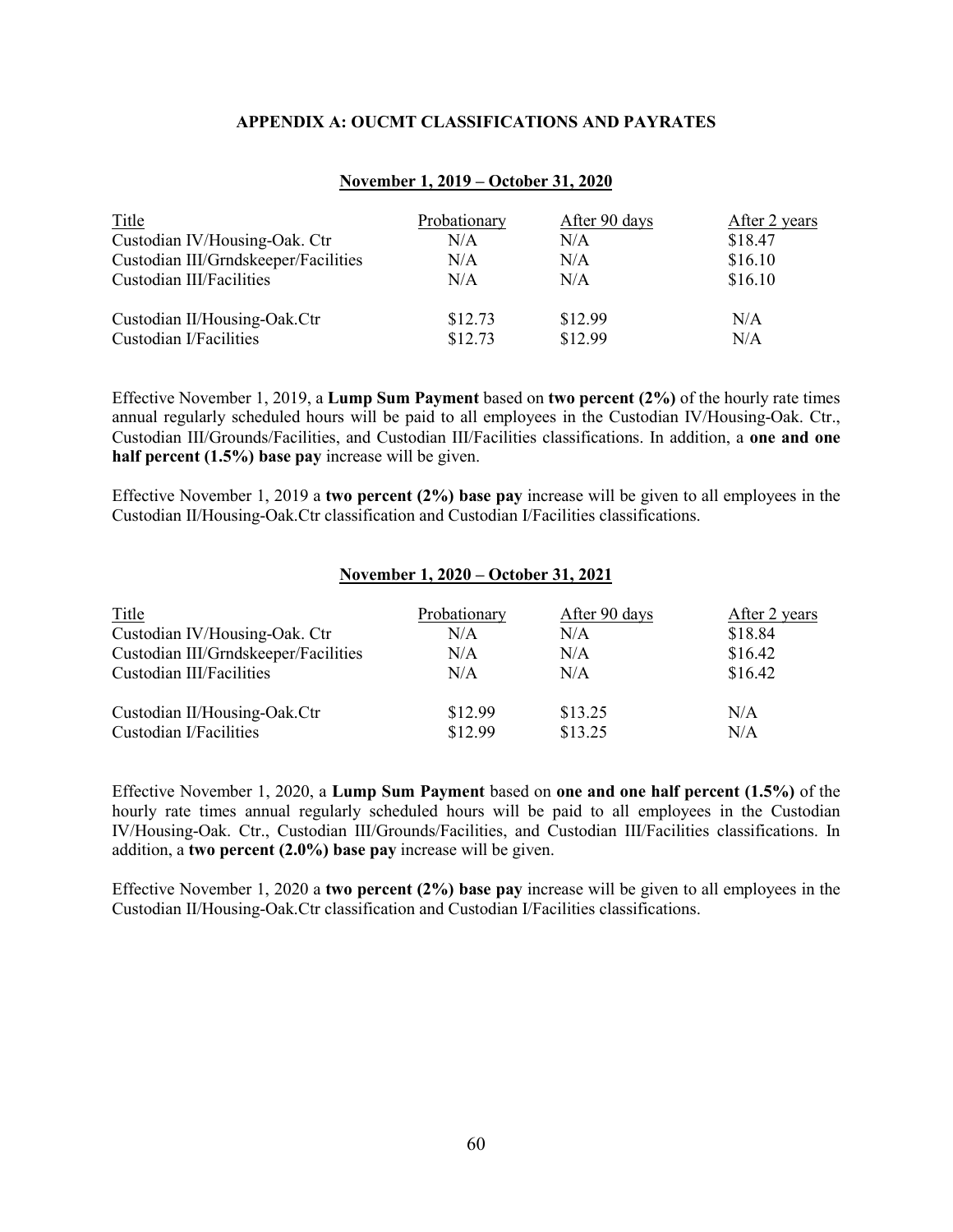## APPENDIX A: OUCMT CLASSIFICATIONS AND PAYRATES

### November 1, 2019 – October 31, 2020

| Title | Probationary | After 90 days | After 2 years |
|---|---|---|---|
| Custodian IV/Housing-Oak. Ctr | N/A | N/A | $18.47 |
| Custodian III/Grndskeeper/Facilities | N/A | N/A | $16.10 |
| Custodian III/Facilities | N/A | N/A | $16.10 |
| Custodian II/Housing-Oak.Ctr | $12.73 | $12.99 | N/A |
| Custodian I/Facilities | $12.73 | $12.99 | N/A |

Effective November 1, 2019, a **Lump Sum Payment** based on **two percent (2%)** of the hourly rate times annual regularly scheduled hours will be paid to all employees in the Custodian IV/Housing-Oak. Ctr., Custodian III/Grounds/Facilities, and Custodian III/Facilities classifications. In addition, a **one and one half percent (1.5%) base pay** increase will be given.

Effective November 1, 2019 a **two percent (2%) base pay** increase will be given to all employees in the Custodian II/Housing-Oak.Ctr classification and Custodian I/Facilities classifications.

### November 1, 2020 – October 31, 2021

| Title | Probationary | After 90 days | After 2 years |
|---|---|---|---|
| Custodian IV/Housing-Oak. Ctr | N/A | N/A | $18.84 |
| Custodian III/Grndskeeper/Facilities | N/A | N/A | $16.42 |
| Custodian III/Facilities | N/A | N/A | $16.42 |
| Custodian II/Housing-Oak.Ctr | $12.99 | $13.25 | N/A |
| Custodian I/Facilities | $12.99 | $13.25 | N/A |

Effective November 1, 2020, a **Lump Sum Payment** based on **one and one half percent (1.5%)** of the hourly rate times annual regularly scheduled hours will be paid to all employees in the Custodian IV/Housing-Oak. Ctr., Custodian III/Grounds/Facilities, and Custodian III/Facilities classifications. In addition, a **two percent (2.0%) base pay** increase will be given.

Effective November 1, 2020 a **two percent (2%) base pay** increase will be given to all employees in the Custodian II/Housing-Oak.Ctr classification and Custodian I/Facilities classifications.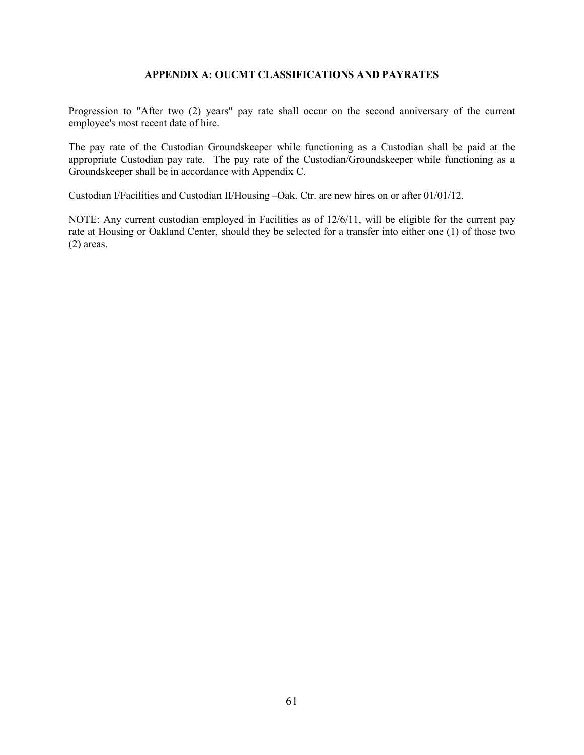## APPENDIX A: OUCMT CLASSIFICATIONS AND PAYRATES

Progression to "After two (2) years" pay rate shall occur on the second anniversary of the current employee's most recent date of hire.

The pay rate of the Custodian Groundskeeper while functioning as a Custodian shall be paid at the appropriate Custodian pay rate. The pay rate of the Custodian/Groundskeeper while functioning as a Groundskeeper shall be in accordance with Appendix C.

Custodian I/Facilities and Custodian II/Housing –Oak. Ctr. are new hires on or after 01/01/12.

NOTE: Any current custodian employed in Facilities as of 12/6/11, will be eligible for the current pay rate at Housing or Oakland Center, should they be selected for a transfer into either one (1) of those two (2) areas.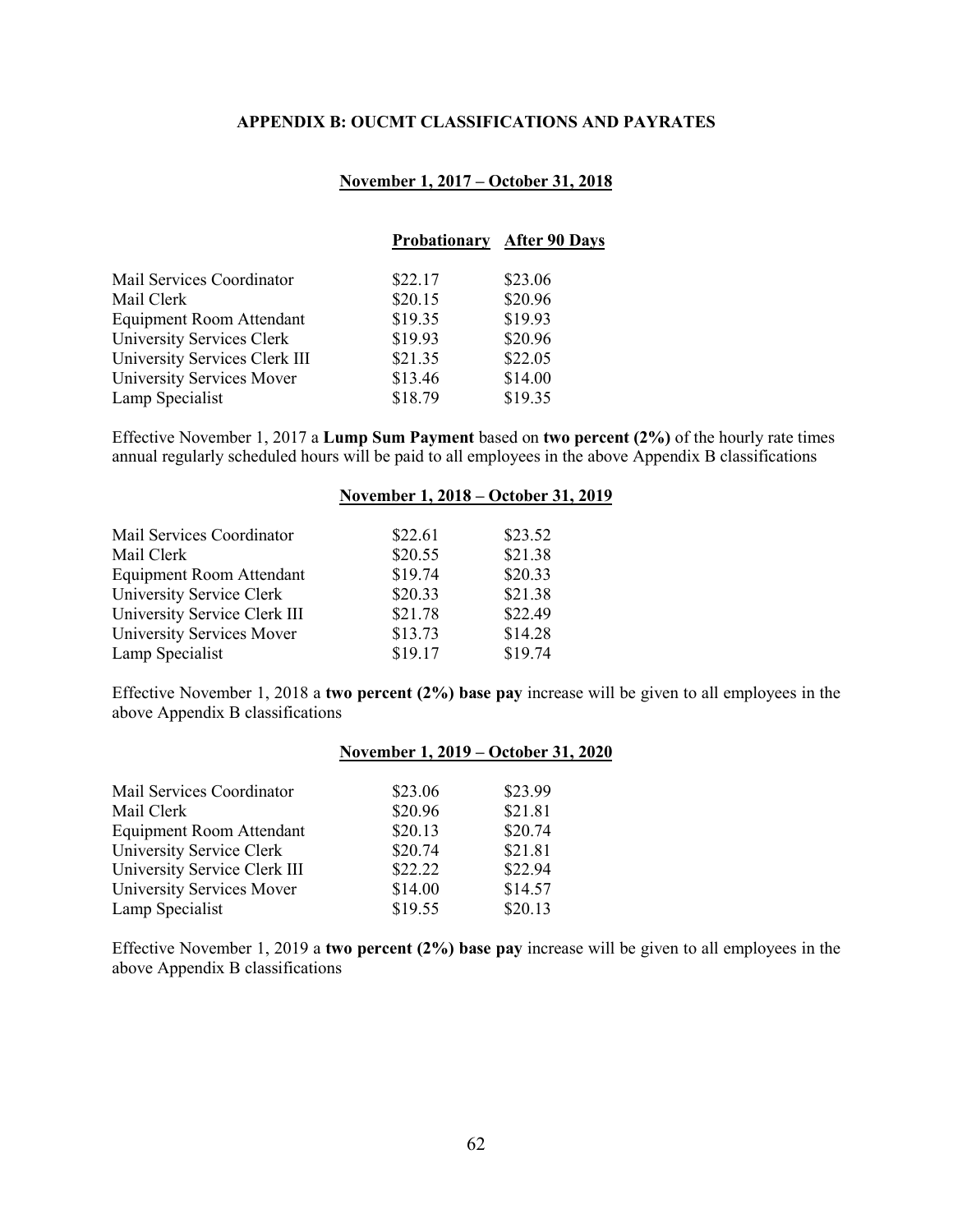## APPENDIX B: OUCMT CLASSIFICATIONS AND PAYRATES

### November 1, 2017 – October 31, 2018

| | Probationary | After 90 Days |
|---|---|---|
| Mail Services Coordinator | $22.17 | $23.06 |
| Mail Clerk | $20.15 | $20.96 |
| Equipment Room Attendant | $19.35 | $19.93 |
| University Services Clerk | $19.93 | $20.96 |
| University Services Clerk III | $21.35 | $22.05 |
| University Services Mover | $13.46 | $14.00 |
| Lamp Specialist | $18.79 | $19.35 |

Effective November 1, 2017 a **Lump Sum Payment** based on **two percent (2%)** of the hourly rate times annual regularly scheduled hours will be paid to all employees in the above Appendix B classifications

### November 1, 2018 – October 31, 2019

| | Probationary | After 90 Days |
|---|---|---|
| Mail Services Coordinator | $22.61 | $23.52 |
| Mail Clerk | $20.55 | $21.38 |
| Equipment Room Attendant | $19.74 | $20.33 |
| University Service Clerk | $20.33 | $21.38 |
| University Service Clerk III | $21.78 | $22.49 |
| University Services Mover | $13.73 | $14.28 |
| Lamp Specialist | $19.17 | $19.74 |

Effective November 1, 2018 a **two percent (2%) base pay** increase will be given to all employees in the above Appendix B classifications

### November 1, 2019 – October 31, 2020

| | Probationary | After 90 Days |
|---|---|---|
| Mail Services Coordinator | $23.06 | $23.99 |
| Mail Clerk | $20.96 | $21.81 |
| Equipment Room Attendant | $20.13 | $20.74 |
| University Service Clerk | $20.74 | $21.81 |
| University Service Clerk III | $22.22 | $22.94 |
| University Services Mover | $14.00 | $14.57 |
| Lamp Specialist | $19.55 | $20.13 |

Effective November 1, 2019 a **two percent (2%) base pay** increase will be given to all employees in the above Appendix B classifications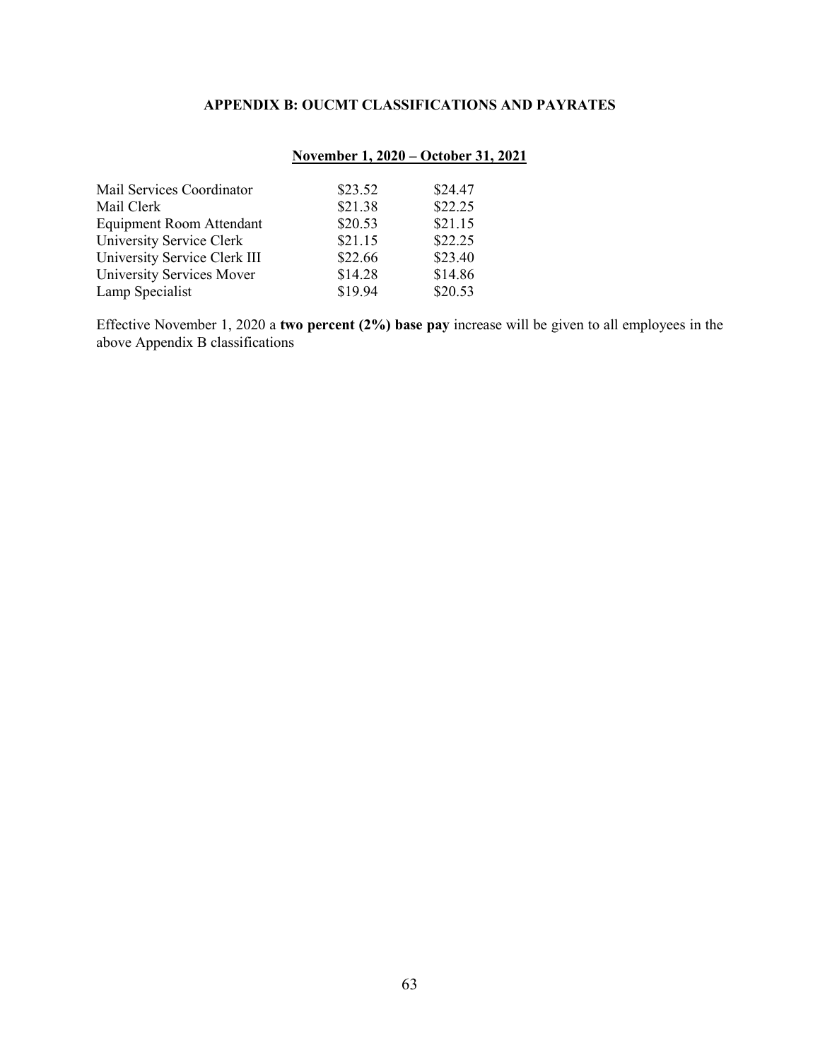## APPENDIX B: OUCMT CLASSIFICATIONS AND PAYRATES

**November 1, 2020 – October 31, 2021**

| | | |
|---|---|---|
| Mail Services Coordinator | $23.52 | $24.47 |
| Mail Clerk | $21.38 | $22.25 |
| Equipment Room Attendant | $20.53 | $21.15 |
| University Service Clerk | $21.15 | $22.25 |
| University Service Clerk III | $22.66 | $23.40 |
| University Services Mover | $14.28 | $14.86 |
| Lamp Specialist | $19.94 | $20.53 |

Effective November 1, 2020 a **two percent (2%) base pay** increase will be given to all employees in the above Appendix B classifications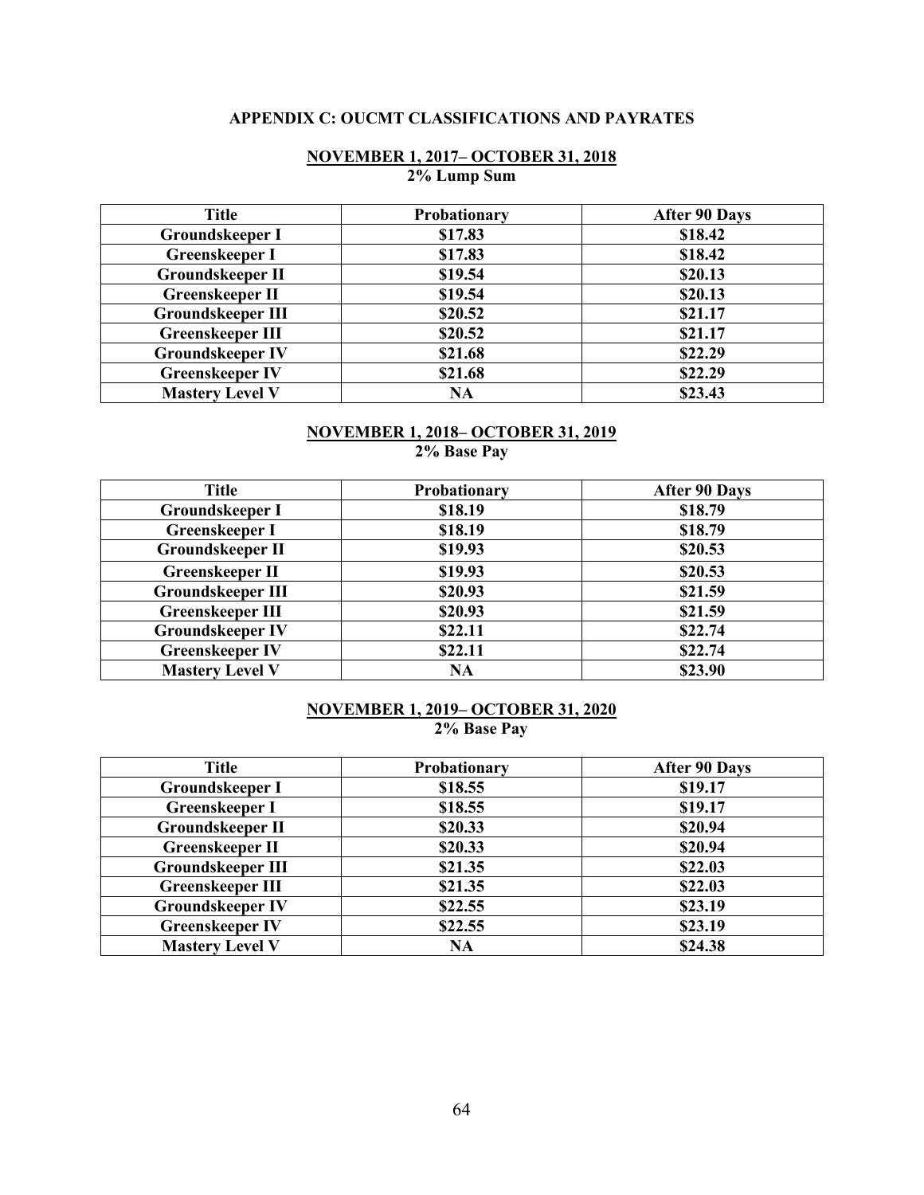## APPENDIX C: OUCMT CLASSIFICATIONS AND PAYRATES

### NOVEMBER 1, 2017– OCTOBER 31, 2018

**2% Lump Sum**

| Title | Probationary | After 90 Days |
|---|---|---|
| Groundskeeper I | $17.83 | $18.42 |
| Greenskeeper I | $17.83 | $18.42 |
| Groundskeeper II | $19.54 | $20.13 |
| Greenskeeper II | $19.54 | $20.13 |
| Groundskeeper III | $20.52 | $21.17 |
| Greenskeeper III | $20.52 | $21.17 |
| Groundskeeper IV | $21.68 | $22.29 |
| Greenskeeper IV | $21.68 | $22.29 |
| Mastery Level V | NA | $23.43 |

### NOVEMBER 1, 2018– OCTOBER 31, 2019

**2% Base Pay**

| Title | Probationary | After 90 Days |
|---|---|---|
| Groundskeeper I | $18.19 | $18.79 |
| Greenskeeper I | $18.19 | $18.79 |
| Groundskeeper II | $19.93 | $20.53 |
| Greenskeeper II | $19.93 | $20.53 |
| Groundskeeper III | $20.93 | $21.59 |
| Greenskeeper III | $20.93 | $21.59 |
| Groundskeeper IV | $22.11 | $22.74 |
| Greenskeeper IV | $22.11 | $22.74 |
| Mastery Level V | NA | $23.90 |

### NOVEMBER 1, 2019– OCTOBER 31, 2020

**2% Base Pay**

| Title | Probationary | After 90 Days |
|---|---|---|
| Groundskeeper I | $18.55 | $19.17 |
| Greenskeeper I | $18.55 | $19.17 |
| Groundskeeper II | $20.33 | $20.94 |
| Greenskeeper II | $20.33 | $20.94 |
| Groundskeeper III | $21.35 | $22.03 |
| Greenskeeper III | $21.35 | $22.03 |
| Groundskeeper IV | $22.55 | $23.19 |
| Greenskeeper IV | $22.55 | $23.19 |
| Mastery Level V | NA | $24.38 |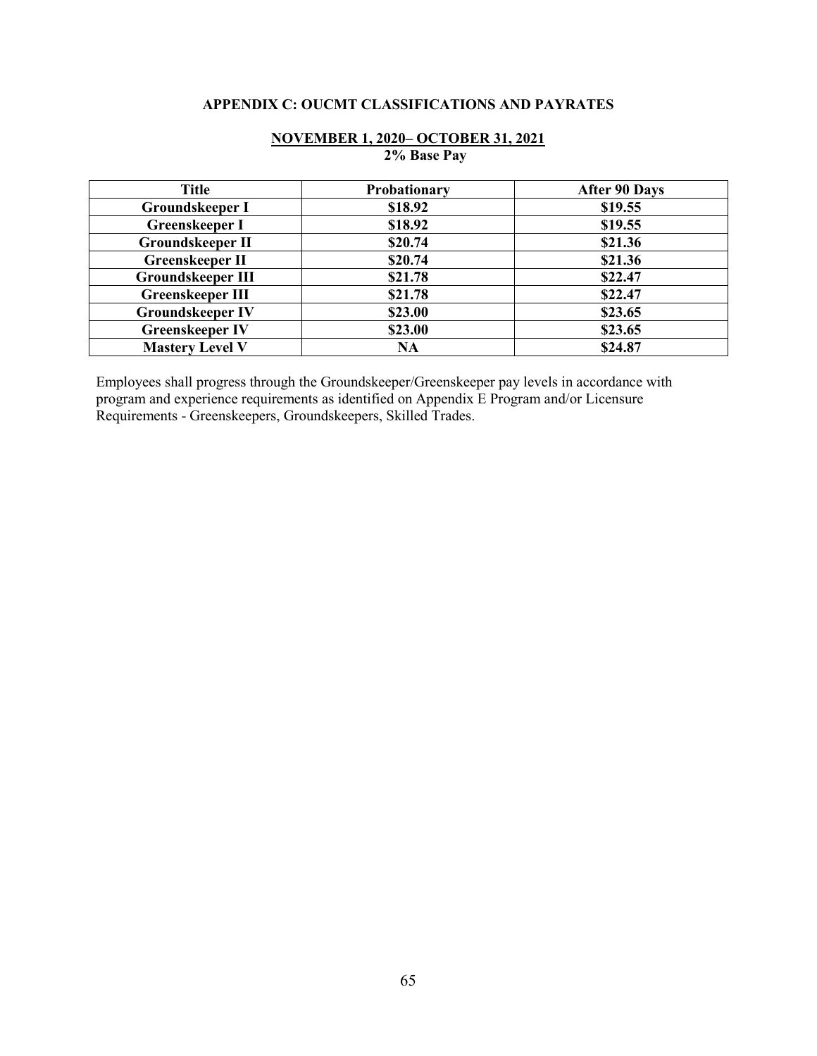## APPENDIX C: OUCMT CLASSIFICATIONS AND PAYRATES

**NOVEMBER 1, 2020– OCTOBER 31, 2021**
**2% Base Pay**

| Title | Probationary | After 90 Days |
|---|---|---|
| Groundskeeper I | \$18.92 | \$19.55 |
| Greenskeeper I | \$18.92 | \$19.55 |
| Groundskeeper II | \$20.74 | \$21.36 |
| Greenskeeper II | \$20.74 | \$21.36 |
| Groundskeeper III | \$21.78 | \$22.47 |
| Greenskeeper III | \$21.78 | \$22.47 |
| Groundskeeper IV | \$23.00 | \$23.65 |
| Greenskeeper IV | \$23.00 | \$23.65 |
| Mastery Level V | NA | \$24.87 |

Employees shall progress through the Groundskeeper/Greenskeeper pay levels in accordance with program and experience requirements as identified on Appendix E Program and/or Licensure Requirements - Greenskeepers, Groundskeepers, Skilled Trades.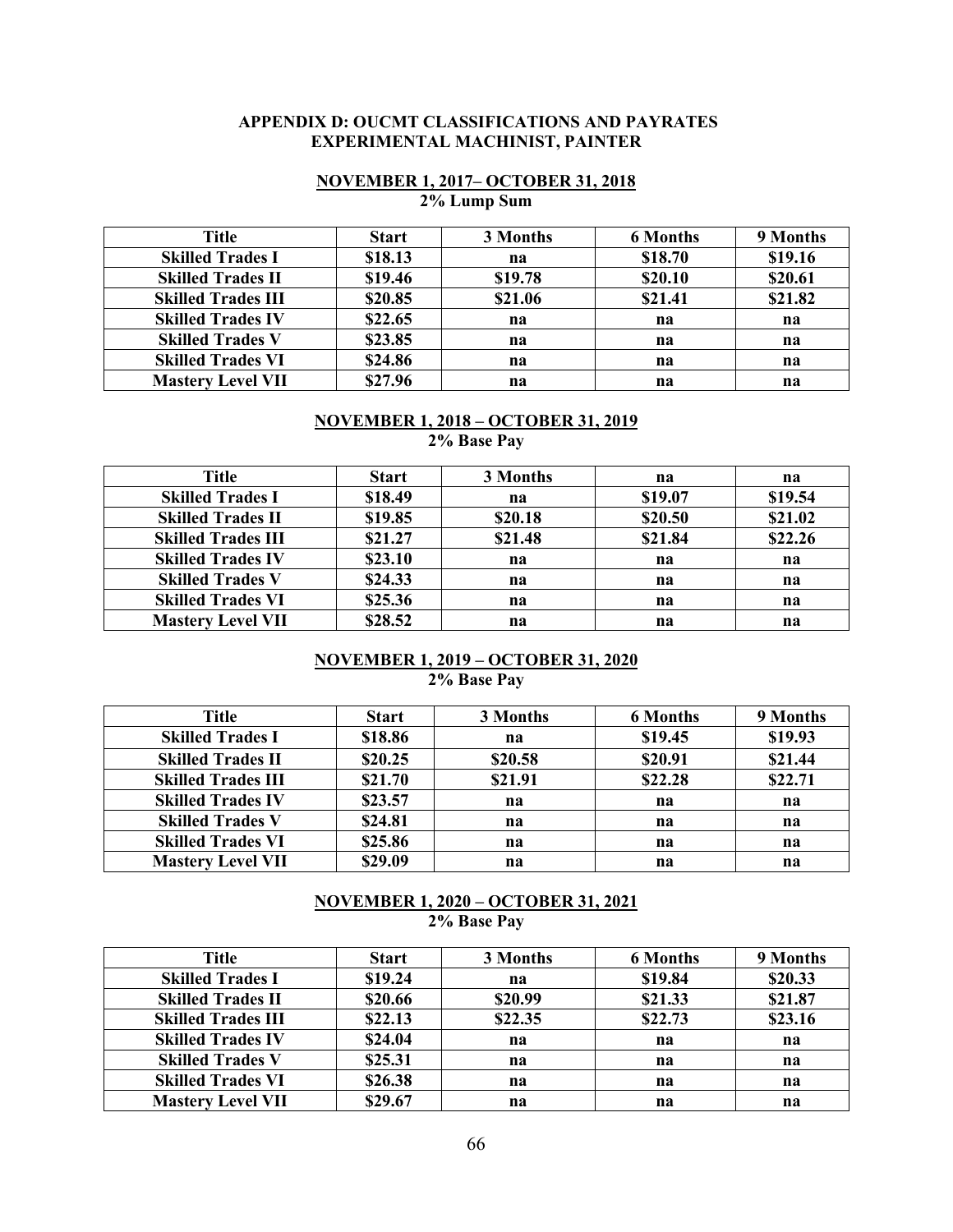**APPENDIX D: OUCMT CLASSIFICATIONS AND PAYRATES**
**EXPERIMENTAL MACHINIST, PAINTER**

**NOVEMBER 1, 2017– OCTOBER 31, 2018**
**2% Lump Sum**

| Title | Start | 3 Months | 6 Months | 9 Months |
|---|---|---|---|---|
| Skilled Trades I | $18.13 | na | $18.70 | $19.16 |
| Skilled Trades II | $19.46 | $19.78 | $20.10 | $20.61 |
| Skilled Trades III | $20.85 | $21.06 | $21.41 | $21.82 |
| Skilled Trades IV | $22.65 | na | na | na |
| Skilled Trades V | $23.85 | na | na | na |
| Skilled Trades VI | $24.86 | na | na | na |
| Mastery Level VII | $27.96 | na | na | na |

**NOVEMBER 1, 2018 – OCTOBER 31, 2019**
**2% Base Pay**

| Title | Start | 3 Months | na | na |
|---|---|---|---|---|
| Skilled Trades I | $18.49 | na | $19.07 | $19.54 |
| Skilled Trades II | $19.85 | $20.18 | $20.50 | $21.02 |
| Skilled Trades III | $21.27 | $21.48 | $21.84 | $22.26 |
| Skilled Trades IV | $23.10 | na | na | na |
| Skilled Trades V | $24.33 | na | na | na |
| Skilled Trades VI | $25.36 | na | na | na |
| Mastery Level VII | $28.52 | na | na | na |

**NOVEMBER 1, 2019 – OCTOBER 31, 2020**
**2% Base Pay**

| Title | Start | 3 Months | 6 Months | 9 Months |
|---|---|---|---|---|
| Skilled Trades I | $18.86 | na | $19.45 | $19.93 |
| Skilled Trades II | $20.25 | $20.58 | $20.91 | $21.44 |
| Skilled Trades III | $21.70 | $21.91 | $22.28 | $22.71 |
| Skilled Trades IV | $23.57 | na | na | na |
| Skilled Trades V | $24.81 | na | na | na |
| Skilled Trades VI | $25.86 | na | na | na |
| Mastery Level VII | $29.09 | na | na | na |

**NOVEMBER 1, 2020 – OCTOBER 31, 2021**
**2% Base Pay**

| Title | Start | 3 Months | 6 Months | 9 Months |
|---|---|---|---|---|
| Skilled Trades I | $19.24 | na | $19.84 | $20.33 |
| Skilled Trades II | $20.66 | $20.99 | $21.33 | $21.87 |
| Skilled Trades III | $22.13 | $22.35 | $22.73 | $23.16 |
| Skilled Trades IV | $24.04 | na | na | na |
| Skilled Trades V | $25.31 | na | na | na |
| Skilled Trades VI | $26.38 | na | na | na |
| Mastery Level VII | $29.67 | na | na | na |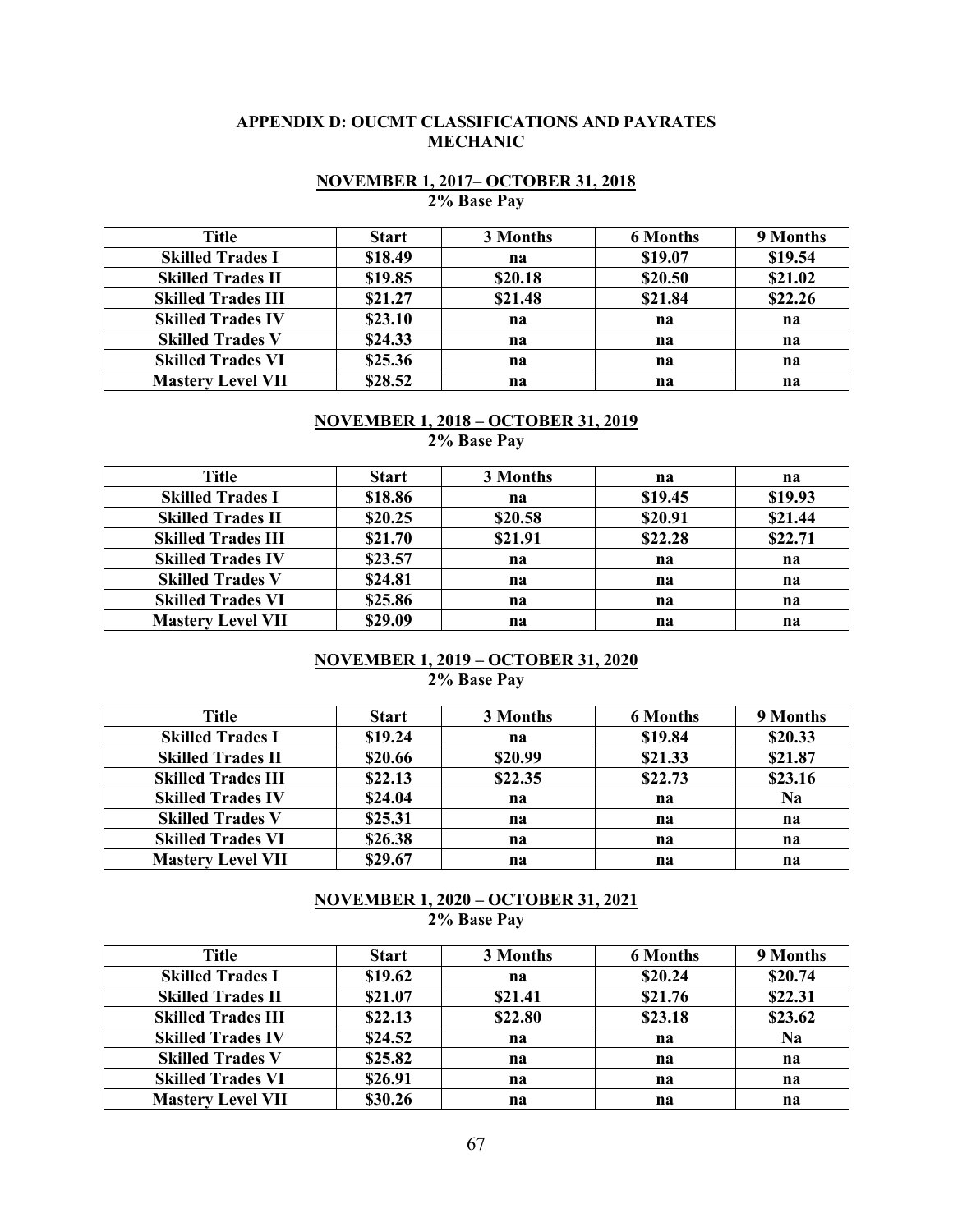# APPENDIX D: OUCMT CLASSIFICATIONS AND PAYRATES MECHANIC

## NOVEMBER 1, 2017– OCTOBER 31, 2018

**2% Base Pay**

| Title | Start | 3 Months | 6 Months | 9 Months |
|---|---|---|---|---|
| Skilled Trades I | $18.49 | na | $19.07 | $19.54 |
| Skilled Trades II | $19.85 | $20.18 | $20.50 | $21.02 |
| Skilled Trades III | $21.27 | $21.48 | $21.84 | $22.26 |
| Skilled Trades IV | $23.10 | na | na | na |
| Skilled Trades V | $24.33 | na | na | na |
| Skilled Trades VI | $25.36 | na | na | na |
| Mastery Level VII | $28.52 | na | na | na |

## NOVEMBER 1, 2018 – OCTOBER 31, 2019

**2% Base Pay**

| Title | Start | 3 Months | na | na |
|---|---|---|---|---|
| Skilled Trades I | $18.86 | na | $19.45 | $19.93 |
| Skilled Trades II | $20.25 | $20.58 | $20.91 | $21.44 |
| Skilled Trades III | $21.70 | $21.91 | $22.28 | $22.71 |
| Skilled Trades IV | $23.57 | na | na | na |
| Skilled Trades V | $24.81 | na | na | na |
| Skilled Trades VI | $25.86 | na | na | na |
| Mastery Level VII | $29.09 | na | na | na |

## NOVEMBER 1, 2019 – OCTOBER 31, 2020

**2% Base Pay**

| Title | Start | 3 Months | 6 Months | 9 Months |
|---|---|---|---|---|
| Skilled Trades I | $19.24 | na | $19.84 | $20.33 |
| Skilled Trades II | $20.66 | $20.99 | $21.33 | $21.87 |
| Skilled Trades III | $22.13 | $22.35 | $22.73 | $23.16 |
| Skilled Trades IV | $24.04 | na | na | Na |
| Skilled Trades V | $25.31 | na | na | na |
| Skilled Trades VI | $26.38 | na | na | na |
| Mastery Level VII | $29.67 | na | na | na |

## NOVEMBER 1, 2020 – OCTOBER 31, 2021

**2% Base Pay**

| Title | Start | 3 Months | 6 Months | 9 Months |
|---|---|---|---|---|
| Skilled Trades I | $19.62 | na | $20.24 | $20.74 |
| Skilled Trades II | $21.07 | $21.41 | $21.76 | $22.31 |
| Skilled Trades III | $22.13 | $22.80 | $23.18 | $23.62 |
| Skilled Trades IV | $24.52 | na | na | Na |
| Skilled Trades V | $25.82 | na | na | na |
| Skilled Trades VI | $26.91 | na | na | na |
| Mastery Level VII | $30.26 | na | na | na |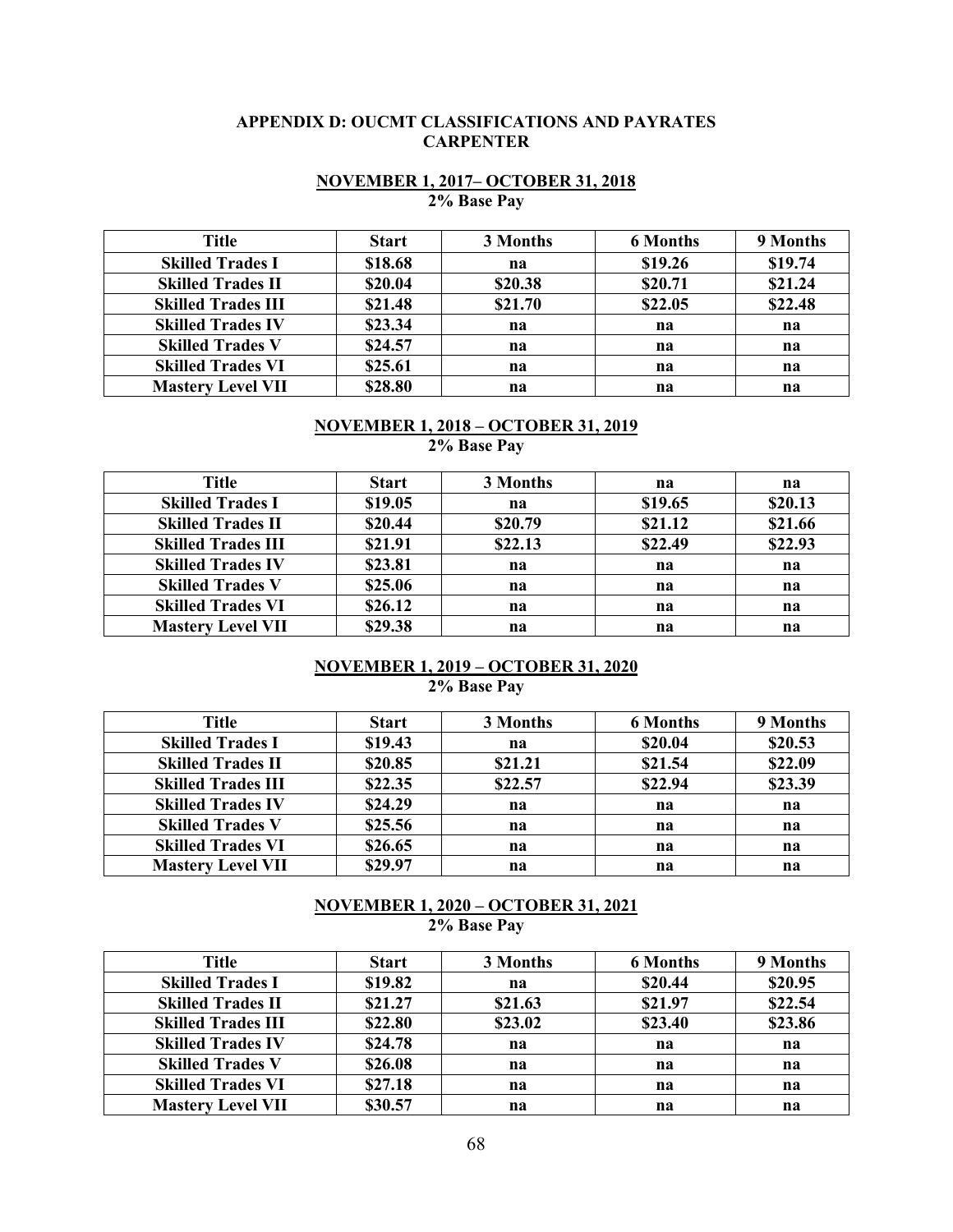**APPENDIX D: OUCMT CLASSIFICATIONS AND PAYRATES**
**CARPENTER**

**NOVEMBER 1, 2017– OCTOBER 31, 2018**
**2% Base Pay**

| Title | Start | 3 Months | 6 Months | 9 Months |
|---|---|---|---|---|
| Skilled Trades I | $18.68 | na | $19.26 | $19.74 |
| Skilled Trades II | $20.04 | $20.38 | $20.71 | $21.24 |
| Skilled Trades III | $21.48 | $21.70 | $22.05 | $22.48 |
| Skilled Trades IV | $23.34 | na | na | na |
| Skilled Trades V | $24.57 | na | na | na |
| Skilled Trades VI | $25.61 | na | na | na |
| Mastery Level VII | $28.80 | na | na | na |

**NOVEMBER 1, 2018 – OCTOBER 31, 2019**
**2% Base Pay**

| Title | Start | 3 Months | na | na |
|---|---|---|---|---|
| Skilled Trades I | $19.05 | na | $19.65 | $20.13 |
| Skilled Trades II | $20.44 | $20.79 | $21.12 | $21.66 |
| Skilled Trades III | $21.91 | $22.13 | $22.49 | $22.93 |
| Skilled Trades IV | $23.81 | na | na | na |
| Skilled Trades V | $25.06 | na | na | na |
| Skilled Trades VI | $26.12 | na | na | na |
| Mastery Level VII | $29.38 | na | na | na |

**NOVEMBER 1, 2019 – OCTOBER 31, 2020**
**2% Base Pay**

| Title | Start | 3 Months | 6 Months | 9 Months |
|---|---|---|---|---|
| Skilled Trades I | $19.43 | na | $20.04 | $20.53 |
| Skilled Trades II | $20.85 | $21.21 | $21.54 | $22.09 |
| Skilled Trades III | $22.35 | $22.57 | $22.94 | $23.39 |
| Skilled Trades IV | $24.29 | na | na | na |
| Skilled Trades V | $25.56 | na | na | na |
| Skilled Trades VI | $26.65 | na | na | na |
| Mastery Level VII | $29.97 | na | na | na |

**NOVEMBER 1, 2020 – OCTOBER 31, 2021**
**2% Base Pay**

| Title | Start | 3 Months | 6 Months | 9 Months |
|---|---|---|---|---|
| Skilled Trades I | $19.82 | na | $20.44 | $20.95 |
| Skilled Trades II | $21.27 | $21.63 | $21.97 | $22.54 |
| Skilled Trades III | $22.80 | $23.02 | $23.40 | $23.86 |
| Skilled Trades IV | $24.78 | na | na | na |
| Skilled Trades V | $26.08 | na | na | na |
| Skilled Trades VI | $27.18 | na | na | na |
| Mastery Level VII | $30.57 | na | na | na |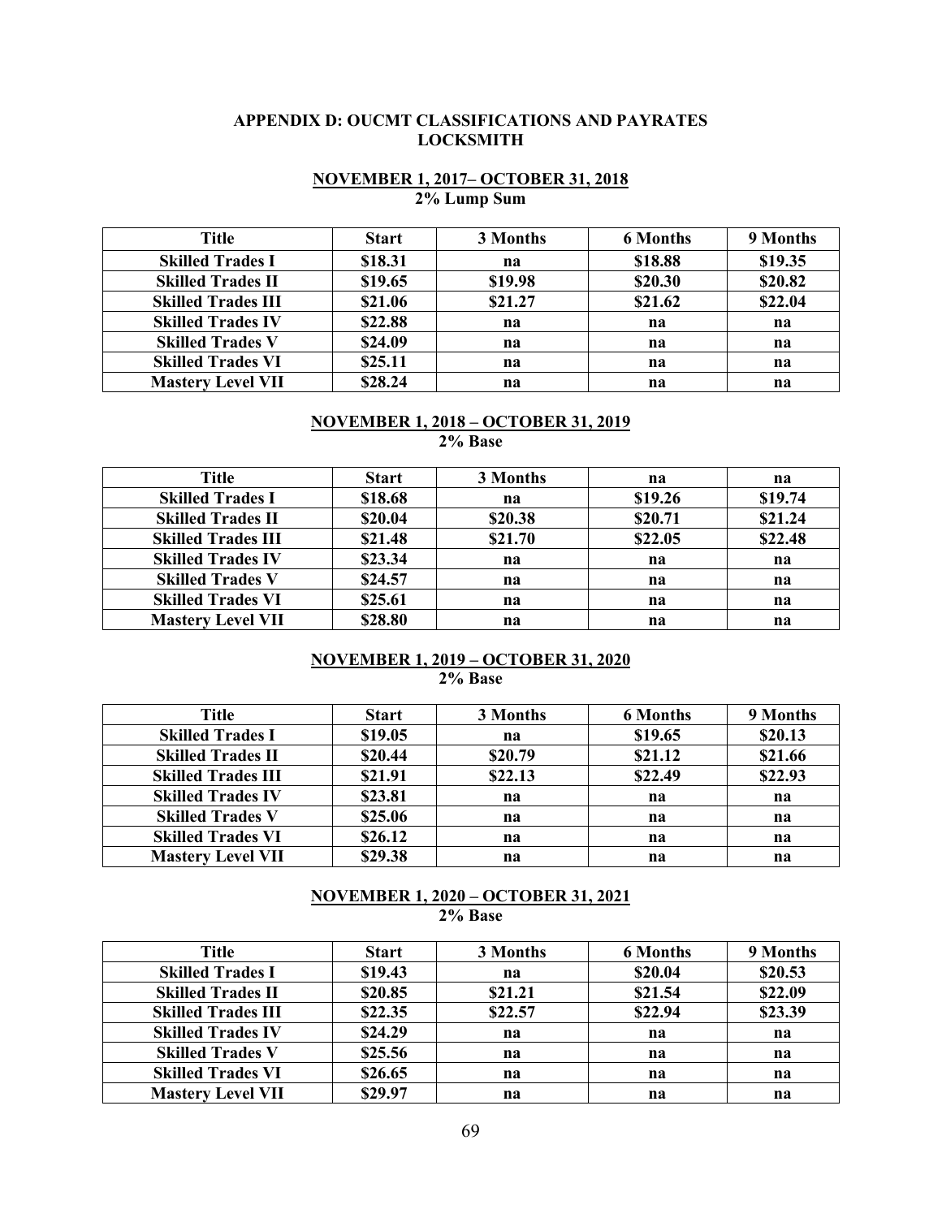## APPENDIX D: OUCMT CLASSIFICATIONS AND PAYRATES LOCKSMITH

### NOVEMBER 1, 2017– OCTOBER 31, 2018
**2% Lump Sum**

| Title | Start | 3 Months | 6 Months | 9 Months |
|---|---|---|---|---|
| Skilled Trades I | $18.31 | na | $18.88 | $19.35 |
| Skilled Trades II | $19.65 | $19.98 | $20.30 | $20.82 |
| Skilled Trades III | $21.06 | $21.27 | $21.62 | $22.04 |
| Skilled Trades IV | $22.88 | na | na | na |
| Skilled Trades V | $24.09 | na | na | na |
| Skilled Trades VI | $25.11 | na | na | na |
| Mastery Level VII | $28.24 | na | na | na |

### NOVEMBER 1, 2018 – OCTOBER 31, 2019
**2% Base**

| Title | Start | 3 Months | na | na |
|---|---|---|---|---|
| Skilled Trades I | $18.68 | na | $19.26 | $19.74 |
| Skilled Trades II | $20.04 | $20.38 | $20.71 | $21.24 |
| Skilled Trades III | $21.48 | $21.70 | $22.05 | $22.48 |
| Skilled Trades IV | $23.34 | na | na | na |
| Skilled Trades V | $24.57 | na | na | na |
| Skilled Trades VI | $25.61 | na | na | na |
| Mastery Level VII | $28.80 | na | na | na |

### NOVEMBER 1, 2019 – OCTOBER 31, 2020
**2% Base**

| Title | Start | 3 Months | 6 Months | 9 Months |
|---|---|---|---|---|
| Skilled Trades I | $19.05 | na | $19.65 | $20.13 |
| Skilled Trades II | $20.44 | $20.79 | $21.12 | $21.66 |
| Skilled Trades III | $21.91 | $22.13 | $22.49 | $22.93 |
| Skilled Trades IV | $23.81 | na | na | na |
| Skilled Trades V | $25.06 | na | na | na |
| Skilled Trades VI | $26.12 | na | na | na |
| Mastery Level VII | $29.38 | na | na | na |

### NOVEMBER 1, 2020 – OCTOBER 31, 2021
**2% Base**

| Title | Start | 3 Months | 6 Months | 9 Months |
|---|---|---|---|---|
| Skilled Trades I | $19.43 | na | $20.04 | $20.53 |
| Skilled Trades II | $20.85 | $21.21 | $21.54 | $22.09 |
| Skilled Trades III | $22.35 | $22.57 | $22.94 | $23.39 |
| Skilled Trades IV | $24.29 | na | na | na |
| Skilled Trades V | $25.56 | na | na | na |
| Skilled Trades VI | $26.65 | na | na | na |
| Mastery Level VII | $29.97 | na | na | na |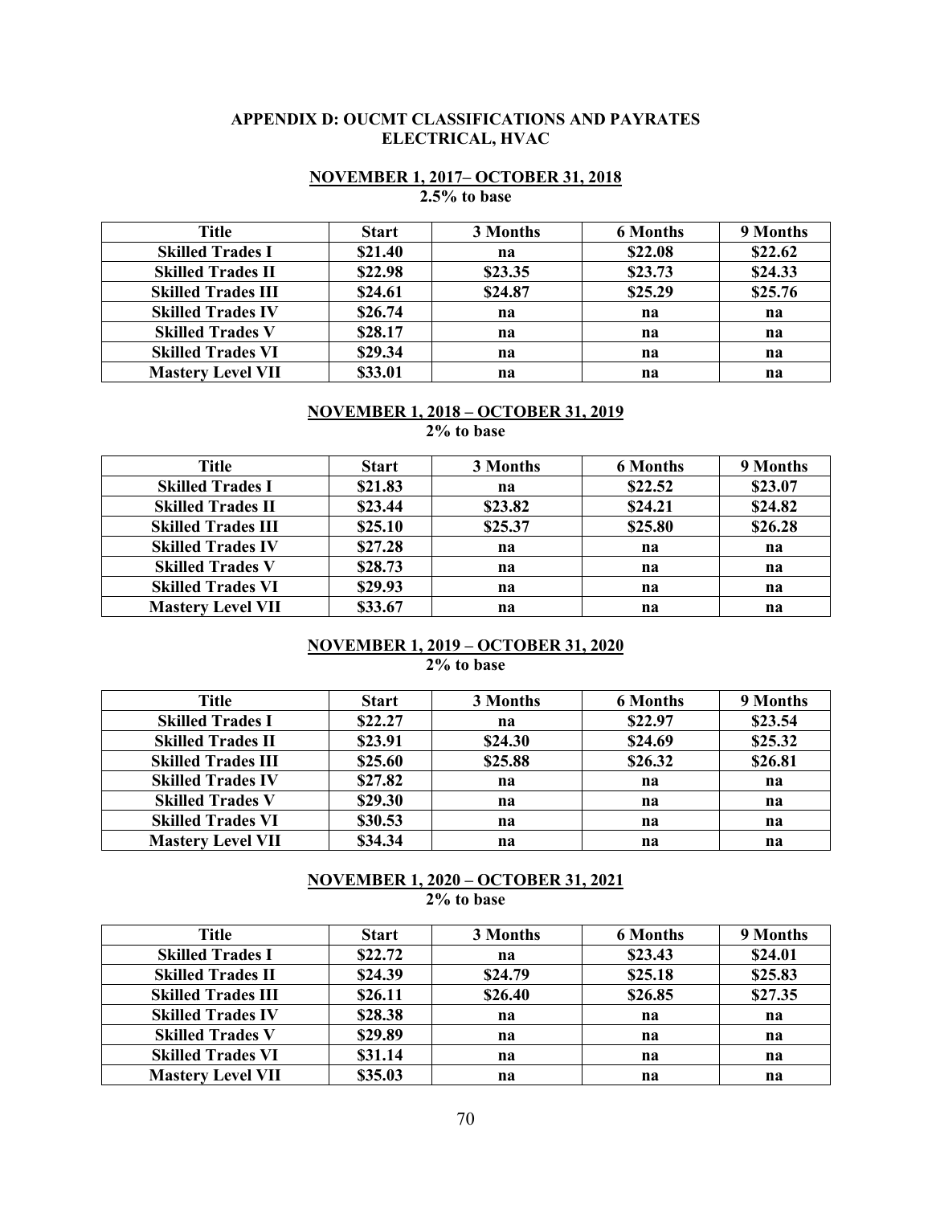## APPENDIX D: OUCMT CLASSIFICATIONS AND PAYRATES
## ELECTRICAL, HVAC

### NOVEMBER 1, 2017– OCTOBER 31, 2018
**2.5% to base**

| Title | Start | 3 Months | 6 Months | 9 Months |
|---|---|---|---|---|
| Skilled Trades I | $21.40 | na | $22.08 | $22.62 |
| Skilled Trades II | $22.98 | $23.35 | $23.73 | $24.33 |
| Skilled Trades III | $24.61 | $24.87 | $25.29 | $25.76 |
| Skilled Trades IV | $26.74 | na | na | na |
| Skilled Trades V | $28.17 | na | na | na |
| Skilled Trades VI | $29.34 | na | na | na |
| Mastery Level VII | $33.01 | na | na | na |

### NOVEMBER 1, 2018 – OCTOBER 31, 2019
**2% to base**

| Title | Start | 3 Months | 6 Months | 9 Months |
|---|---|---|---|---|
| Skilled Trades I | $21.83 | na | $22.52 | $23.07 |
| Skilled Trades II | $23.44 | $23.82 | $24.21 | $24.82 |
| Skilled Trades III | $25.10 | $25.37 | $25.80 | $26.28 |
| Skilled Trades IV | $27.28 | na | na | na |
| Skilled Trades V | $28.73 | na | na | na |
| Skilled Trades VI | $29.93 | na | na | na |
| Mastery Level VII | $33.67 | na | na | na |

### NOVEMBER 1, 2019 – OCTOBER 31, 2020
**2% to base**

| Title | Start | 3 Months | 6 Months | 9 Months |
|---|---|---|---|---|
| Skilled Trades I | $22.27 | na | $22.97 | $23.54 |
| Skilled Trades II | $23.91 | $24.30 | $24.69 | $25.32 |
| Skilled Trades III | $25.60 | $25.88 | $26.32 | $26.81 |
| Skilled Trades IV | $27.82 | na | na | na |
| Skilled Trades V | $29.30 | na | na | na |
| Skilled Trades VI | $30.53 | na | na | na |
| Mastery Level VII | $34.34 | na | na | na |

### NOVEMBER 1, 2020 – OCTOBER 31, 2021
**2% to base**

| Title | Start | 3 Months | 6 Months | 9 Months |
|---|---|---|---|---|
| Skilled Trades I | $22.72 | na | $23.43 | $24.01 |
| Skilled Trades II | $24.39 | $24.79 | $25.18 | $25.83 |
| Skilled Trades III | $26.11 | $26.40 | $26.85 | $27.35 |
| Skilled Trades IV | $28.38 | na | na | na |
| Skilled Trades V | $29.89 | na | na | na |
| Skilled Trades VI | $31.14 | na | na | na |
| Mastery Level VII | $35.03 | na | na | na |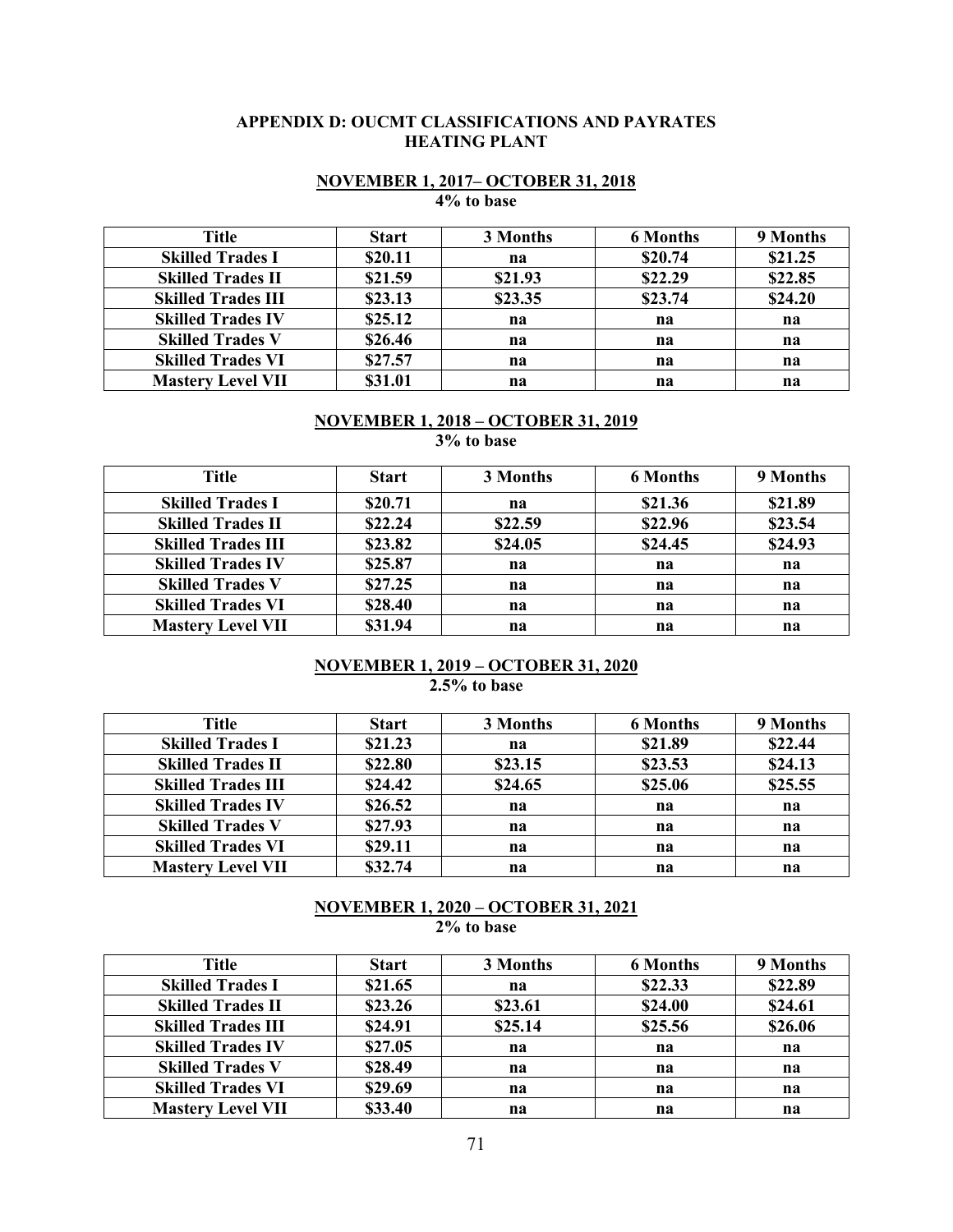# APPENDIX D: OUCMT CLASSIFICATIONS AND PAYRATES
## HEATING PLANT

### NOVEMBER 1, 2017– OCTOBER 31, 2018
**4% to base**

| Title | Start | 3 Months | 6 Months | 9 Months |
|---|---|---|---|---|
| Skilled Trades I | $20.11 | na | $20.74 | $21.25 |
| Skilled Trades II | $21.59 | $21.93 | $22.29 | $22.85 |
| Skilled Trades III | $23.13 | $23.35 | $23.74 | $24.20 |
| Skilled Trades IV | $25.12 | na | na | na |
| Skilled Trades V | $26.46 | na | na | na |
| Skilled Trades VI | $27.57 | na | na | na |
| Mastery Level VII | $31.01 | na | na | na |

### NOVEMBER 1, 2018 – OCTOBER 31, 2019
**3% to base**

| Title | Start | 3 Months | 6 Months | 9 Months |
|---|---|---|---|---|
| Skilled Trades I | $20.71 | na | $21.36 | $21.89 |
| Skilled Trades II | $22.24 | $22.59 | $22.96 | $23.54 |
| Skilled Trades III | $23.82 | $24.05 | $24.45 | $24.93 |
| Skilled Trades IV | $25.87 | na | na | na |
| Skilled Trades V | $27.25 | na | na | na |
| Skilled Trades VI | $28.40 | na | na | na |
| Mastery Level VII | $31.94 | na | na | na |

### NOVEMBER 1, 2019 – OCTOBER 31, 2020
**2.5% to base**

| Title | Start | 3 Months | 6 Months | 9 Months |
|---|---|---|---|---|
| Skilled Trades I | $21.23 | na | $21.89 | $22.44 |
| Skilled Trades II | $22.80 | $23.15 | $23.53 | $24.13 |
| Skilled Trades III | $24.42 | $24.65 | $25.06 | $25.55 |
| Skilled Trades IV | $26.52 | na | na | na |
| Skilled Trades V | $27.93 | na | na | na |
| Skilled Trades VI | $29.11 | na | na | na |
| Mastery Level VII | $32.74 | na | na | na |

### NOVEMBER 1, 2020 – OCTOBER 31, 2021
**2% to base**

| Title | Start | 3 Months | 6 Months | 9 Months |
|---|---|---|---|---|
| Skilled Trades I | $21.65 | na | $22.33 | $22.89 |
| Skilled Trades II | $23.26 | $23.61 | $24.00 | $24.61 |
| Skilled Trades III | $24.91 | $25.14 | $25.56 | $26.06 |
| Skilled Trades IV | $27.05 | na | na | na |
| Skilled Trades V | $28.49 | na | na | na |
| Skilled Trades VI | $29.69 | na | na | na |
| Mastery Level VII | $33.40 | na | na | na |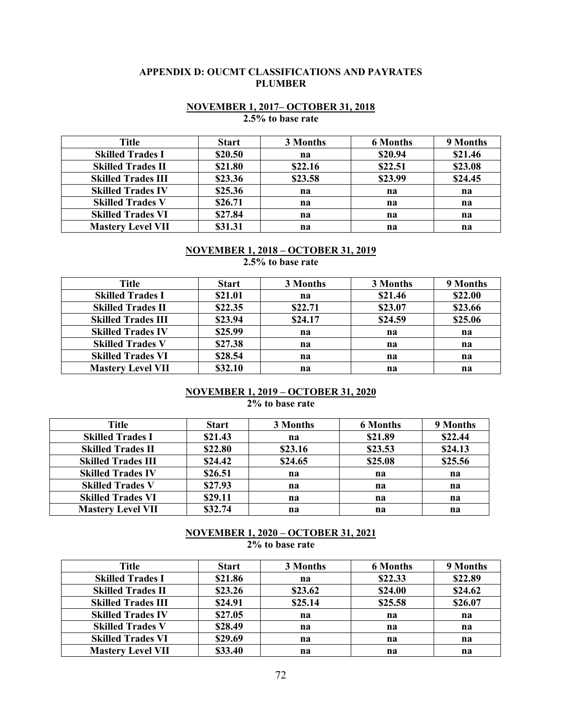## APPENDIX D: OUCMT CLASSIFICATIONS AND PAYRATES
## PLUMBER

**NOVEMBER 1, 2017– OCTOBER 31, 2018**
**2.5% to base rate**

| Title | Start | 3 Months | 6 Months | 9 Months |
|---|---|---|---|---|
| Skilled Trades I | $20.50 | na | $20.94 | $21.46 |
| Skilled Trades II | $21.80 | $22.16 | $22.51 | $23.08 |
| Skilled Trades III | $23.36 | $23.58 | $23.99 | $24.45 |
| Skilled Trades IV | $25.36 | na | na | na |
| Skilled Trades V | $26.71 | na | na | na |
| Skilled Trades VI | $27.84 | na | na | na |
| Mastery Level VII | $31.31 | na | na | na |

**NOVEMBER 1, 2018 – OCTOBER 31, 2019**
**2.5% to base rate**

| Title | Start | 3 Months | 3 Months | 9 Months |
|---|---|---|---|---|
| Skilled Trades I | $21.01 | na | $21.46 | $22.00 |
| Skilled Trades II | $22.35 | $22.71 | $23.07 | $23.66 |
| Skilled Trades III | $23.94 | $24.17 | $24.59 | $25.06 |
| Skilled Trades IV | $25.99 | na | na | na |
| Skilled Trades V | $27.38 | na | na | na |
| Skilled Trades VI | $28.54 | na | na | na |
| Mastery Level VII | $32.10 | na | na | na |

**NOVEMBER 1, 2019 – OCTOBER 31, 2020**
**2% to base rate**

| Title | Start | 3 Months | 6 Months | 9 Months |
|---|---|---|---|---|
| Skilled Trades I | $21.43 | na | $21.89 | $22.44 |
| Skilled Trades II | $22.80 | $23.16 | $23.53 | $24.13 |
| Skilled Trades III | $24.42 | $24.65 | $25.08 | $25.56 |
| Skilled Trades IV | $26.51 | na | na | na |
| Skilled Trades V | $27.93 | na | na | na |
| Skilled Trades VI | $29.11 | na | na | na |
| Mastery Level VII | $32.74 | na | na | na |

**NOVEMBER 1, 2020 – OCTOBER 31, 2021**
**2% to base rate**

| Title | Start | 3 Months | 6 Months | 9 Months |
|---|---|---|---|---|
| Skilled Trades I | $21.86 | na | $22.33 | $22.89 |
| Skilled Trades II | $23.26 | $23.62 | $24.00 | $24.62 |
| Skilled Trades III | $24.91 | $25.14 | $25.58 | $26.07 |
| Skilled Trades IV | $27.05 | na | na | na |
| Skilled Trades V | $28.49 | na | na | na |
| Skilled Trades VI | $29.69 | na | na | na |
| Mastery Level VII | $33.40 | na | na | na |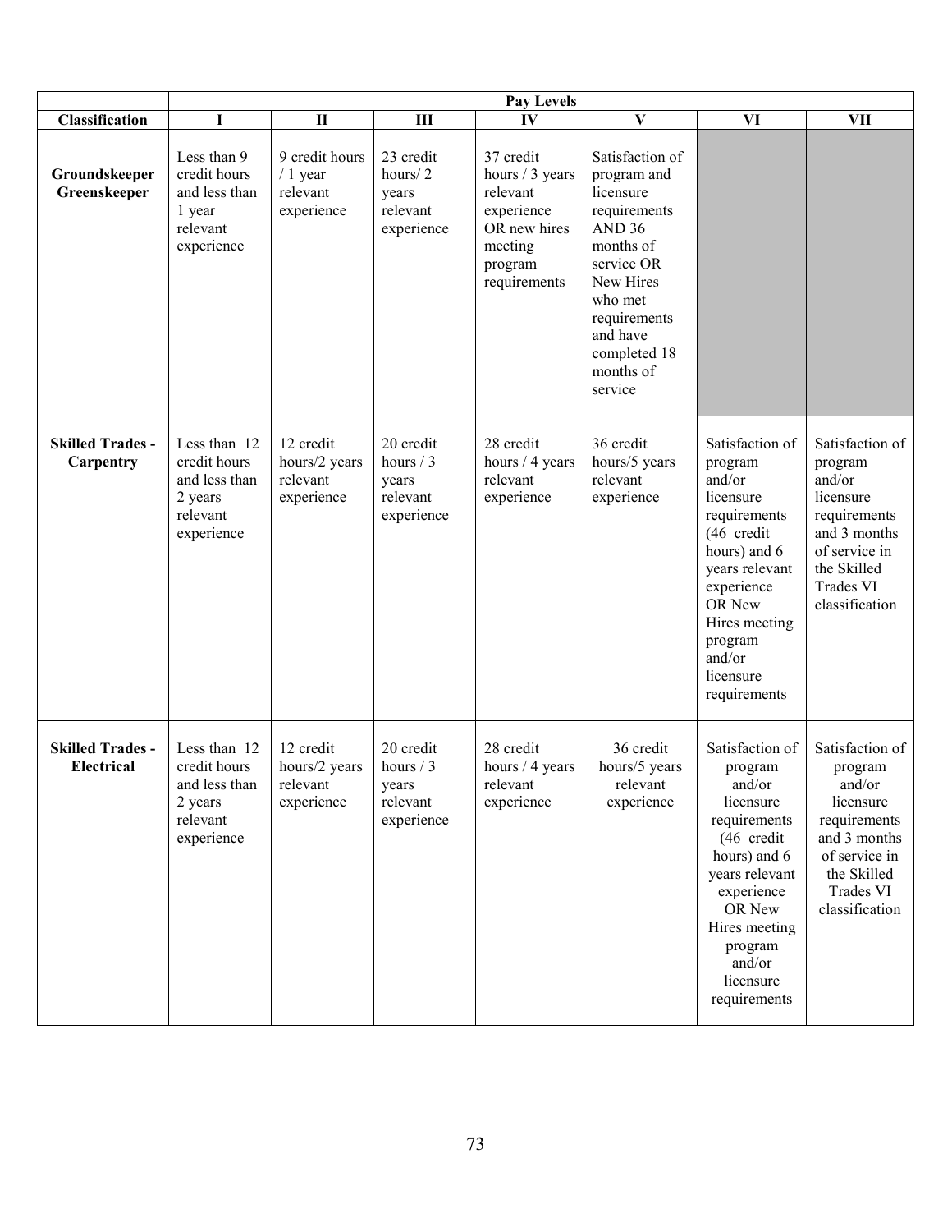| | Pay Levels | | | | | | |
|---|---|---|---|---|---|---|---|
| **Classification** | **I** | **II** | **III** | **IV** | **V** | **VI** | **VII** |
| **Groundskeeper Greenskeeper** | Less than 9 credit hours and less than 1 year relevant experience | 9 credit hours / 1 year relevant experience | 23 credit hours/ 2 years relevant experience | 37 credit hours / 3 years relevant experience OR new hires meeting program requirements | Satisfaction of program and licensure requirements AND 36 months of service OR New Hires who met requirements and have completed 18 months of service | | |
| **Skilled Trades - Carpentry** | Less than 12 credit hours and less than 2 years relevant experience | 12 credit hours/2 years relevant experience | 20 credit hours / 3 years relevant experience | 28 credit hours / 4 years relevant experience | 36 credit hours/5 years relevant experience | Satisfaction of program and/or licensure requirements (46 credit hours) and 6 years relevant experience OR New Hires meeting program and/or licensure requirements | Satisfaction of program and/or licensure requirements and 3 months of service in the Skilled Trades VI classification |
| **Skilled Trades - Electrical** | Less than 12 credit hours and less than 2 years relevant experience | 12 credit hours/2 years relevant experience | 20 credit hours / 3 years relevant experience | 28 credit hours / 4 years relevant experience | 36 credit hours/5 years relevant experience | Satisfaction of program and/or licensure requirements (46 credit hours) and 6 years relevant experience OR New Hires meeting program and/or licensure requirements | Satisfaction of program and/or licensure requirements and 3 months of service in the Skilled Trades VI classification |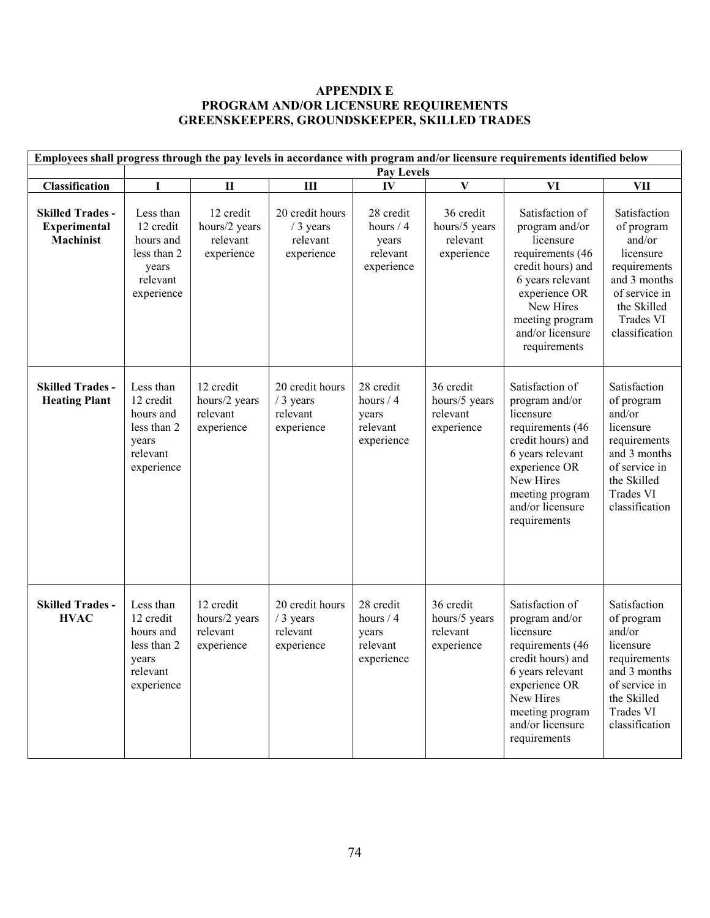# APPENDIX E
# PROGRAM AND/OR LICENSURE REQUIREMENTS
# GREENSKEEPERS, GROUNDSKEEPER, SKILLED TRADES

| Employees shall progress through the pay levels in accordance with program and/or licensure requirements identified below | | | | | | | |
|---|---|---|---|---|---|---|---|
| | Pay Levels | | | | | | |
| **Classification** | **I** | **II** | **III** | **IV** | **V** | **VI** | **VII** |
| **Skilled Trades - Experimental Machinist** | Less than 12 credit hours and less than 2 years relevant experience | 12 credit hours/2 years relevant experience | 20 credit hours / 3 years relevant experience | 28 credit hours / 4 years relevant experience | 36 credit hours/5 years relevant experience | Satisfaction of program and/or licensure requirements (46 credit hours) and 6 years relevant experience OR New Hires meeting program and/or licensure requirements | Satisfaction of program and/or licensure requirements and 3 months of service in the Skilled Trades VI classification |
| **Skilled Trades - Heating Plant** | Less than 12 credit hours and less than 2 years relevant experience | 12 credit hours/2 years relevant experience | 20 credit hours / 3 years relevant experience | 28 credit hours / 4 years relevant experience | 36 credit hours/5 years relevant experience | Satisfaction of program and/or licensure requirements (46 credit hours) and 6 years relevant experience OR New Hires meeting program and/or licensure requirements | Satisfaction of program and/or licensure requirements and 3 months of service in the Skilled Trades VI classification |
| **Skilled Trades - HVAC** | Less than 12 credit hours and less than 2 years relevant experience | 12 credit hours/2 years relevant experience | 20 credit hours / 3 years relevant experience | 28 credit hours / 4 years relevant experience | 36 credit hours/5 years relevant experience | Satisfaction of program and/or licensure requirements (46 credit hours) and 6 years relevant experience OR New Hires meeting program and/or licensure requirements | Satisfaction of program and/or licensure requirements and 3 months of service in the Skilled Trades VI classification |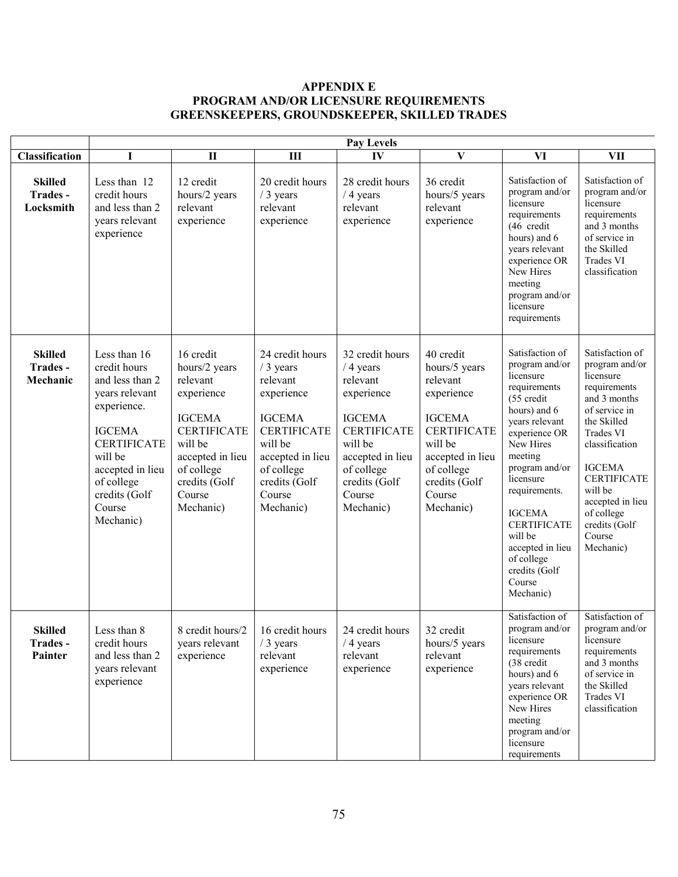# APPENDIX E
## PROGRAM AND/OR LICENSURE REQUIREMENTS
## GREENSKEEPERS, GROUNDSKEEPER, SKILLED TRADES

| | Pay Levels | | | | | | |
|---|---|---|---|---|---|---|---|
| **Classification** | **I** | **II** | **III** | **IV** | **V** | **VI** | **VII** |
| **Skilled Trades - Locksmith** | Less than 12 credit hours and less than 2 years relevant experience | 12 credit hours/2 years relevant experience | 20 credit hours / 3 years relevant experience | 28 credit hours / 4 years relevant experience | 36 credit hours/5 years relevant experience | Satisfaction of program and/or licensure requirements (46 credit hours) and 6 years relevant experience OR New Hires meeting program and/or licensure requirements | Satisfaction of program and/or licensure requirements and 3 months of service in the Skilled Trades VI classification |
| **Skilled Trades - Mechanic** | Less than 16 credit hours and less than 2 years relevant experience. IGCEMA CERTIFICATE will be accepted in lieu of college credits (Golf Course Mechanic) | 16 credit hours/2 years relevant experience IGCEMA CERTIFICATE will be accepted in lieu of college credits (Golf Course Mechanic) | 24 credit hours / 3 years relevant experience IGCEMA CERTIFICATE will be accepted in lieu of college credits (Golf Course Mechanic) | 32 credit hours / 4 years relevant experience IGCEMA CERTIFICATE will be accepted in lieu of college credits (Golf Course Mechanic) | 40 credit hours/5 years relevant experience IGCEMA CERTIFICATE will be accepted in lieu of college credits (Golf Course Mechanic) | Satisfaction of program and/or licensure requirements (55 credit hours) and 6 years relevant experience OR New Hires meeting program and/or licensure requirements. IGCEMA CERTIFICATE will be accepted in lieu of college credits (Golf Course Mechanic) | Satisfaction of program and/or licensure requirements and 3 months of service in the Skilled Trades VI classification IGCEMA CERTIFICATE will be accepted in lieu of college credits (Golf Course Mechanic) |
| **Skilled Trades - Painter** | Less than 8 credit hours and less than 2 years relevant experience | 8 credit hours/2 years relevant experience | 16 credit hours / 3 years relevant experience | 24 credit hours / 4 years relevant experience | 32 credit hours/5 years relevant experience | Satisfaction of program and/or licensure requirements (38 credit hours) and 6 years relevant experience OR New Hires meeting program and/or licensure requirements | Satisfaction of program and/or licensure requirements and 3 months of service in the Skilled Trades VI classification |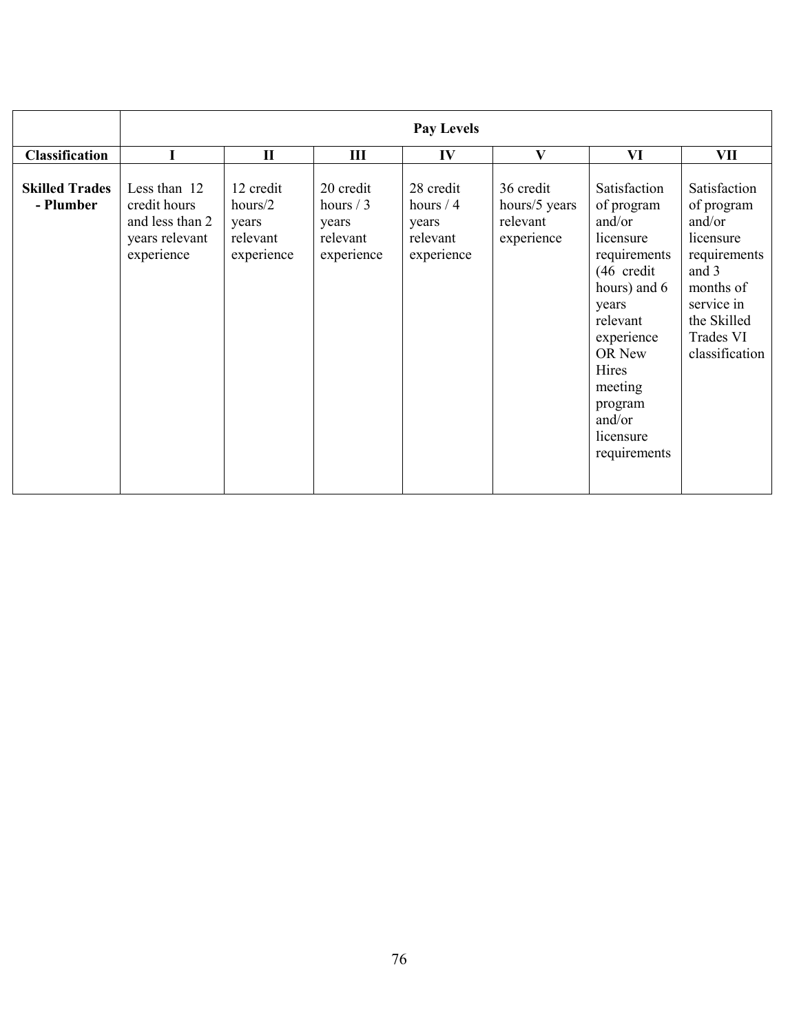| | Pay Levels | | | | | | |
|---|---|---|---|---|---|---|---|
| **Classification** | **I** | **II** | **III** | **IV** | **V** | **VI** | **VII** |
| **Skilled Trades - Plumber** | Less than 12 credit hours and less than 2 years relevant experience | 12 credit hours/2 years relevant experience | 20 credit hours / 3 years relevant experience | 28 credit hours / 4 years relevant experience | 36 credit hours/5 years relevant experience | Satisfaction of program and/or licensure requirements (46 credit hours) and 6 years relevant experience OR New Hires meeting program and/or licensure requirements | Satisfaction of program and/or licensure requirements and 3 months of service in the Skilled Trades VI classification |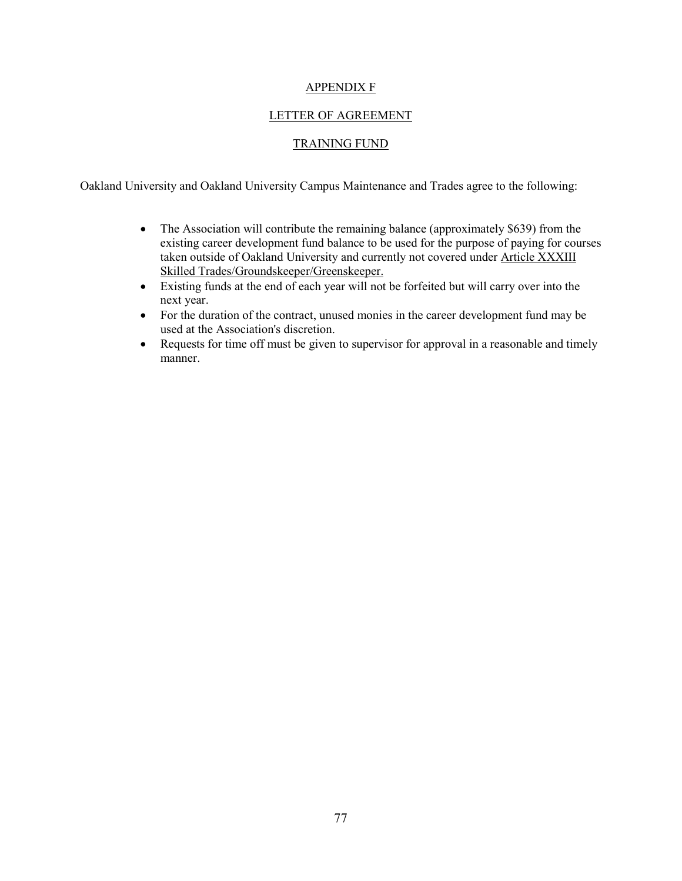# APPENDIX F

## LETTER OF AGREEMENT

## TRAINING FUND

Oakland University and Oakland University Campus Maintenance and Trades agree to the following:

- The Association will contribute the remaining balance (approximately $639) from the existing career development fund balance to be used for the purpose of paying for courses taken outside of Oakland University and currently not covered under Article XXXIII Skilled Trades/Groundskeeper/Greenskeeper.
- Existing funds at the end of each year will not be forfeited but will carry over into the next year.
- For the duration of the contract, unused monies in the career development fund may be used at the Association's discretion.
- Requests for time off must be given to supervisor for approval in a reasonable and timely manner.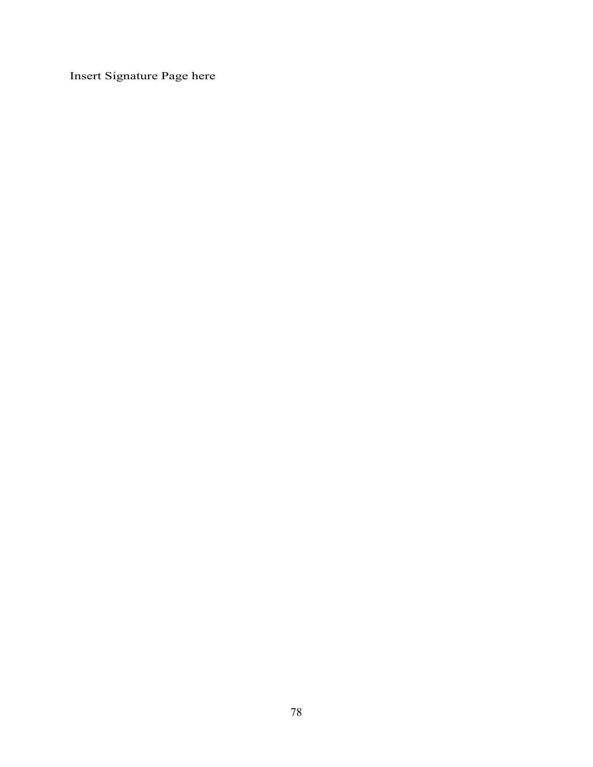Insert Signature Page here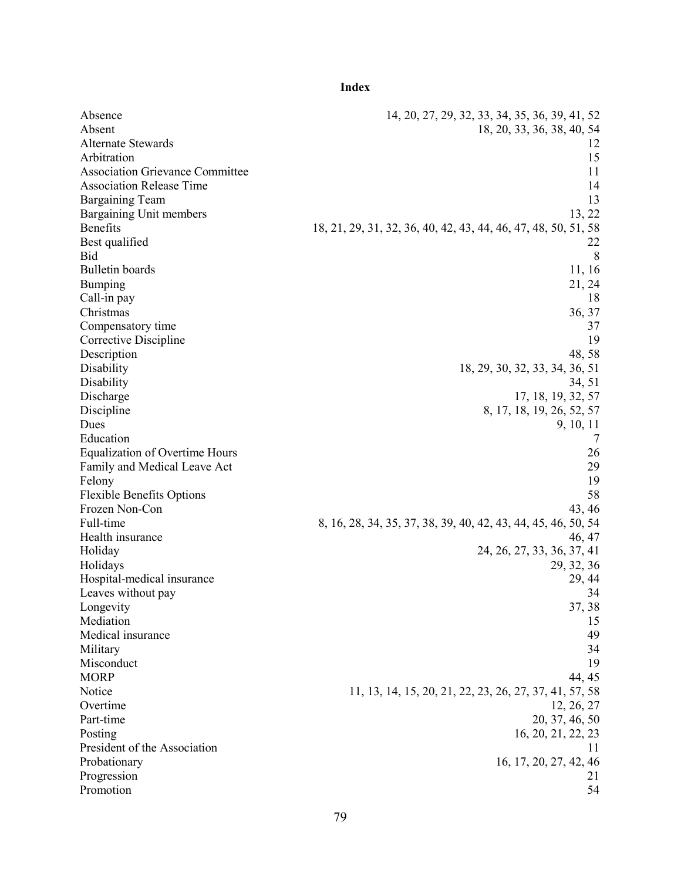# Index

| | |
|---|---|
| Absence | 14, 20, 27, 29, 32, 33, 34, 35, 36, 39, 41, 52 |
| Absent | 18, 20, 33, 36, 38, 40, 54 |
| Alternate Stewards | 12 |
| Arbitration | 15 |
| Association Grievance Committee | 11 |
| Association Release Time | 14 |
| Bargaining Team | 13 |
| Bargaining Unit members | 13, 22 |
| Benefits | 18, 21, 29, 31, 32, 36, 40, 42, 43, 44, 46, 47, 48, 50, 51, 58 |
| Best qualified | 22 |
| Bid | 8 |
| Bulletin boards | 11, 16 |
| Bumping | 21, 24 |
| Call-in pay | 18 |
| Christmas | 36, 37 |
| Compensatory time | 37 |
| Corrective Discipline | 19 |
| Description | 48, 58 |
| Disability | 18, 29, 30, 32, 33, 34, 36, 51 |
| Disability | 34, 51 |
| Discharge | 17, 18, 19, 32, 57 |
| Discipline | 8, 17, 18, 19, 26, 52, 57 |
| Dues | 9, 10, 11 |
| Education | 7 |
| Equalization of Overtime Hours | 26 |
| Family and Medical Leave Act | 29 |
| Felony | 19 |
| Flexible Benefits Options | 58 |
| Frozen Non-Con | 43, 46 |
| Full-time | 8, 16, 28, 34, 35, 37, 38, 39, 40, 42, 43, 44, 45, 46, 50, 54 |
| Health insurance | 46, 47 |
| Holiday | 24, 26, 27, 33, 36, 37, 41 |
| Holidays | 29, 32, 36 |
| Hospital-medical insurance | 29, 44 |
| Leaves without pay | 34 |
| Longevity | 37, 38 |
| Mediation | 15 |
| Medical insurance | 49 |
| Military | 34 |
| Misconduct | 19 |
| MORP | 44, 45 |
| Notice | 11, 13, 14, 15, 20, 21, 22, 23, 26, 27, 37, 41, 57, 58 |
| Overtime | 12, 26, 27 |
| Part-time | 20, 37, 46, 50 |
| Posting | 16, 20, 21, 22, 23 |
| President of the Association | 11 |
| Probationary | 16, 17, 20, 27, 42, 46 |
| Progression | 21 |
| Promotion | 54 |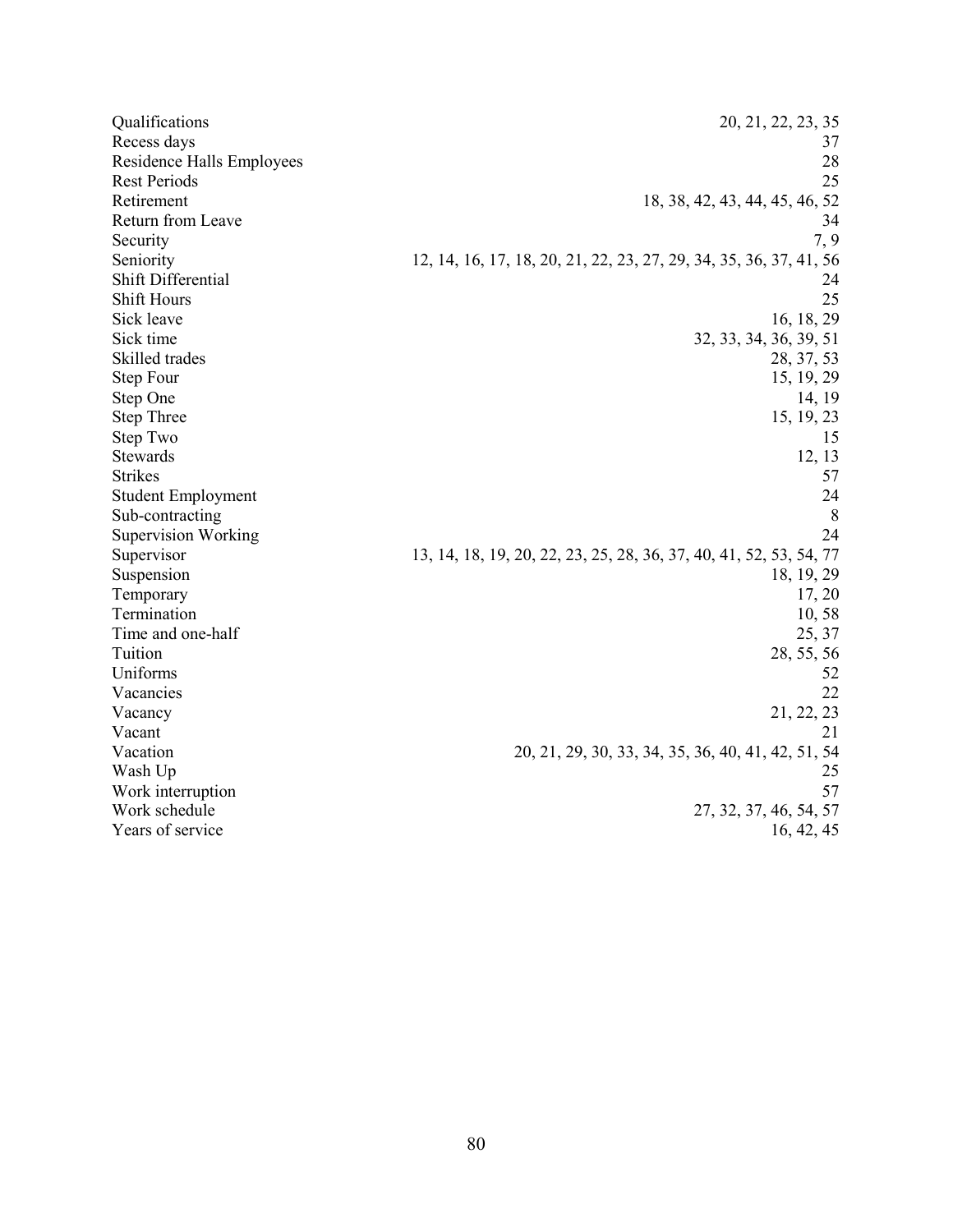| | |
|---|---|
| Qualifications | 20, 21, 22, 23, 35 |
| Recess days | 37 |
| Residence Halls Employees | 28 |
| Rest Periods | 25 |
| Retirement | 18, 38, 42, 43, 44, 45, 46, 52 |
| Return from Leave | 34 |
| Security | 7, 9 |
| Seniority | 12, 14, 16, 17, 18, 20, 21, 22, 23, 27, 29, 34, 35, 36, 37, 41, 56 |
| Shift Differential | 24 |
| Shift Hours | 25 |
| Sick leave | 16, 18, 29 |
| Sick time | 32, 33, 34, 36, 39, 51 |
| Skilled trades | 28, 37, 53 |
| Step Four | 15, 19, 29 |
| Step One | 14, 19 |
| Step Three | 15, 19, 23 |
| Step Two | 15 |
| Stewards | 12, 13 |
| Strikes | 57 |
| Student Employment | 24 |
| Sub-contracting | 8 |
| Supervision Working | 24 |
| Supervisor | 13, 14, 18, 19, 20, 22, 23, 25, 28, 36, 37, 40, 41, 52, 53, 54, 77 |
| Suspension | 18, 19, 29 |
| Temporary | 17, 20 |
| Termination | 10, 58 |
| Time and one-half | 25, 37 |
| Tuition | 28, 55, 56 |
| Uniforms | 52 |
| Vacancies | 22 |
| Vacancy | 21, 22, 23 |
| Vacant | 21 |
| Vacation | 20, 21, 29, 30, 33, 34, 35, 36, 40, 41, 42, 51, 54 |
| Wash Up | 25 |
| Work interruption | 57 |
| Work schedule | 27, 32, 37, 46, 54, 57 |
| Years of service | 16, 42, 45 |